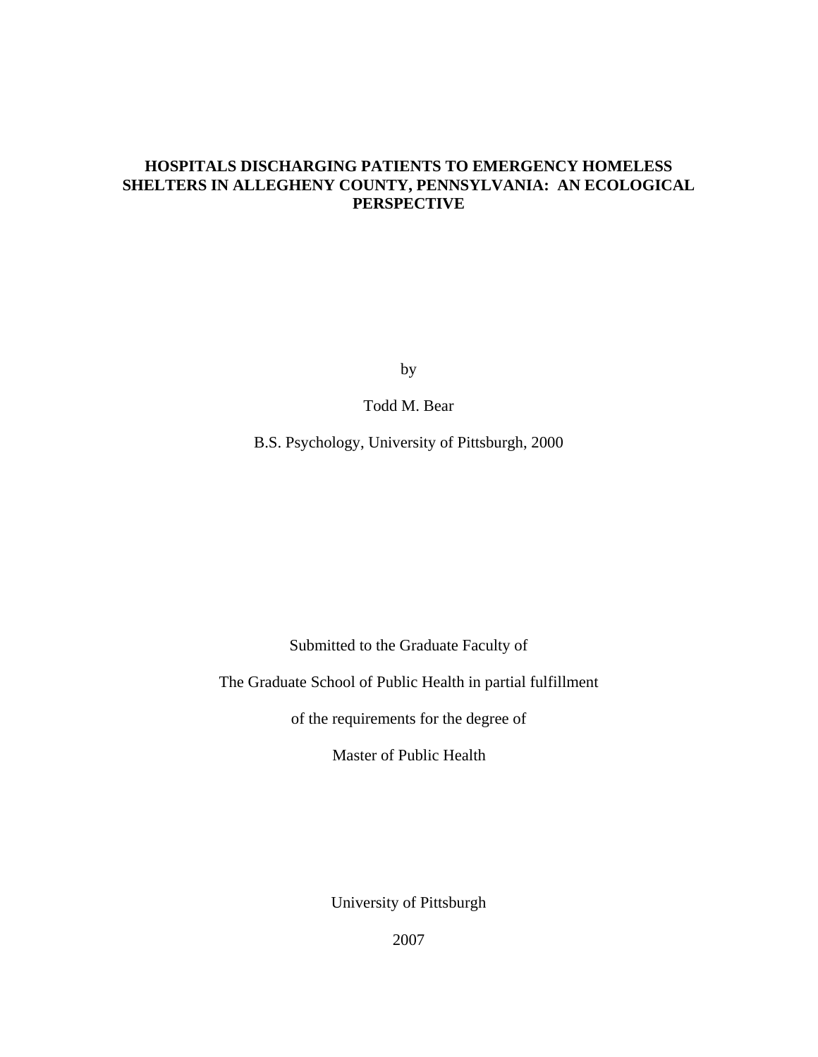# HOSPITALS DISCHARGING PATIENTS TO EMERGENCY HOMELESS SHELTERS IN ALLEGHENY COUNTY, PENNSYLVANIA: AN ECOLOGICAL PERSPECTIVE

by

Todd M. Bear

B.S. Psychology, University of Pittsburgh, 2000

Submitted to the Graduate Faculty of

The Graduate School of Public Health in partial fulfillment

of the requirements for the degree of

Master of Public Health

University of Pittsburgh

2007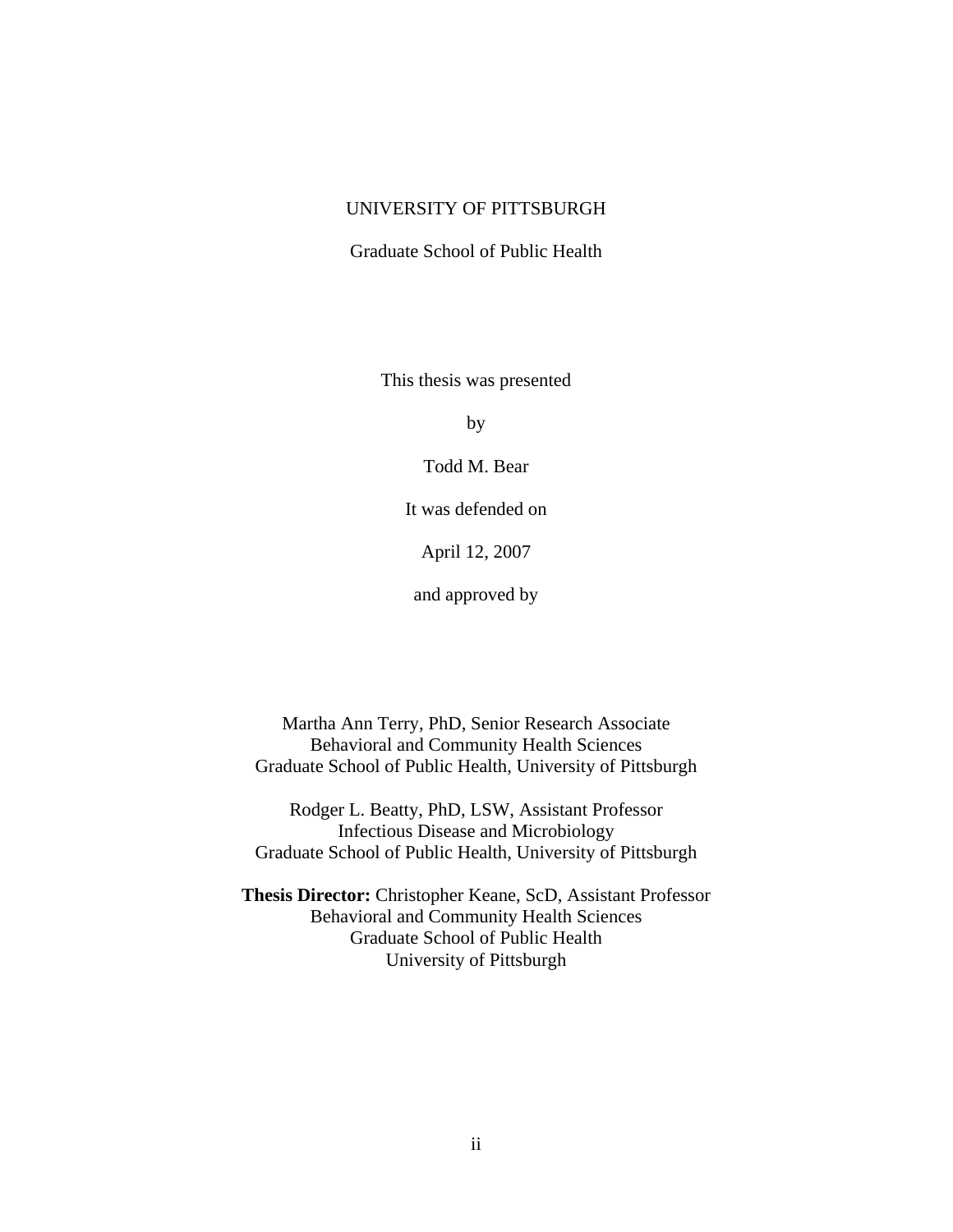UNIVERSITY OF PITTSBURGH

Graduate School of Public Health

This thesis was presented

by

Todd M. Bear

It was defended on

April 12, 2007

and approved by

Martha Ann Terry, PhD, Senior Research Associate
Behavioral and Community Health Sciences
Graduate School of Public Health, University of Pittsburgh

Rodger L. Beatty, PhD, LSW, Assistant Professor
Infectious Disease and Microbiology
Graduate School of Public Health, University of Pittsburgh

**Thesis Director:** Christopher Keane, ScD, Assistant Professor
Behavioral and Community Health Sciences
Graduate School of Public Health
University of Pittsburgh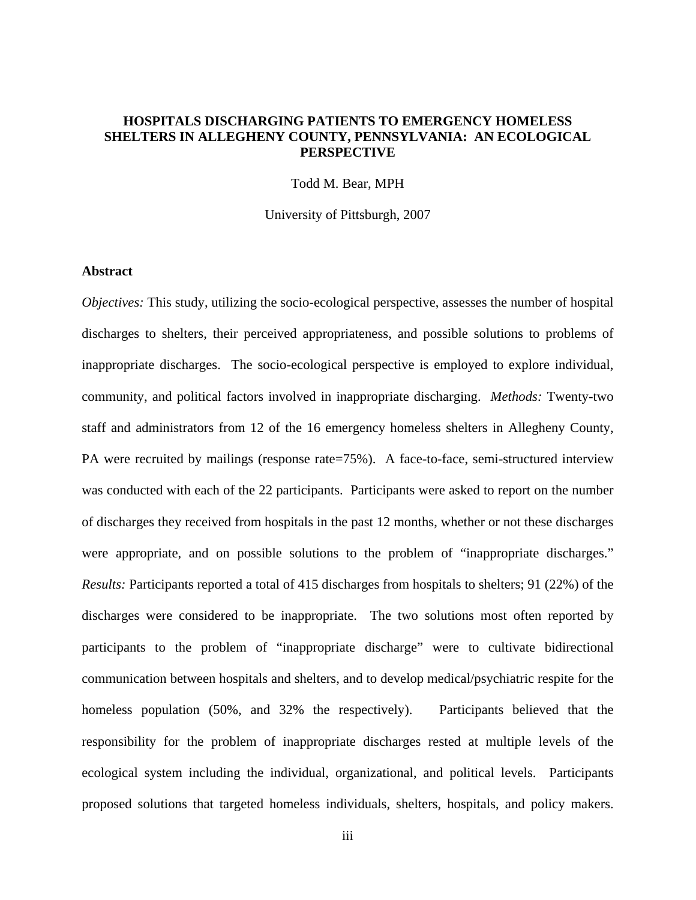**HOSPITALS DISCHARGING PATIENTS TO EMERGENCY HOMELESS SHELTERS IN ALLEGHENY COUNTY, PENNSYLVANIA: AN ECOLOGICAL PERSPECTIVE**

Todd M. Bear, MPH

University of Pittsburgh, 2007

**Abstract**

*Objectives:* This study, utilizing the socio-ecological perspective, assesses the number of hospital discharges to shelters, their perceived appropriateness, and possible solutions to problems of inappropriate discharges. The socio-ecological perspective is employed to explore individual, community, and political factors involved in inappropriate discharging. *Methods:* Twenty-two staff and administrators from 12 of the 16 emergency homeless shelters in Allegheny County, PA were recruited by mailings (response rate=75%). A face-to-face, semi-structured interview was conducted with each of the 22 participants. Participants were asked to report on the number of discharges they received from hospitals in the past 12 months, whether or not these discharges were appropriate, and on possible solutions to the problem of "inappropriate discharges." *Results:* Participants reported a total of 415 discharges from hospitals to shelters; 91 (22%) of the discharges were considered to be inappropriate. The two solutions most often reported by participants to the problem of "inappropriate discharge" were to cultivate bidirectional communication between hospitals and shelters, and to develop medical/psychiatric respite for the homeless population (50%, and 32% the respectively). Participants believed that the responsibility for the problem of inappropriate discharges rested at multiple levels of the ecological system including the individual, organizational, and political levels. Participants proposed solutions that targeted homeless individuals, shelters, hospitals, and policy makers.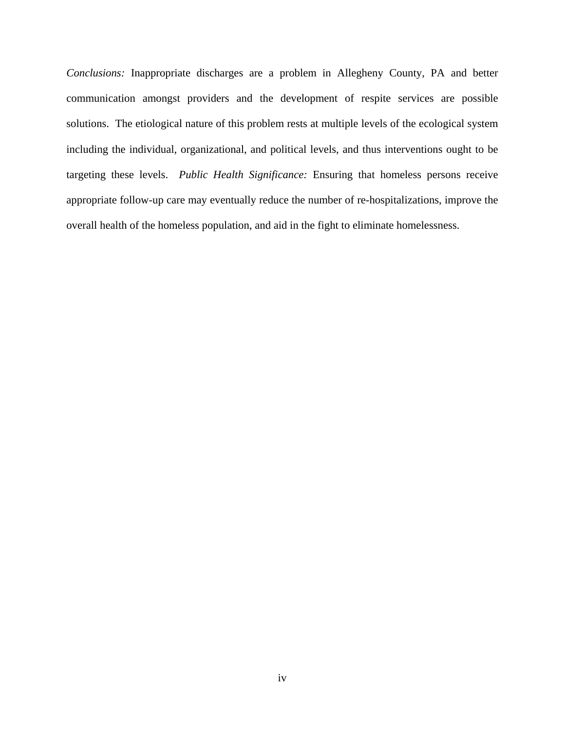*Conclusions:* Inappropriate discharges are a problem in Allegheny County, PA and better communication amongst providers and the development of respite services are possible solutions. The etiological nature of this problem rests at multiple levels of the ecological system including the individual, organizational, and political levels, and thus interventions ought to be targeting these levels. *Public Health Significance:* Ensuring that homeless persons receive appropriate follow-up care may eventually reduce the number of re-hospitalizations, improve the overall health of the homeless population, and aid in the fight to eliminate homelessness.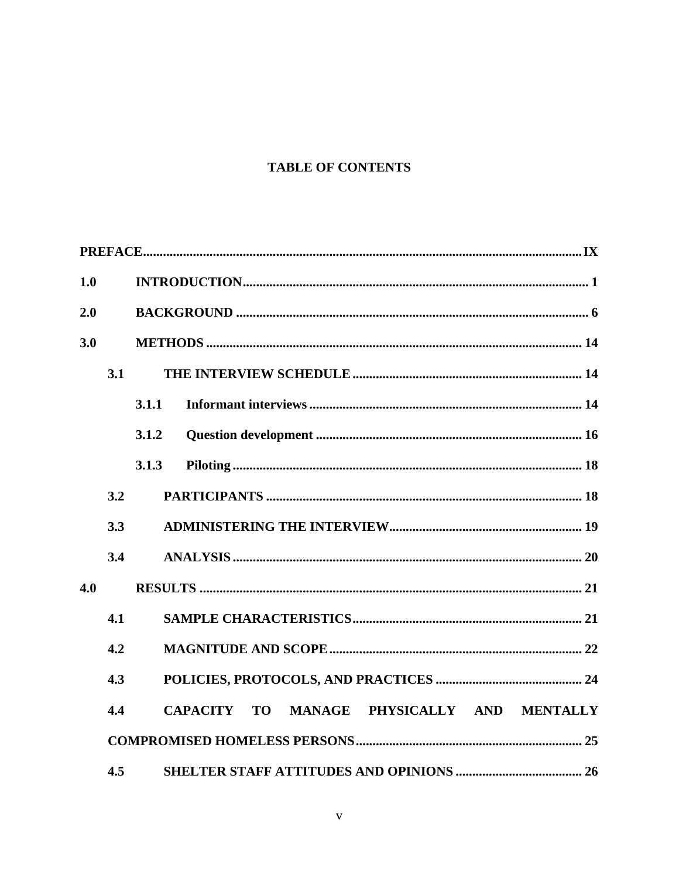## TABLE OF CONTENTS

**PREFACE** .......... **IX**

**1.0 INTRODUCTION** .......... **1**

**2.0 BACKGROUND** .......... **6**

**3.0 METHODS** .......... **14**

- **3.1 THE INTERVIEW SCHEDULE** .......... **14**
  - **3.1.1 Informant interviews** .......... **14**
  - **3.1.2 Question development** .......... **16**
  - **3.1.3 Piloting** .......... **18**
- **3.2 PARTICIPANTS** .......... **18**
- **3.3 ADMINISTERING THE INTERVIEW** .......... **19**
- **3.4 ANALYSIS** .......... **20**

**4.0 RESULTS** .......... **21**

- **4.1 SAMPLE CHARACTERISTICS** .......... **21**
- **4.2 MAGNITUDE AND SCOPE** .......... **22**
- **4.3 POLICIES, PROTOCOLS, AND PRACTICES** .......... **24**
- **4.4 CAPACITY TO MANAGE PHYSICALLY AND MENTALLY COMPROMISED HOMELESS PERSONS** .......... **25**
- **4.5 SHELTER STAFF ATTITUDES AND OPINIONS** .......... **26**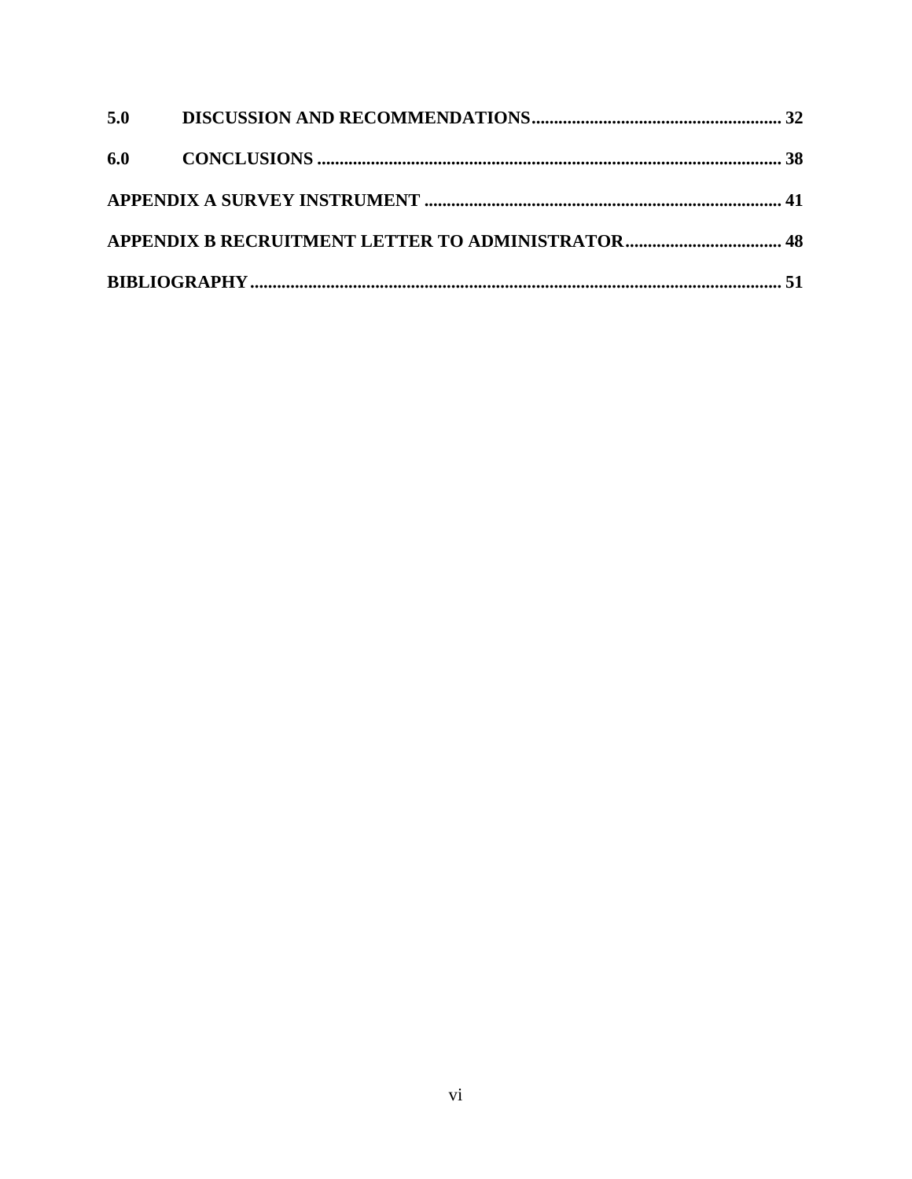**5.0 DISCUSSION AND RECOMMENDATIONS ........................................................ 32**

**6.0 CONCLUSIONS ........................................................................................................ 38**

**APPENDIX A SURVEY INSTRUMENT ................................................................................ 41**

**APPENDIX B RECRUITMENT LETTER TO ADMINISTRATOR .................................. 48**

**BIBLIOGRAPHY ....................................................................................................................... 51**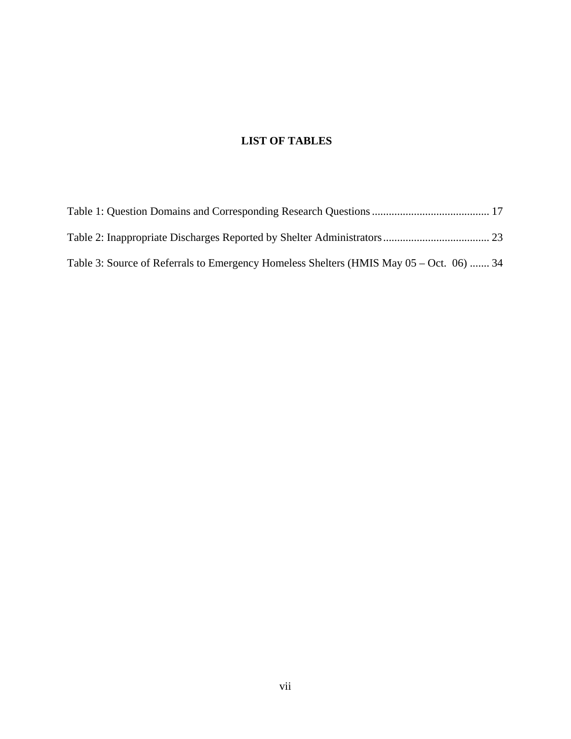# LIST OF TABLES

Table 1: Question Domains and Corresponding Research Questions .......................................... 17

Table 2: Inappropriate Discharges Reported by Shelter Administrators ...................................... 23

Table 3: Source of Referrals to Emergency Homeless Shelters (HMIS May 05 – Oct. 06) ....... 34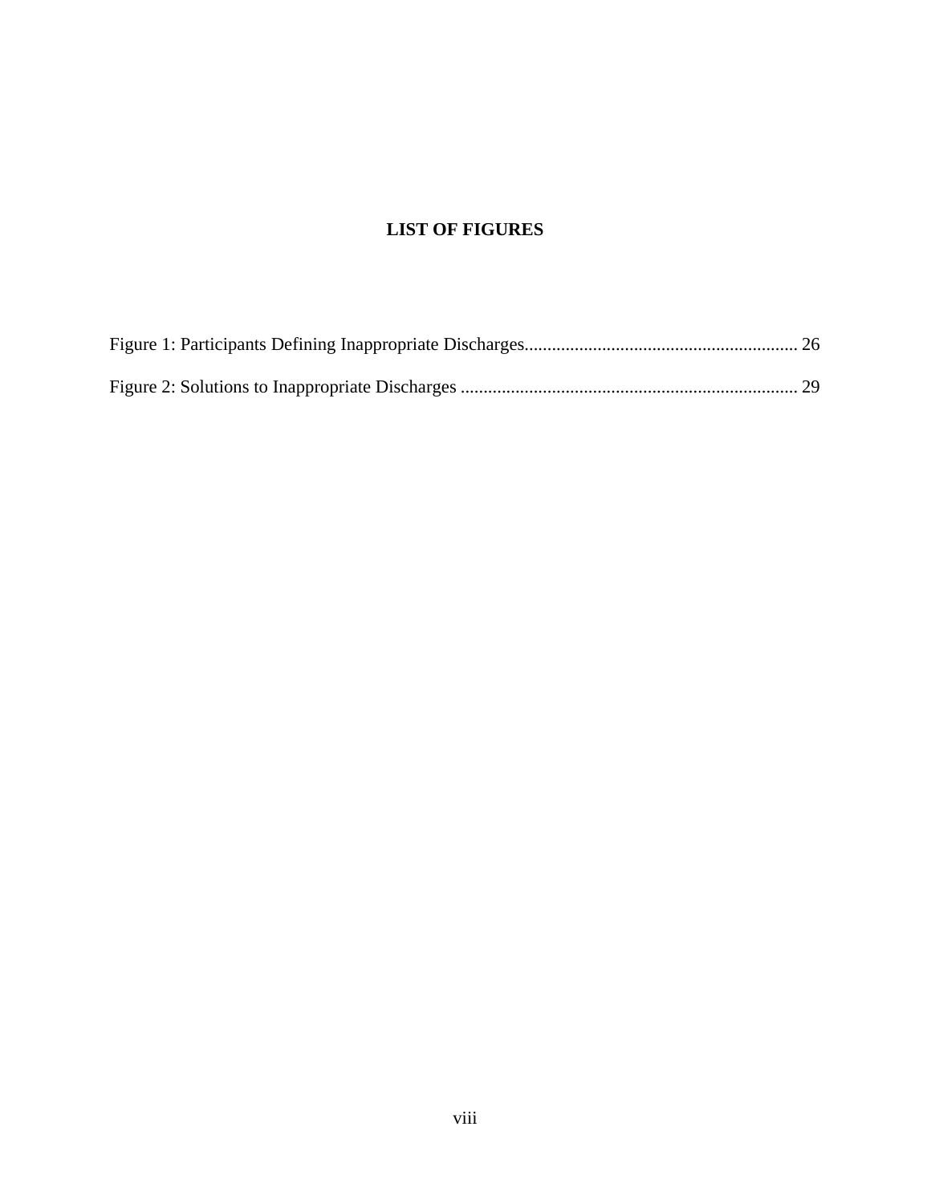# LIST OF FIGURES

Figure 1: Participants Defining Inappropriate Discharges ........................................................... 26

Figure 2: Solutions to Inappropriate Discharges ......................................................................... 29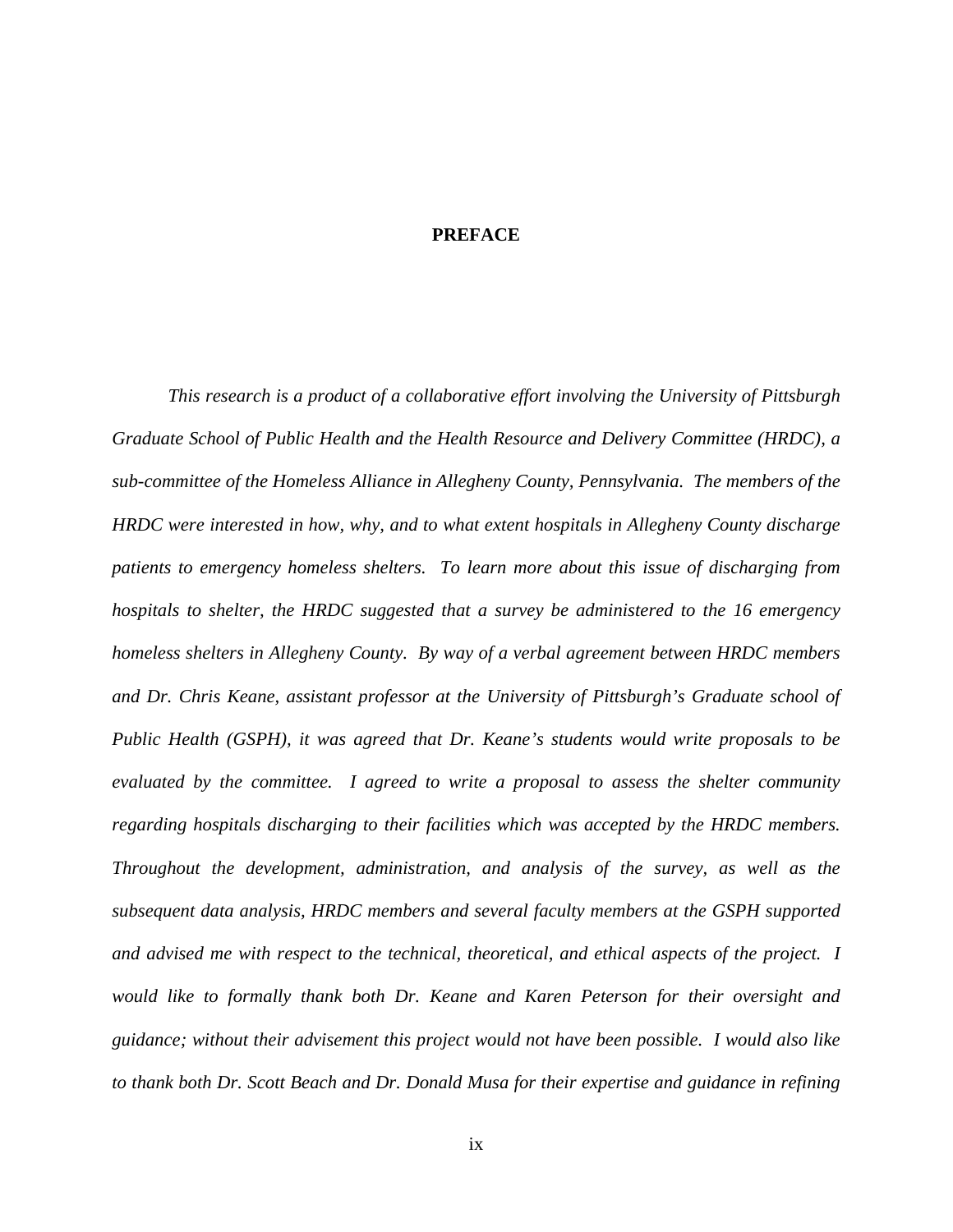# PREFACE

*This research is a product of a collaborative effort involving the University of Pittsburgh Graduate School of Public Health and the Health Resource and Delivery Committee (HRDC), a sub-committee of the Homeless Alliance in Allegheny County, Pennsylvania. The members of the HRDC were interested in how, why, and to what extent hospitals in Allegheny County discharge patients to emergency homeless shelters. To learn more about this issue of discharging from hospitals to shelter, the HRDC suggested that a survey be administered to the 16 emergency homeless shelters in Allegheny County. By way of a verbal agreement between HRDC members and Dr. Chris Keane, assistant professor at the University of Pittsburgh's Graduate school of Public Health (GSPH), it was agreed that Dr. Keane's students would write proposals to be evaluated by the committee. I agreed to write a proposal to assess the shelter community regarding hospitals discharging to their facilities which was accepted by the HRDC members. Throughout the development, administration, and analysis of the survey, as well as the subsequent data analysis, HRDC members and several faculty members at the GSPH supported and advised me with respect to the technical, theoretical, and ethical aspects of the project. I would like to formally thank both Dr. Keane and Karen Peterson for their oversight and guidance; without their advisement this project would not have been possible. I would also like to thank both Dr. Scott Beach and Dr. Donald Musa for their expertise and guidance in refining*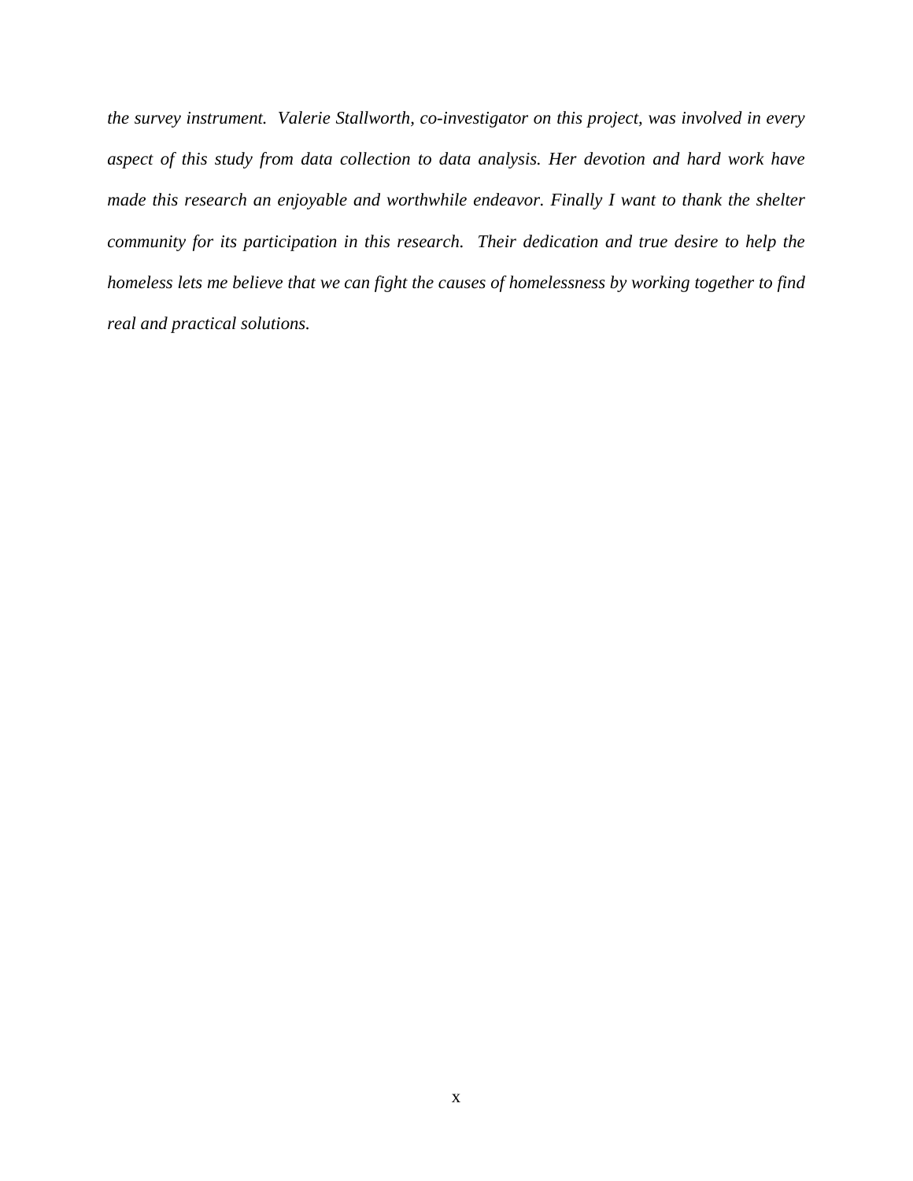*the survey instrument. Valerie Stallworth, co-investigator on this project, was involved in every aspect of this study from data collection to data analysis. Her devotion and hard work have made this research an enjoyable and worthwhile endeavor. Finally I want to thank the shelter community for its participation in this research. Their dedication and true desire to help the homeless lets me believe that we can fight the causes of homelessness by working together to find real and practical solutions.*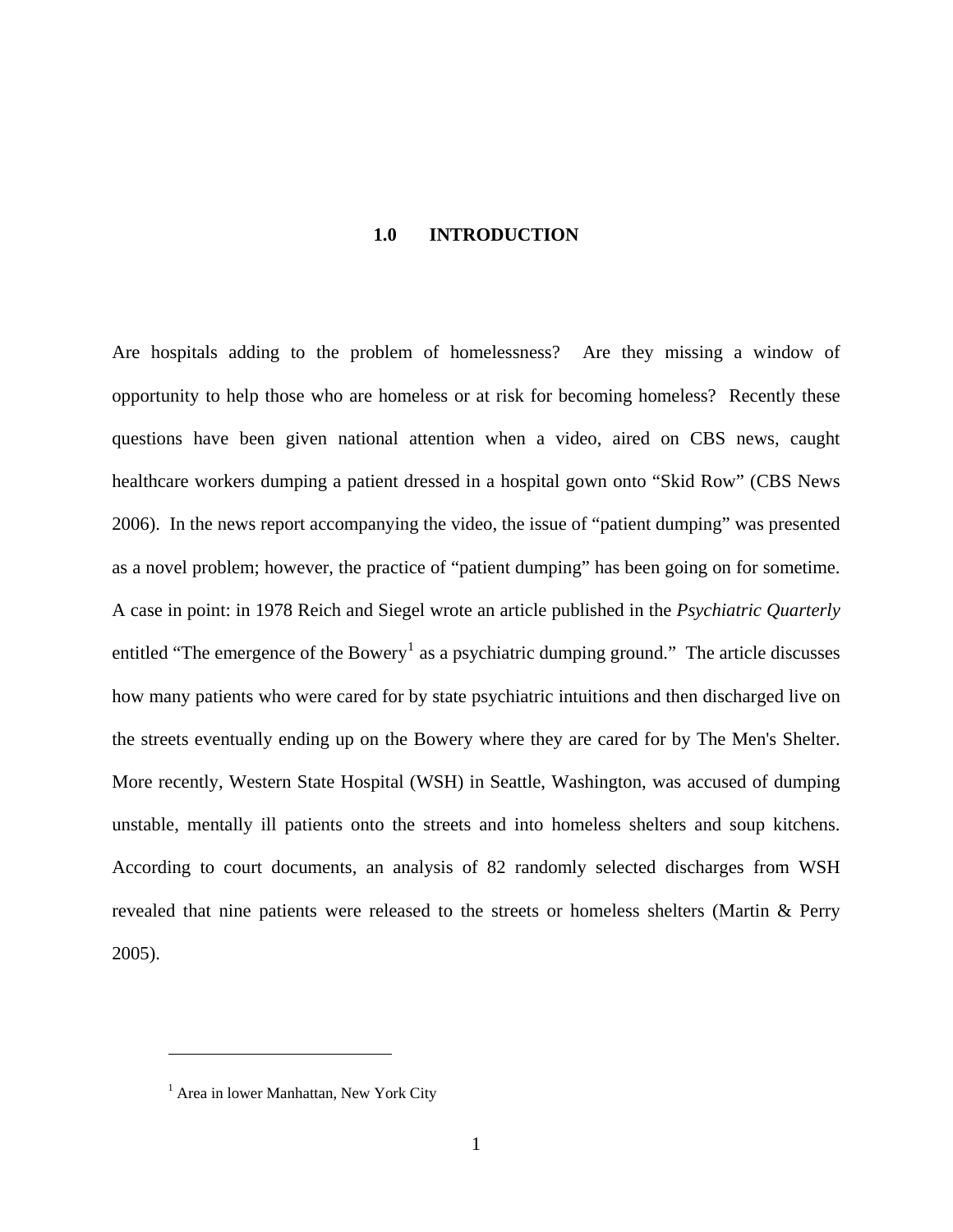# 1.0 INTRODUCTION

Are hospitals adding to the problem of homelessness? Are they missing a window of opportunity to help those who are homeless or at risk for becoming homeless? Recently these questions have been given national attention when a video, aired on CBS news, caught healthcare workers dumping a patient dressed in a hospital gown onto "Skid Row" (CBS News 2006). In the news report accompanying the video, the issue of "patient dumping" was presented as a novel problem; however, the practice of "patient dumping" has been going on for sometime. A case in point: in 1978 Reich and Siegel wrote an article published in the *Psychiatric Quarterly* entitled "The emergence of the Bowery[1] as a psychiatric dumping ground." The article discusses how many patients who were cared for by state psychiatric intuitions and then discharged live on the streets eventually ending up on the Bowery where they are cared for by The Men's Shelter. More recently, Western State Hospital (WSH) in Seattle, Washington, was accused of dumping unstable, mentally ill patients onto the streets and into homeless shelters and soup kitchens. According to court documents, an analysis of 82 randomly selected discharges from WSH revealed that nine patients were released to the streets or homeless shelters (Martin & Perry 2005).

---

[1] Area in lower Manhattan, New York City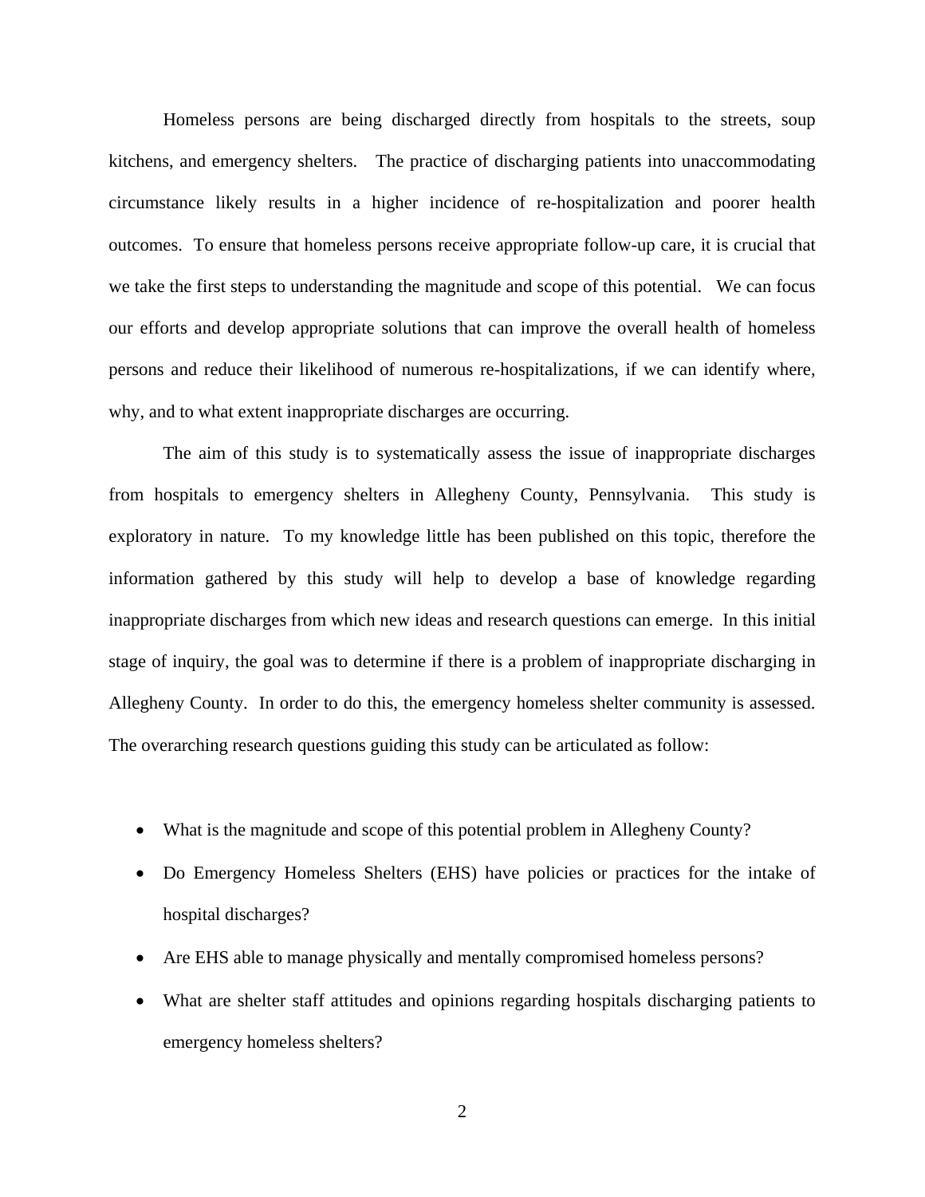Homeless persons are being discharged directly from hospitals to the streets, soup kitchens, and emergency shelters. The practice of discharging patients into unaccommodating circumstance likely results in a higher incidence of re-hospitalization and poorer health outcomes. To ensure that homeless persons receive appropriate follow-up care, it is crucial that we take the first steps to understanding the magnitude and scope of this potential. We can focus our efforts and develop appropriate solutions that can improve the overall health of homeless persons and reduce their likelihood of numerous re-hospitalizations, if we can identify where, why, and to what extent inappropriate discharges are occurring.

The aim of this study is to systematically assess the issue of inappropriate discharges from hospitals to emergency shelters in Allegheny County, Pennsylvania. This study is exploratory in nature. To my knowledge little has been published on this topic, therefore the information gathered by this study will help to develop a base of knowledge regarding inappropriate discharges from which new ideas and research questions can emerge. In this initial stage of inquiry, the goal was to determine if there is a problem of inappropriate discharging in Allegheny County. In order to do this, the emergency homeless shelter community is assessed. The overarching research questions guiding this study can be articulated as follow:

- What is the magnitude and scope of this potential problem in Allegheny County?
- Do Emergency Homeless Shelters (EHS) have policies or practices for the intake of hospital discharges?
- Are EHS able to manage physically and mentally compromised homeless persons?
- What are shelter staff attitudes and opinions regarding hospitals discharging patients to emergency homeless shelters?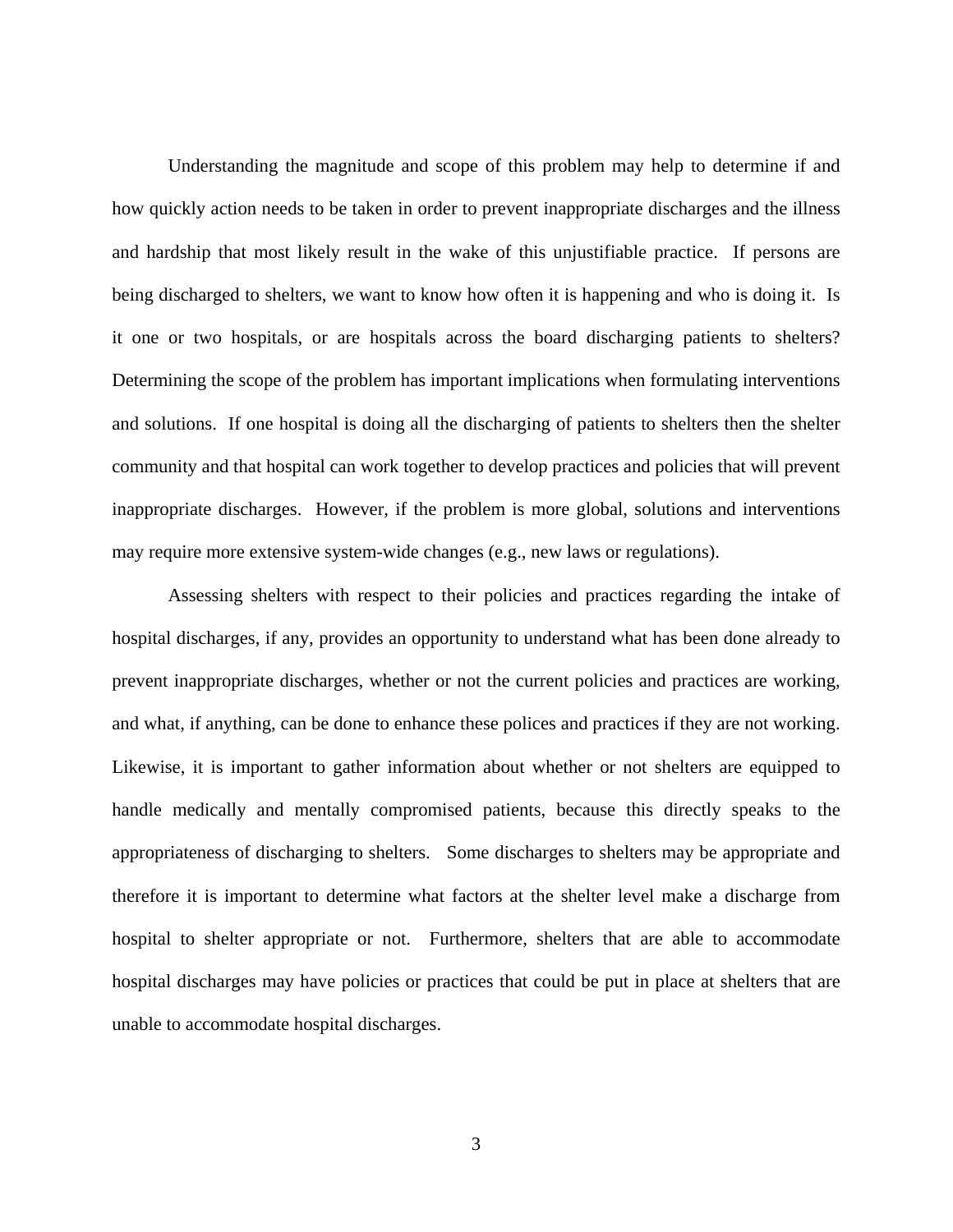Understanding the magnitude and scope of this problem may help to determine if and how quickly action needs to be taken in order to prevent inappropriate discharges and the illness and hardship that most likely result in the wake of this unjustifiable practice. If persons are being discharged to shelters, we want to know how often it is happening and who is doing it. Is it one or two hospitals, or are hospitals across the board discharging patients to shelters? Determining the scope of the problem has important implications when formulating interventions and solutions. If one hospital is doing all the discharging of patients to shelters then the shelter community and that hospital can work together to develop practices and policies that will prevent inappropriate discharges. However, if the problem is more global, solutions and interventions may require more extensive system-wide changes (e.g., new laws or regulations).

Assessing shelters with respect to their policies and practices regarding the intake of hospital discharges, if any, provides an opportunity to understand what has been done already to prevent inappropriate discharges, whether or not the current policies and practices are working, and what, if anything, can be done to enhance these polices and practices if they are not working. Likewise, it is important to gather information about whether or not shelters are equipped to handle medically and mentally compromised patients, because this directly speaks to the appropriateness of discharging to shelters. Some discharges to shelters may be appropriate and therefore it is important to determine what factors at the shelter level make a discharge from hospital to shelter appropriate or not. Furthermore, shelters that are able to accommodate hospital discharges may have policies or practices that could be put in place at shelters that are unable to accommodate hospital discharges.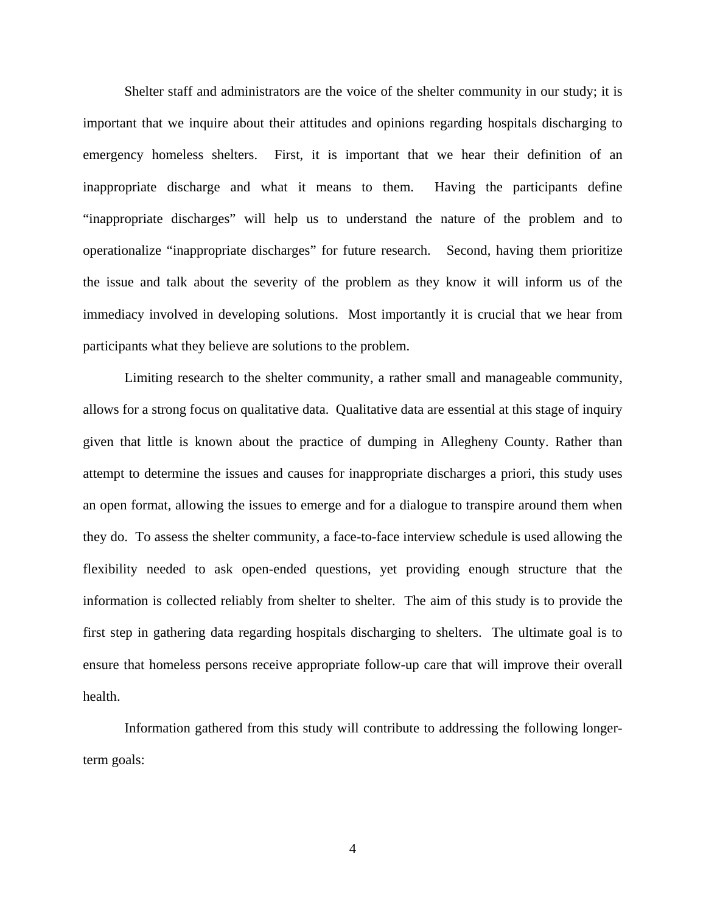Shelter staff and administrators are the voice of the shelter community in our study; it is important that we inquire about their attitudes and opinions regarding hospitals discharging to emergency homeless shelters. First, it is important that we hear their definition of an inappropriate discharge and what it means to them. Having the participants define "inappropriate discharges" will help us to understand the nature of the problem and to operationalize "inappropriate discharges" for future research. Second, having them prioritize the issue and talk about the severity of the problem as they know it will inform us of the immediacy involved in developing solutions. Most importantly it is crucial that we hear from participants what they believe are solutions to the problem.

Limiting research to the shelter community, a rather small and manageable community, allows for a strong focus on qualitative data. Qualitative data are essential at this stage of inquiry given that little is known about the practice of dumping in Allegheny County. Rather than attempt to determine the issues and causes for inappropriate discharges a priori, this study uses an open format, allowing the issues to emerge and for a dialogue to transpire around them when they do. To assess the shelter community, a face-to-face interview schedule is used allowing the flexibility needed to ask open-ended questions, yet providing enough structure that the information is collected reliably from shelter to shelter. The aim of this study is to provide the first step in gathering data regarding hospitals discharging to shelters. The ultimate goal is to ensure that homeless persons receive appropriate follow-up care that will improve their overall health.

Information gathered from this study will contribute to addressing the following longer-term goals: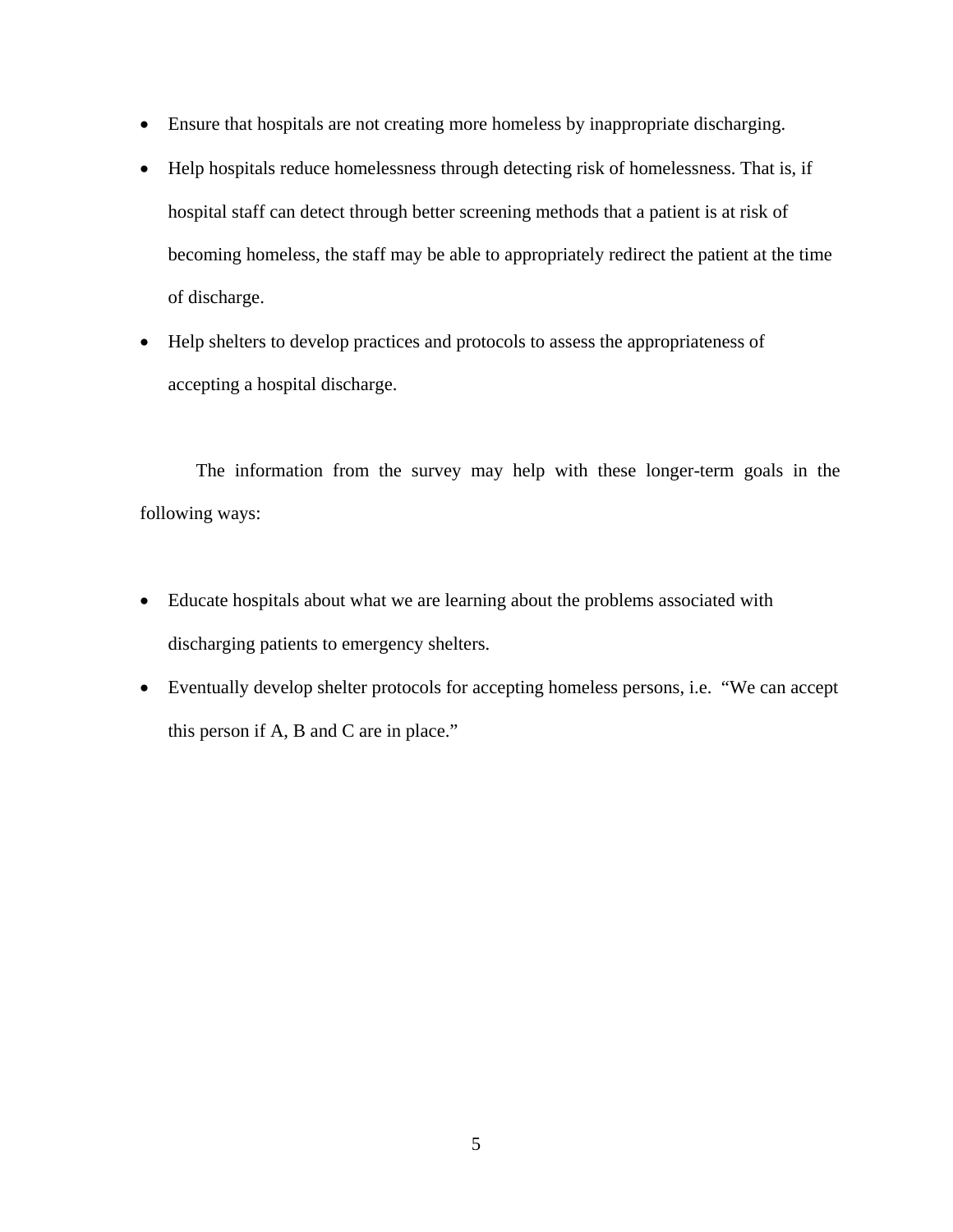- Ensure that hospitals are not creating more homeless by inappropriate discharging.
- Help hospitals reduce homelessness through detecting risk of homelessness. That is, if hospital staff can detect through better screening methods that a patient is at risk of becoming homeless, the staff may be able to appropriately redirect the patient at the time of discharge.
- Help shelters to develop practices and protocols to assess the appropriateness of accepting a hospital discharge.

The information from the survey may help with these longer-term goals in the following ways:

- Educate hospitals about what we are learning about the problems associated with discharging patients to emergency shelters.
- Eventually develop shelter protocols for accepting homeless persons, i.e. "We can accept this person if A, B and C are in place."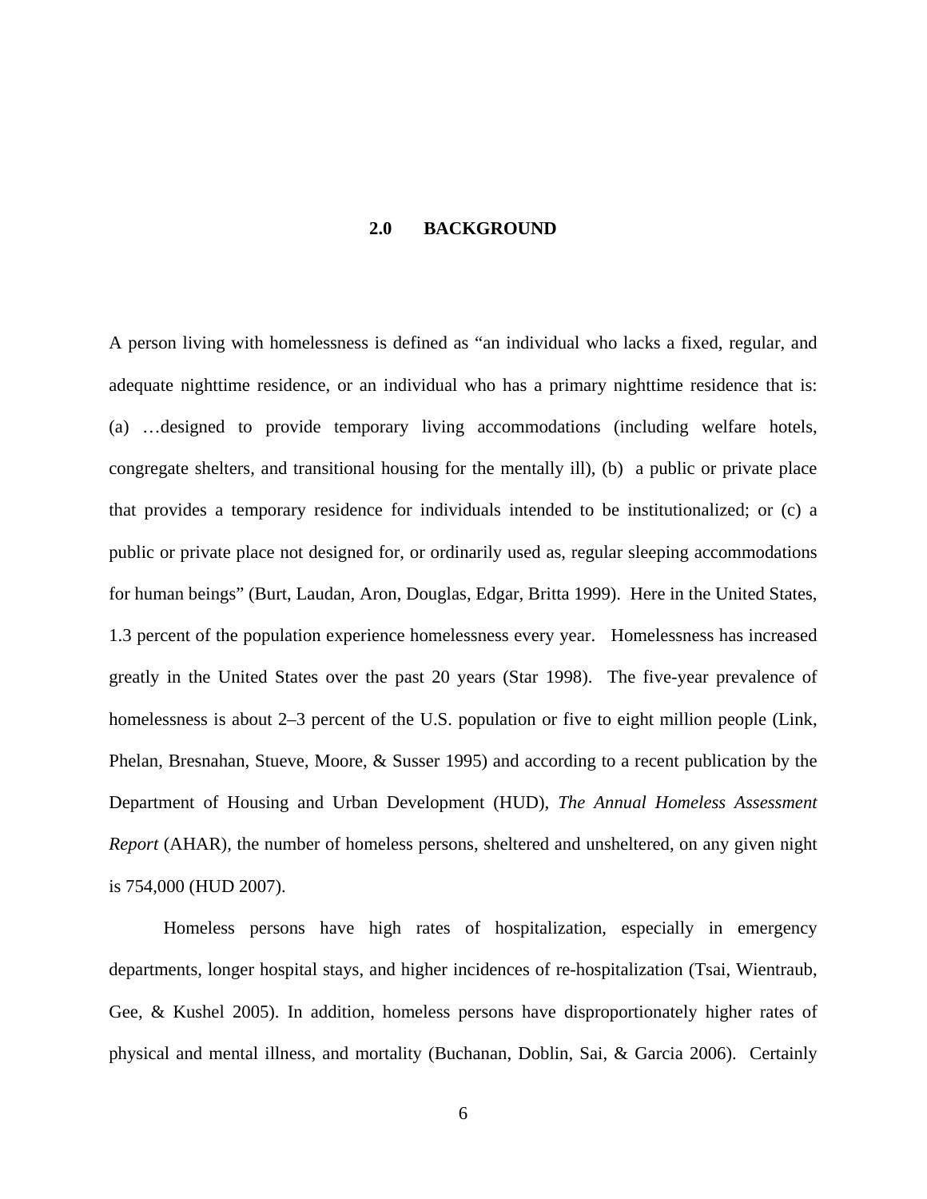# 2.0 BACKGROUND

A person living with homelessness is defined as "an individual who lacks a fixed, regular, and adequate nighttime residence, or an individual who has a primary nighttime residence that is: (a) …designed to provide temporary living accommodations (including welfare hotels, congregate shelters, and transitional housing for the mentally ill), (b) a public or private place that provides a temporary residence for individuals intended to be institutionalized; or (c) a public or private place not designed for, or ordinarily used as, regular sleeping accommodations for human beings" (Burt, Laudan, Aron, Douglas, Edgar, Britta 1999). Here in the United States, 1.3 percent of the population experience homelessness every year. Homelessness has increased greatly in the United States over the past 20 years (Star 1998). The five-year prevalence of homelessness is about 2–3 percent of the U.S. population or five to eight million people (Link, Phelan, Bresnahan, Stueve, Moore, & Susser 1995) and according to a recent publication by the Department of Housing and Urban Development (HUD), *The Annual Homeless Assessment Report* (AHAR), the number of homeless persons, sheltered and unsheltered, on any given night is 754,000 (HUD 2007).

Homeless persons have high rates of hospitalization, especially in emergency departments, longer hospital stays, and higher incidences of re-hospitalization (Tsai, Wientraub, Gee, & Kushel 2005). In addition, homeless persons have disproportionately higher rates of physical and mental illness, and mortality (Buchanan, Doblin, Sai, & Garcia 2006). Certainly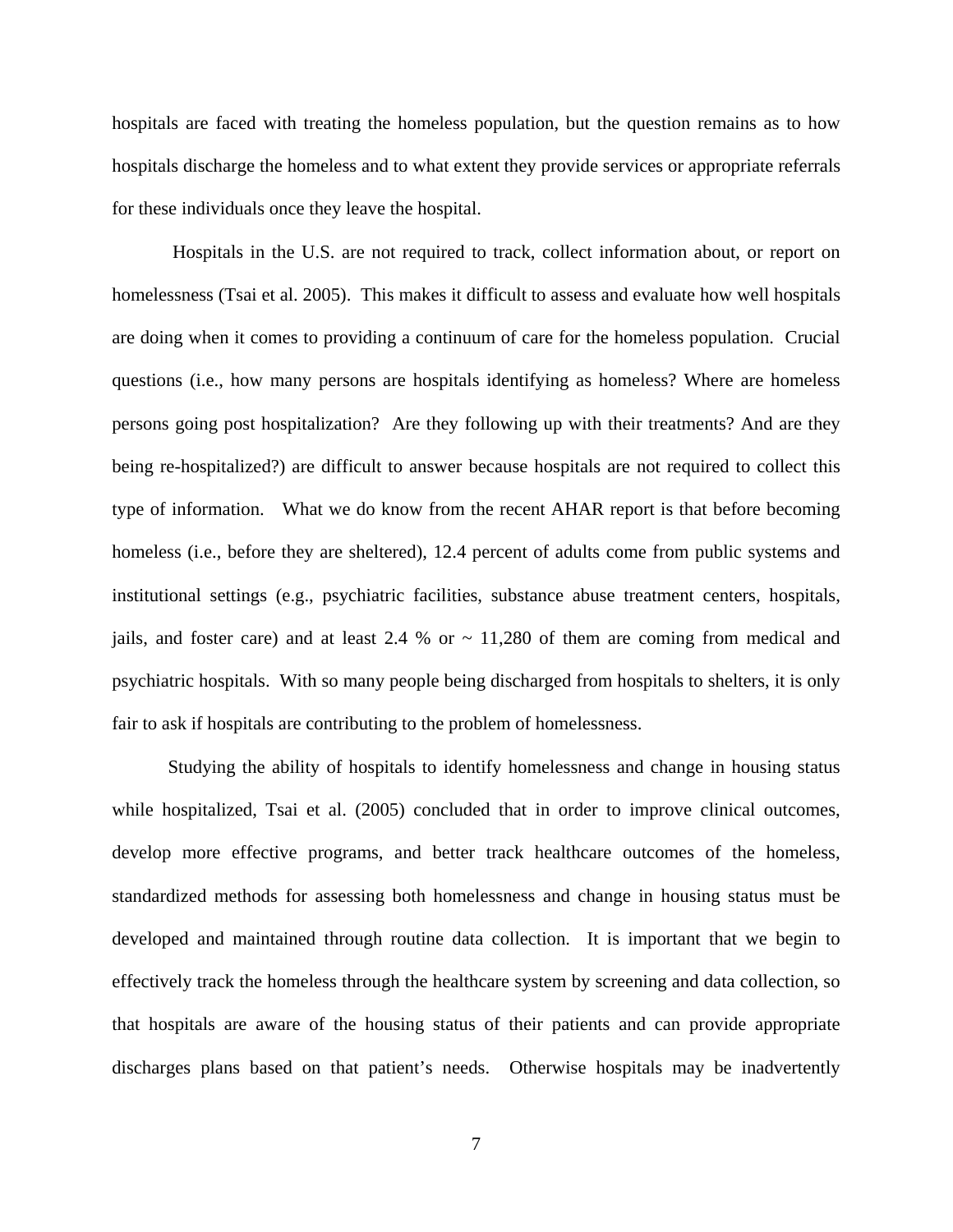hospitals are faced with treating the homeless population, but the question remains as to how hospitals discharge the homeless and to what extent they provide services or appropriate referrals for these individuals once they leave the hospital.

Hospitals in the U.S. are not required to track, collect information about, or report on homelessness (Tsai et al. 2005). This makes it difficult to assess and evaluate how well hospitals are doing when it comes to providing a continuum of care for the homeless population. Crucial questions (i.e., how many persons are hospitals identifying as homeless? Where are homeless persons going post hospitalization? Are they following up with their treatments? And are they being re-hospitalized?) are difficult to answer because hospitals are not required to collect this type of information. What we do know from the recent AHAR report is that before becoming homeless (i.e., before they are sheltered), 12.4 percent of adults come from public systems and institutional settings (e.g., psychiatric facilities, substance abuse treatment centers, hospitals, jails, and foster care) and at least 2.4 % or ~ 11,280 of them are coming from medical and psychiatric hospitals. With so many people being discharged from hospitals to shelters, it is only fair to ask if hospitals are contributing to the problem of homelessness.

Studying the ability of hospitals to identify homelessness and change in housing status while hospitalized, Tsai et al. (2005) concluded that in order to improve clinical outcomes, develop more effective programs, and better track healthcare outcomes of the homeless, standardized methods for assessing both homelessness and change in housing status must be developed and maintained through routine data collection. It is important that we begin to effectively track the homeless through the healthcare system by screening and data collection, so that hospitals are aware of the housing status of their patients and can provide appropriate discharges plans based on that patient's needs. Otherwise hospitals may be inadvertently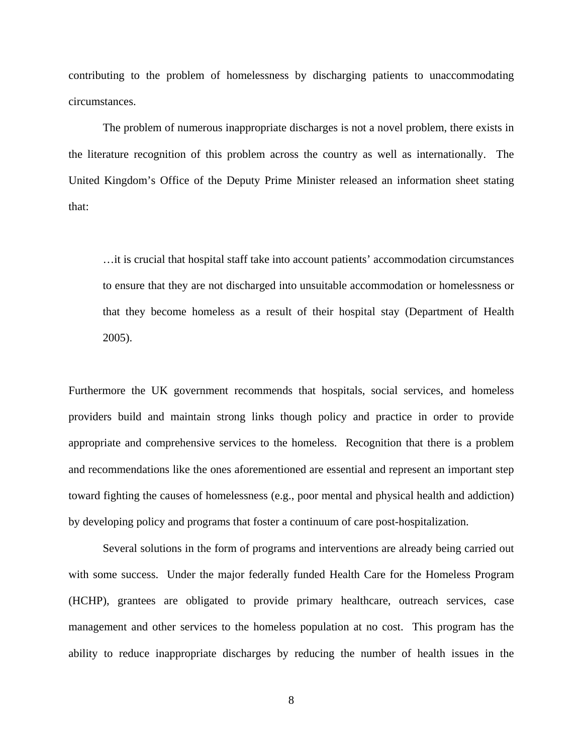contributing to the problem of homelessness by discharging patients to unaccommodating circumstances.

The problem of numerous inappropriate discharges is not a novel problem, there exists in the literature recognition of this problem across the country as well as internationally. The United Kingdom's Office of the Deputy Prime Minister released an information sheet stating that:

> …it is crucial that hospital staff take into account patients' accommodation circumstances to ensure that they are not discharged into unsuitable accommodation or homelessness or that they become homeless as a result of their hospital stay (Department of Health 2005).

Furthermore the UK government recommends that hospitals, social services, and homeless providers build and maintain strong links though policy and practice in order to provide appropriate and comprehensive services to the homeless. Recognition that there is a problem and recommendations like the ones aforementioned are essential and represent an important step toward fighting the causes of homelessness (e.g., poor mental and physical health and addiction) by developing policy and programs that foster a continuum of care post-hospitalization.

Several solutions in the form of programs and interventions are already being carried out with some success. Under the major federally funded Health Care for the Homeless Program (HCHP), grantees are obligated to provide primary healthcare, outreach services, case management and other services to the homeless population at no cost. This program has the ability to reduce inappropriate discharges by reducing the number of health issues in the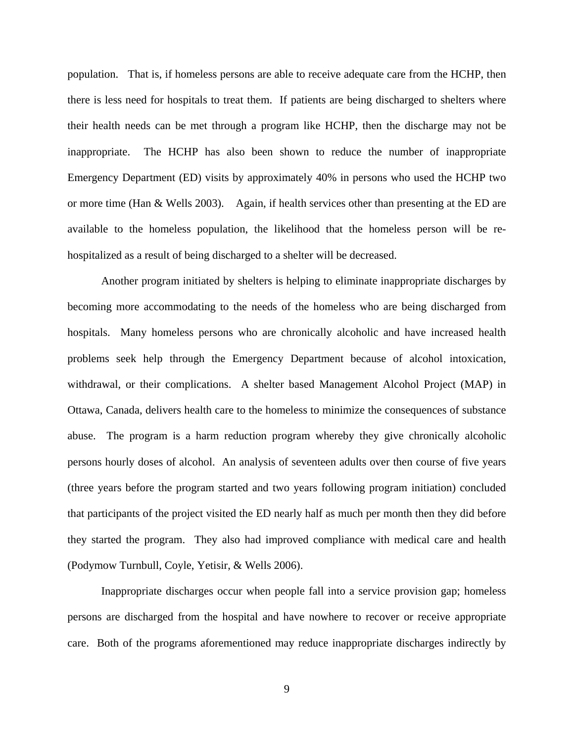population. That is, if homeless persons are able to receive adequate care from the HCHP, then there is less need for hospitals to treat them. If patients are being discharged to shelters where their health needs can be met through a program like HCHP, then the discharge may not be inappropriate. The HCHP has also been shown to reduce the number of inappropriate Emergency Department (ED) visits by approximately 40% in persons who used the HCHP two or more time (Han & Wells 2003). Again, if health services other than presenting at the ED are available to the homeless population, the likelihood that the homeless person will be re-hospitalized as a result of being discharged to a shelter will be decreased.

Another program initiated by shelters is helping to eliminate inappropriate discharges by becoming more accommodating to the needs of the homeless who are being discharged from hospitals. Many homeless persons who are chronically alcoholic and have increased health problems seek help through the Emergency Department because of alcohol intoxication, withdrawal, or their complications. A shelter based Management Alcohol Project (MAP) in Ottawa, Canada, delivers health care to the homeless to minimize the consequences of substance abuse. The program is a harm reduction program whereby they give chronically alcoholic persons hourly doses of alcohol. An analysis of seventeen adults over then course of five years (three years before the program started and two years following program initiation) concluded that participants of the project visited the ED nearly half as much per month then they did before they started the program. They also had improved compliance with medical care and health (Podymow Turnbull, Coyle, Yetisir, & Wells 2006).

Inappropriate discharges occur when people fall into a service provision gap; homeless persons are discharged from the hospital and have nowhere to recover or receive appropriate care. Both of the programs aforementioned may reduce inappropriate discharges indirectly by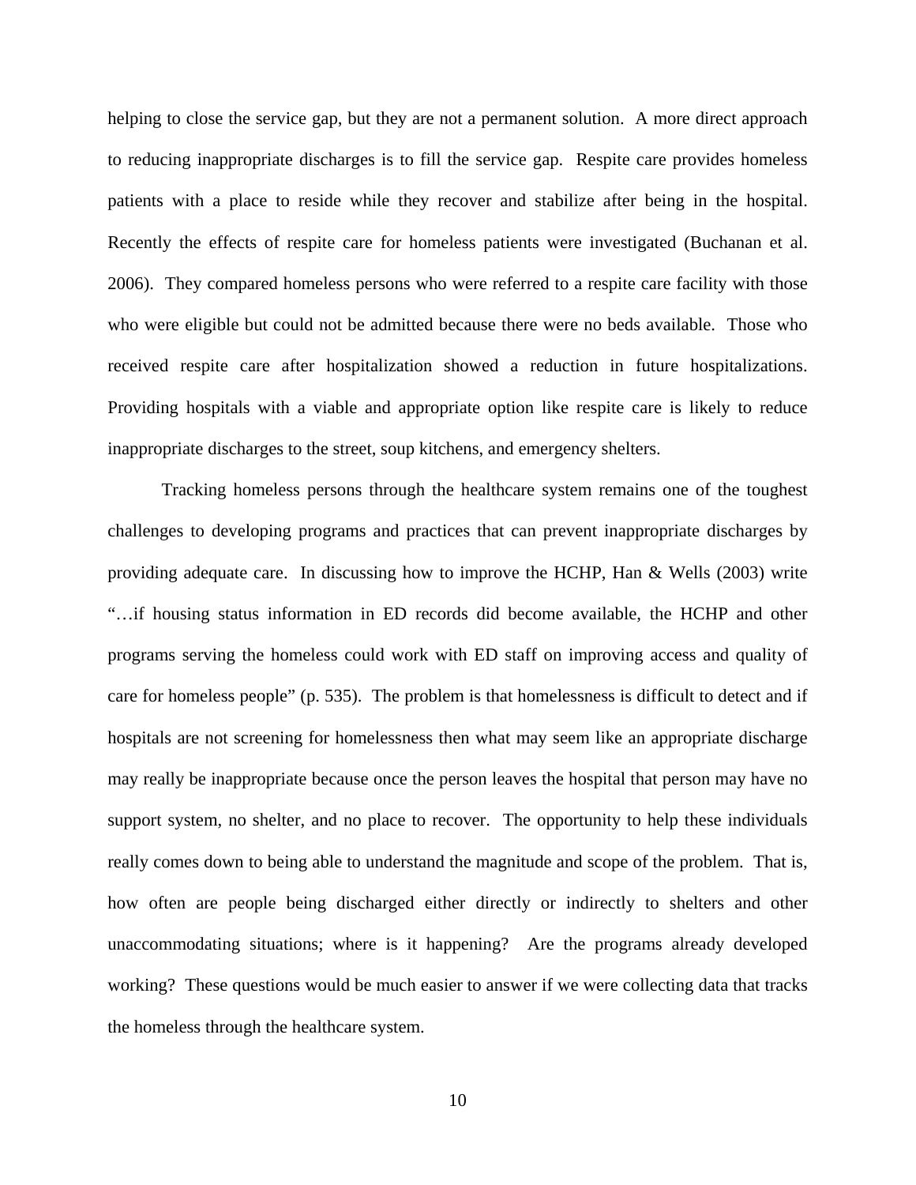helping to close the service gap, but they are not a permanent solution. A more direct approach to reducing inappropriate discharges is to fill the service gap. Respite care provides homeless patients with a place to reside while they recover and stabilize after being in the hospital. Recently the effects of respite care for homeless patients were investigated (Buchanan et al. 2006). They compared homeless persons who were referred to a respite care facility with those who were eligible but could not be admitted because there were no beds available. Those who received respite care after hospitalization showed a reduction in future hospitalizations. Providing hospitals with a viable and appropriate option like respite care is likely to reduce inappropriate discharges to the street, soup kitchens, and emergency shelters.

Tracking homeless persons through the healthcare system remains one of the toughest challenges to developing programs and practices that can prevent inappropriate discharges by providing adequate care. In discussing how to improve the HCHP, Han & Wells (2003) write "…if housing status information in ED records did become available, the HCHP and other programs serving the homeless could work with ED staff on improving access and quality of care for homeless people" (p. 535). The problem is that homelessness is difficult to detect and if hospitals are not screening for homelessness then what may seem like an appropriate discharge may really be inappropriate because once the person leaves the hospital that person may have no support system, no shelter, and no place to recover. The opportunity to help these individuals really comes down to being able to understand the magnitude and scope of the problem. That is, how often are people being discharged either directly or indirectly to shelters and other unaccommodating situations; where is it happening? Are the programs already developed working? These questions would be much easier to answer if we were collecting data that tracks the homeless through the healthcare system.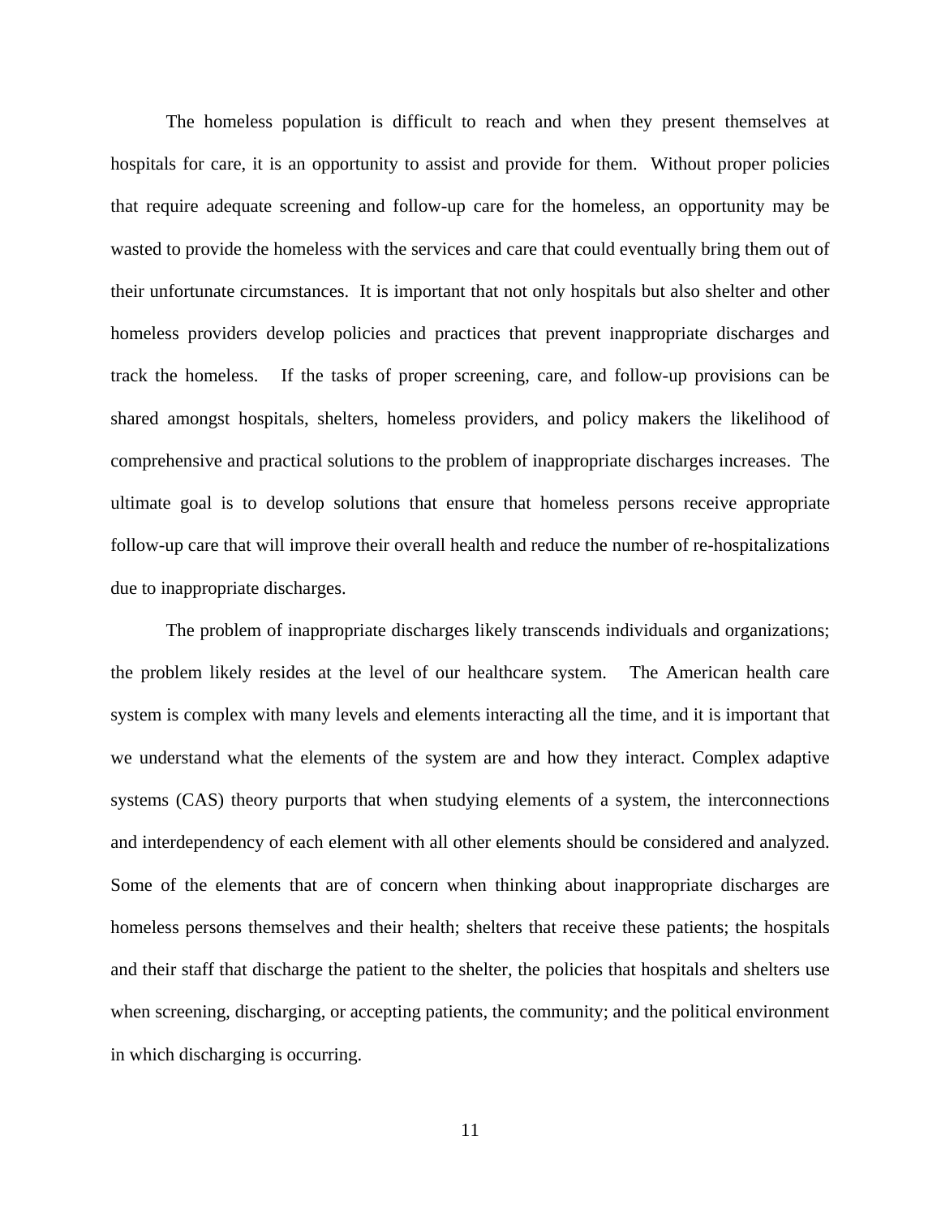The homeless population is difficult to reach and when they present themselves at hospitals for care, it is an opportunity to assist and provide for them. Without proper policies that require adequate screening and follow-up care for the homeless, an opportunity may be wasted to provide the homeless with the services and care that could eventually bring them out of their unfortunate circumstances. It is important that not only hospitals but also shelter and other homeless providers develop policies and practices that prevent inappropriate discharges and track the homeless. If the tasks of proper screening, care, and follow-up provisions can be shared amongst hospitals, shelters, homeless providers, and policy makers the likelihood of comprehensive and practical solutions to the problem of inappropriate discharges increases. The ultimate goal is to develop solutions that ensure that homeless persons receive appropriate follow-up care that will improve their overall health and reduce the number of re-hospitalizations due to inappropriate discharges.

The problem of inappropriate discharges likely transcends individuals and organizations; the problem likely resides at the level of our healthcare system. The American health care system is complex with many levels and elements interacting all the time, and it is important that we understand what the elements of the system are and how they interact. Complex adaptive systems (CAS) theory purports that when studying elements of a system, the interconnections and interdependency of each element with all other elements should be considered and analyzed. Some of the elements that are of concern when thinking about inappropriate discharges are homeless persons themselves and their health; shelters that receive these patients; the hospitals and their staff that discharge the patient to the shelter, the policies that hospitals and shelters use when screening, discharging, or accepting patients, the community; and the political environment in which discharging is occurring.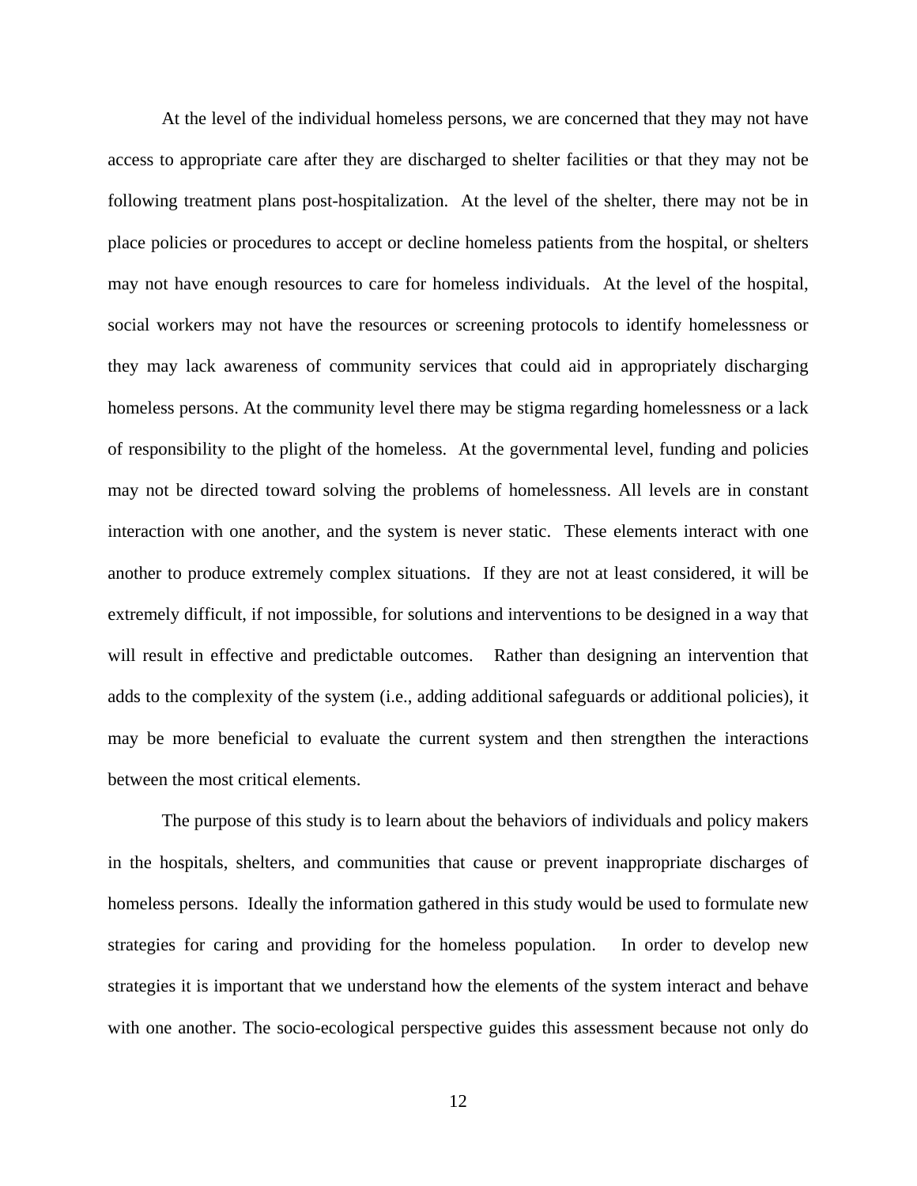At the level of the individual homeless persons, we are concerned that they may not have access to appropriate care after they are discharged to shelter facilities or that they may not be following treatment plans post-hospitalization. At the level of the shelter, there may not be in place policies or procedures to accept or decline homeless patients from the hospital, or shelters may not have enough resources to care for homeless individuals. At the level of the hospital, social workers may not have the resources or screening protocols to identify homelessness or they may lack awareness of community services that could aid in appropriately discharging homeless persons. At the community level there may be stigma regarding homelessness or a lack of responsibility to the plight of the homeless. At the governmental level, funding and policies may not be directed toward solving the problems of homelessness. All levels are in constant interaction with one another, and the system is never static. These elements interact with one another to produce extremely complex situations. If they are not at least considered, it will be extremely difficult, if not impossible, for solutions and interventions to be designed in a way that will result in effective and predictable outcomes. Rather than designing an intervention that adds to the complexity of the system (i.e., adding additional safeguards or additional policies), it may be more beneficial to evaluate the current system and then strengthen the interactions between the most critical elements.

The purpose of this study is to learn about the behaviors of individuals and policy makers in the hospitals, shelters, and communities that cause or prevent inappropriate discharges of homeless persons. Ideally the information gathered in this study would be used to formulate new strategies for caring and providing for the homeless population. In order to develop new strategies it is important that we understand how the elements of the system interact and behave with one another. The socio-ecological perspective guides this assessment because not only do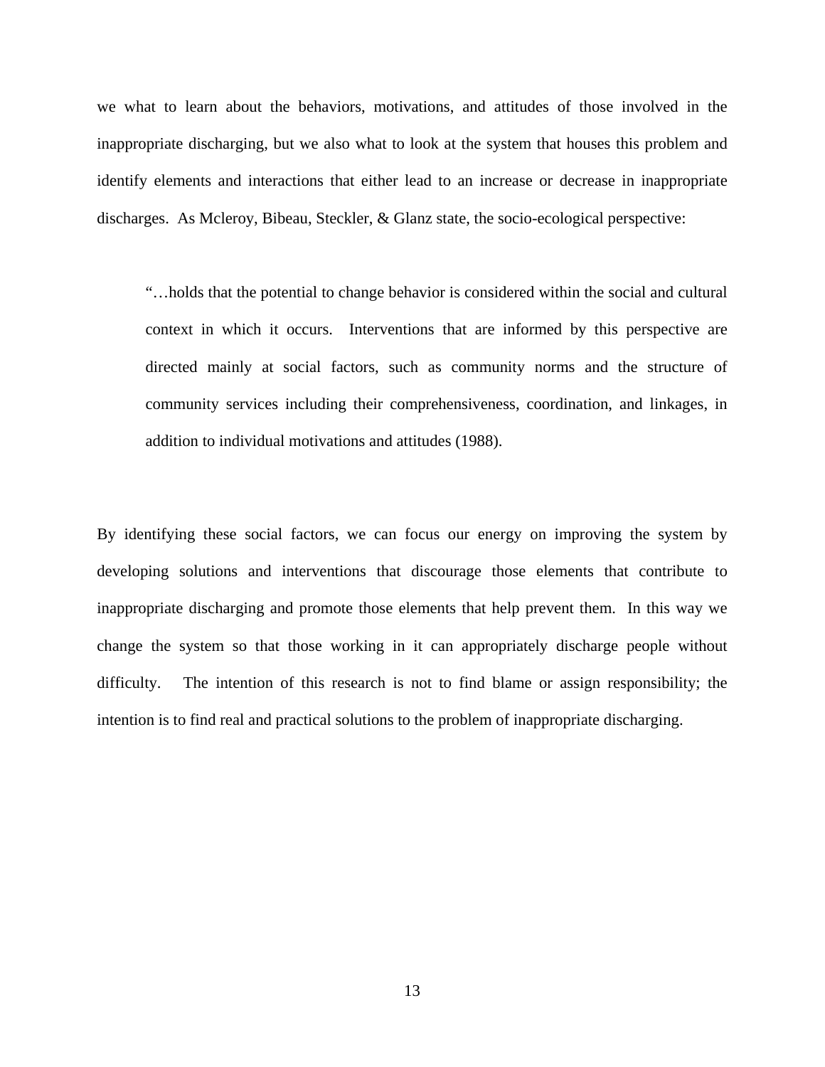we what to learn about the behaviors, motivations, and attitudes of those involved in the inappropriate discharging, but we also what to look at the system that houses this problem and identify elements and interactions that either lead to an increase or decrease in inappropriate discharges. As Mcleroy, Bibeau, Steckler, & Glanz state, the socio-ecological perspective:

> "…holds that the potential to change behavior is considered within the social and cultural context in which it occurs. Interventions that are informed by this perspective are directed mainly at social factors, such as community norms and the structure of community services including their comprehensiveness, coordination, and linkages, in addition to individual motivations and attitudes (1988).

By identifying these social factors, we can focus our energy on improving the system by developing solutions and interventions that discourage those elements that contribute to inappropriate discharging and promote those elements that help prevent them. In this way we change the system so that those working in it can appropriately discharge people without difficulty. The intention of this research is not to find blame or assign responsibility; the intention is to find real and practical solutions to the problem of inappropriate discharging.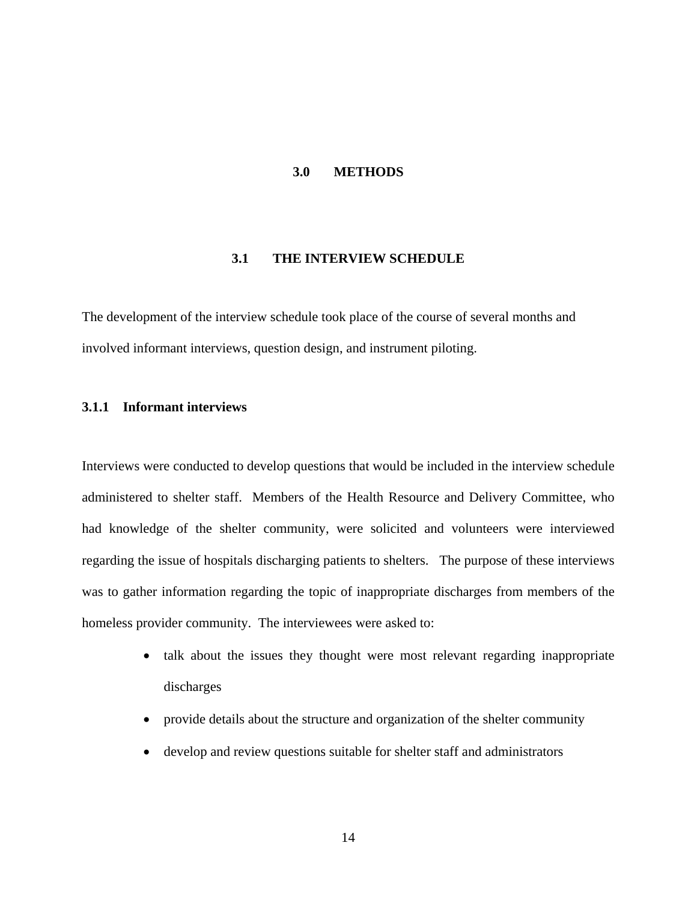# 3.0 METHODS

## 3.1 THE INTERVIEW SCHEDULE

The development of the interview schedule took place of the course of several months and involved informant interviews, question design, and instrument piloting.

### 3.1.1 Informant interviews

Interviews were conducted to develop questions that would be included in the interview schedule administered to shelter staff. Members of the Health Resource and Delivery Committee, who had knowledge of the shelter community, were solicited and volunteers were interviewed regarding the issue of hospitals discharging patients to shelters. The purpose of these interviews was to gather information regarding the topic of inappropriate discharges from members of the homeless provider community. The interviewees were asked to:

- talk about the issues they thought were most relevant regarding inappropriate discharges
- provide details about the structure and organization of the shelter community
- develop and review questions suitable for shelter staff and administrators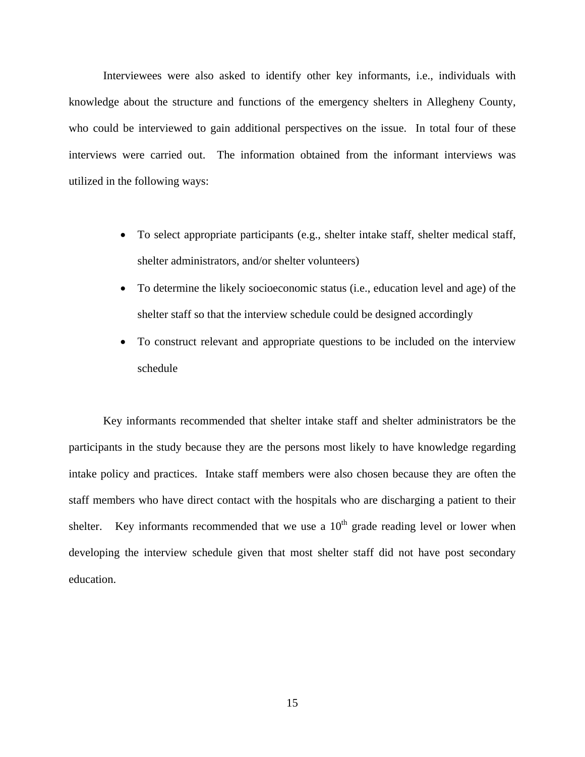Interviewees were also asked to identify other key informants, i.e., individuals with knowledge about the structure and functions of the emergency shelters in Allegheny County, who could be interviewed to gain additional perspectives on the issue. In total four of these interviews were carried out. The information obtained from the informant interviews was utilized in the following ways:

- To select appropriate participants (e.g., shelter intake staff, shelter medical staff, shelter administrators, and/or shelter volunteers)
- To determine the likely socioeconomic status (i.e., education level and age) of the shelter staff so that the interview schedule could be designed accordingly
- To construct relevant and appropriate questions to be included on the interview schedule

Key informants recommended that shelter intake staff and shelter administrators be the participants in the study because they are the persons most likely to have knowledge regarding intake policy and practices. Intake staff members were also chosen because they are often the staff members who have direct contact with the hospitals who are discharging a patient to their shelter. Key informants recommended that we use a 10th grade reading level or lower when developing the interview schedule given that most shelter staff did not have post secondary education.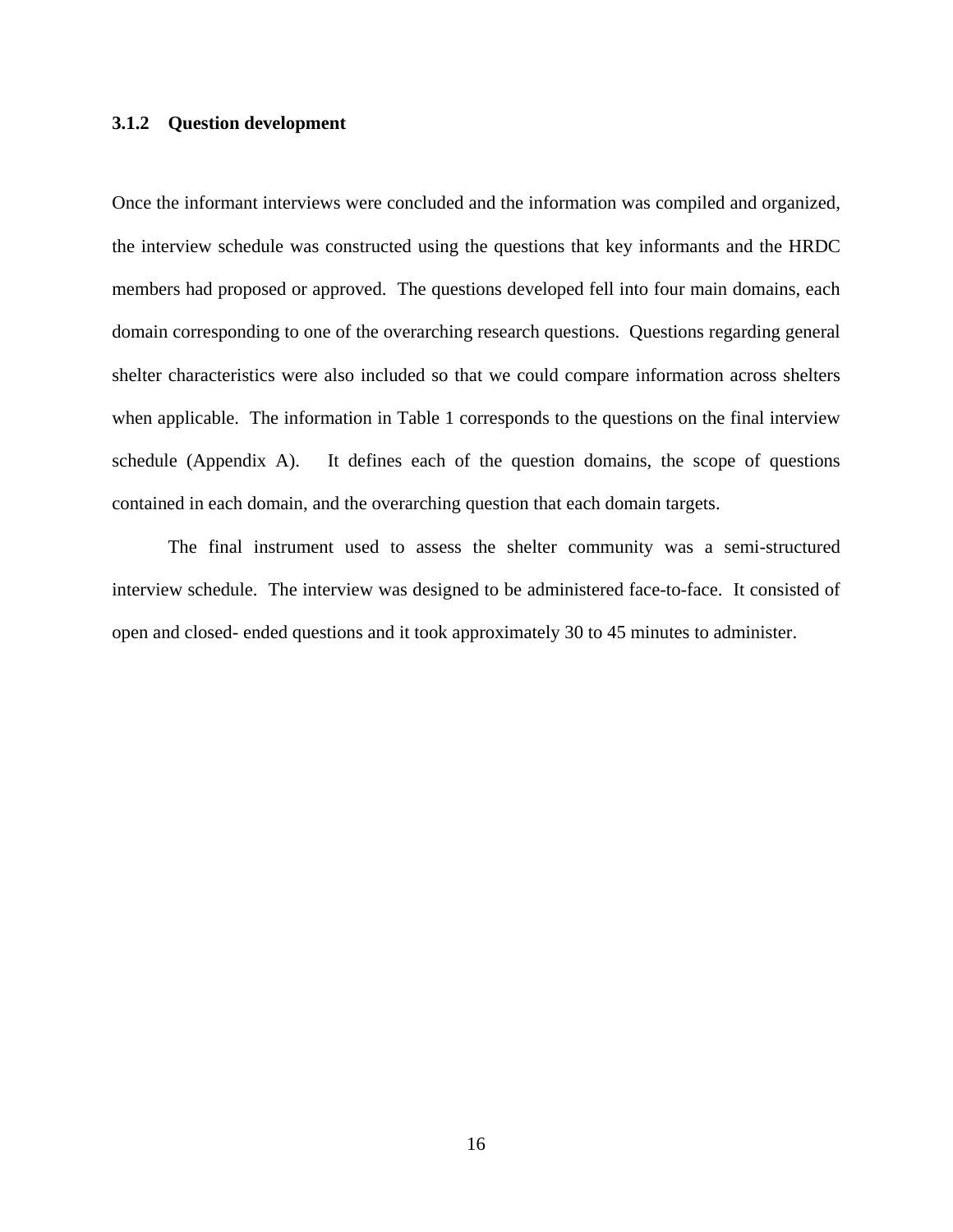### 3.1.2 Question development

Once the informant interviews were concluded and the information was compiled and organized, the interview schedule was constructed using the questions that key informants and the HRDC members had proposed or approved. The questions developed fell into four main domains, each domain corresponding to one of the overarching research questions. Questions regarding general shelter characteristics were also included so that we could compare information across shelters when applicable. The information in Table 1 corresponds to the questions on the final interview schedule (Appendix A). It defines each of the question domains, the scope of questions contained in each domain, and the overarching question that each domain targets.

The final instrument used to assess the shelter community was a semi-structured interview schedule. The interview was designed to be administered face-to-face. It consisted of open and closed- ended questions and it took approximately 30 to 45 minutes to administer.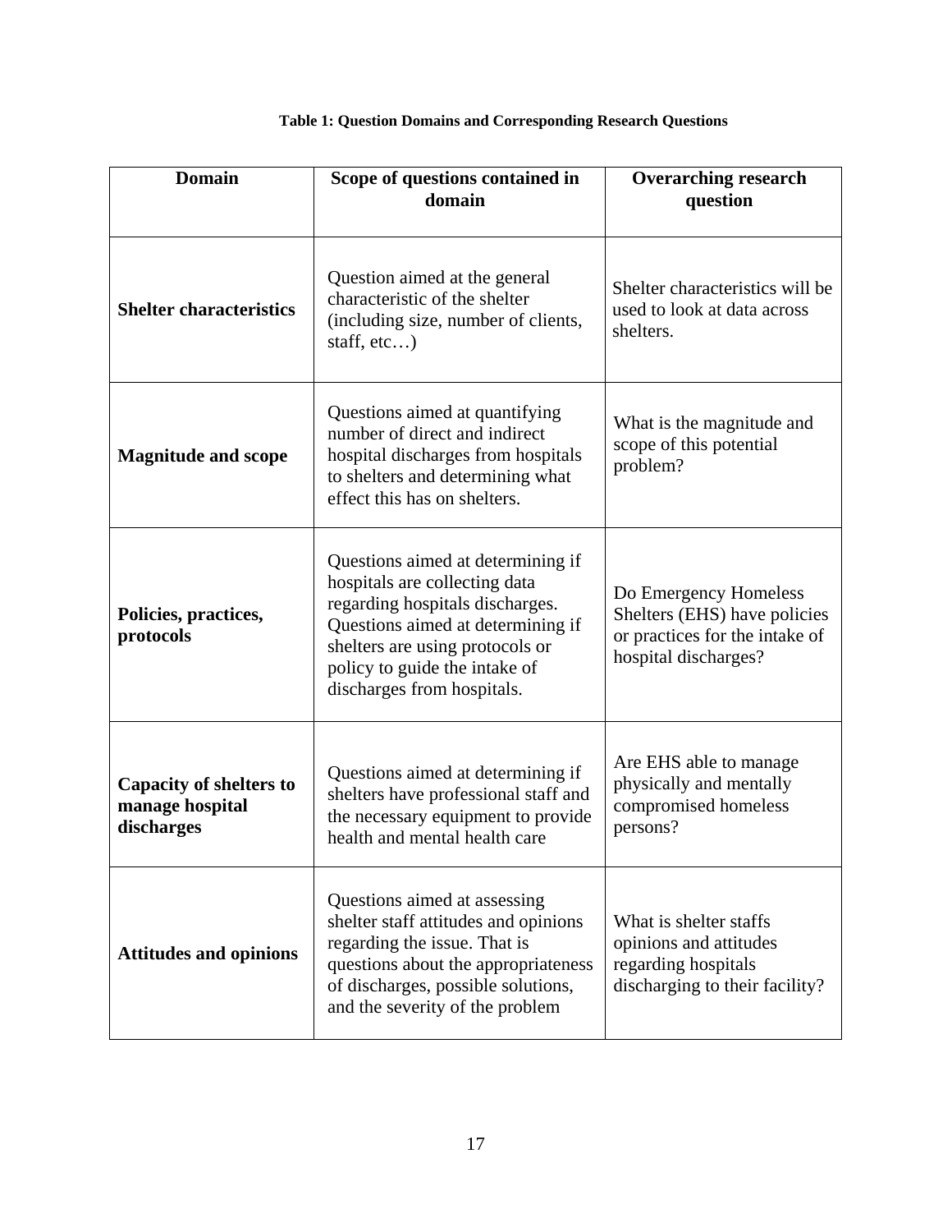**Table 1: Question Domains and Corresponding Research Questions**

| Domain | Scope of questions contained in domain | Overarching research question |
|---|---|---|
| **Shelter characteristics** | Question aimed at the general characteristic of the shelter (including size, number of clients, staff, etc…) | Shelter characteristics will be used to look at data across shelters. |
| **Magnitude and scope** | Questions aimed at quantifying number of direct and indirect hospital discharges from hospitals to shelters and determining what effect this has on shelters. | What is the magnitude and scope of this potential problem? |
| **Policies, practices, protocols** | Questions aimed at determining if hospitals are collecting data regarding hospitals discharges. Questions aimed at determining if shelters are using protocols or policy to guide the intake of discharges from hospitals. | Do Emergency Homeless Shelters (EHS) have policies or practices for the intake of hospital discharges? |
| **Capacity of shelters to manage hospital discharges** | Questions aimed at determining if shelters have professional staff and the necessary equipment to provide health and mental health care | Are EHS able to manage physically and mentally compromised homeless persons? |
| **Attitudes and opinions** | Questions aimed at assessing shelter staff attitudes and opinions regarding the issue. That is questions about the appropriateness of discharges, possible solutions, and the severity of the problem | What is shelter staffs opinions and attitudes regarding hospitals discharging to their facility? |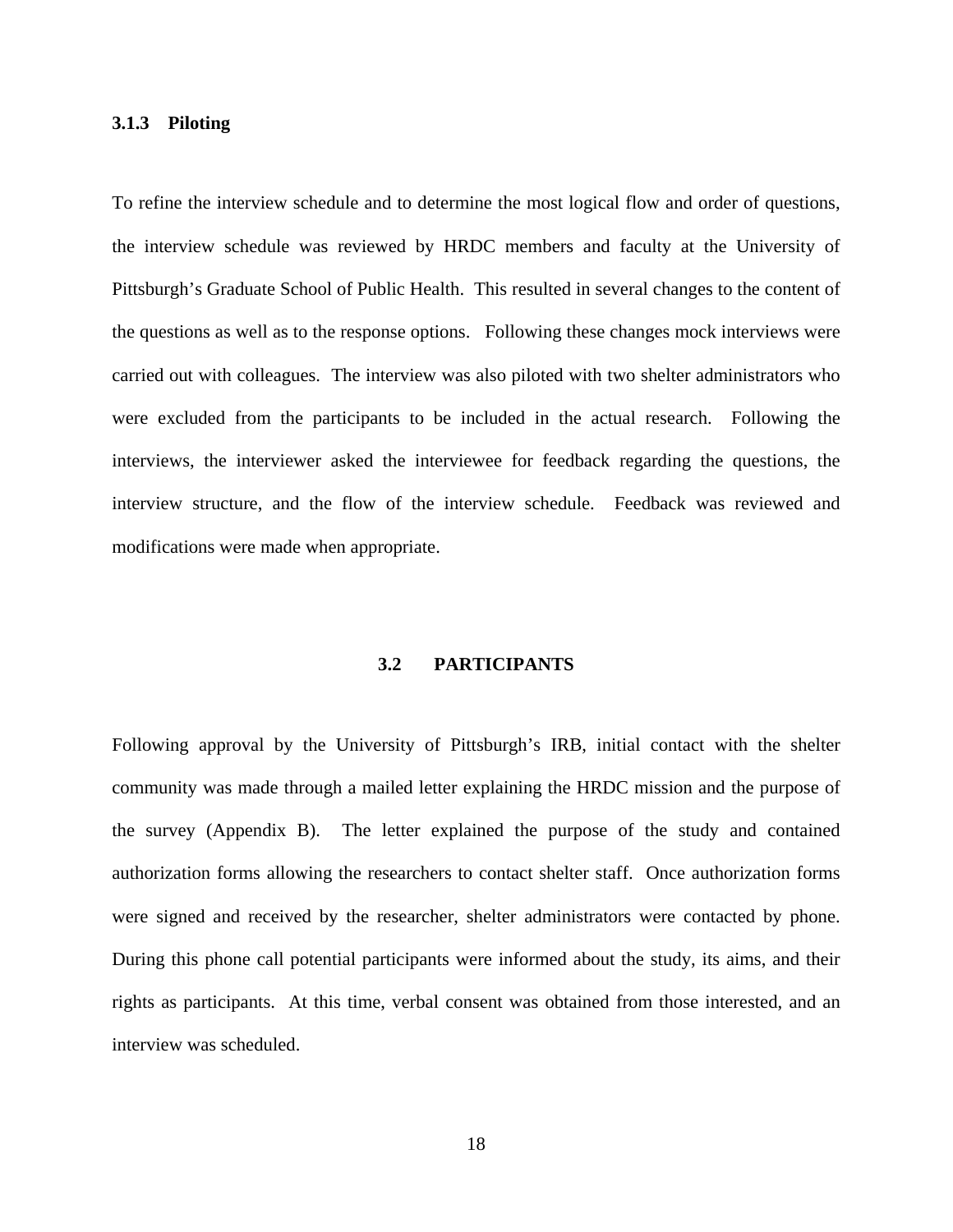### 3.1.3 Piloting

To refine the interview schedule and to determine the most logical flow and order of questions, the interview schedule was reviewed by HRDC members and faculty at the University of Pittsburgh's Graduate School of Public Health. This resulted in several changes to the content of the questions as well as to the response options. Following these changes mock interviews were carried out with colleagues. The interview was also piloted with two shelter administrators who were excluded from the participants to be included in the actual research. Following the interviews, the interviewer asked the interviewee for feedback regarding the questions, the interview structure, and the flow of the interview schedule. Feedback was reviewed and modifications were made when appropriate.

## 3.2 PARTICIPANTS

Following approval by the University of Pittsburgh's IRB, initial contact with the shelter community was made through a mailed letter explaining the HRDC mission and the purpose of the survey (Appendix B). The letter explained the purpose of the study and contained authorization forms allowing the researchers to contact shelter staff. Once authorization forms were signed and received by the researcher, shelter administrators were contacted by phone. During this phone call potential participants were informed about the study, its aims, and their rights as participants. At this time, verbal consent was obtained from those interested, and an interview was scheduled.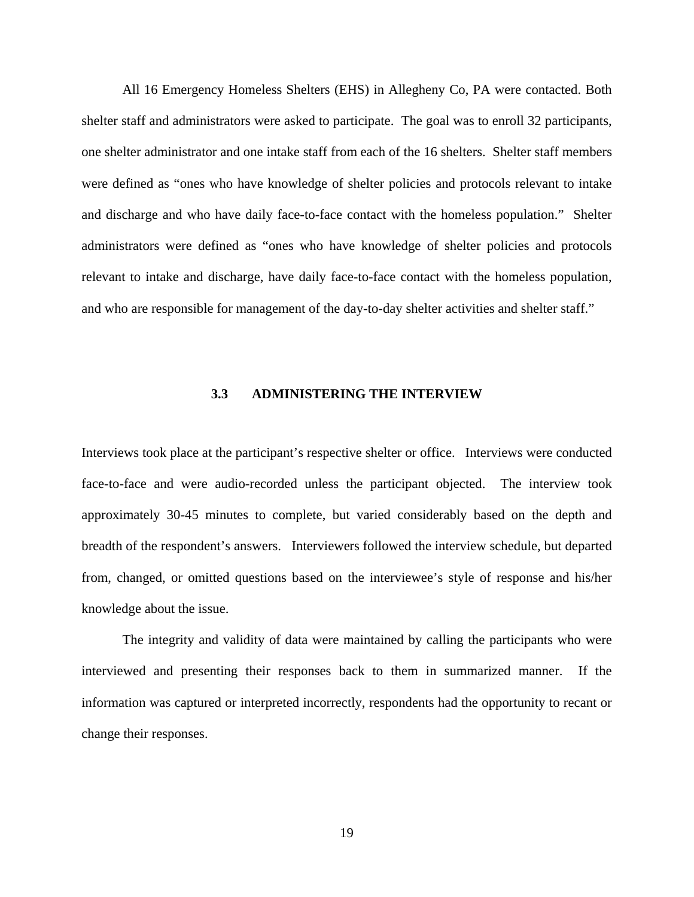All 16 Emergency Homeless Shelters (EHS) in Allegheny Co, PA were contacted. Both shelter staff and administrators were asked to participate. The goal was to enroll 32 participants, one shelter administrator and one intake staff from each of the 16 shelters. Shelter staff members were defined as "ones who have knowledge of shelter policies and protocols relevant to intake and discharge and who have daily face-to-face contact with the homeless population." Shelter administrators were defined as "ones who have knowledge of shelter policies and protocols relevant to intake and discharge, have daily face-to-face contact with the homeless population, and who are responsible for management of the day-to-day shelter activities and shelter staff."

### 3.3 ADMINISTERING THE INTERVIEW

Interviews took place at the participant's respective shelter or office. Interviews were conducted face-to-face and were audio-recorded unless the participant objected. The interview took approximately 30-45 minutes to complete, but varied considerably based on the depth and breadth of the respondent's answers. Interviewers followed the interview schedule, but departed from, changed, or omitted questions based on the interviewee's style of response and his/her knowledge about the issue.

The integrity and validity of data were maintained by calling the participants who were interviewed and presenting their responses back to them in summarized manner. If the information was captured or interpreted incorrectly, respondents had the opportunity to recant or change their responses.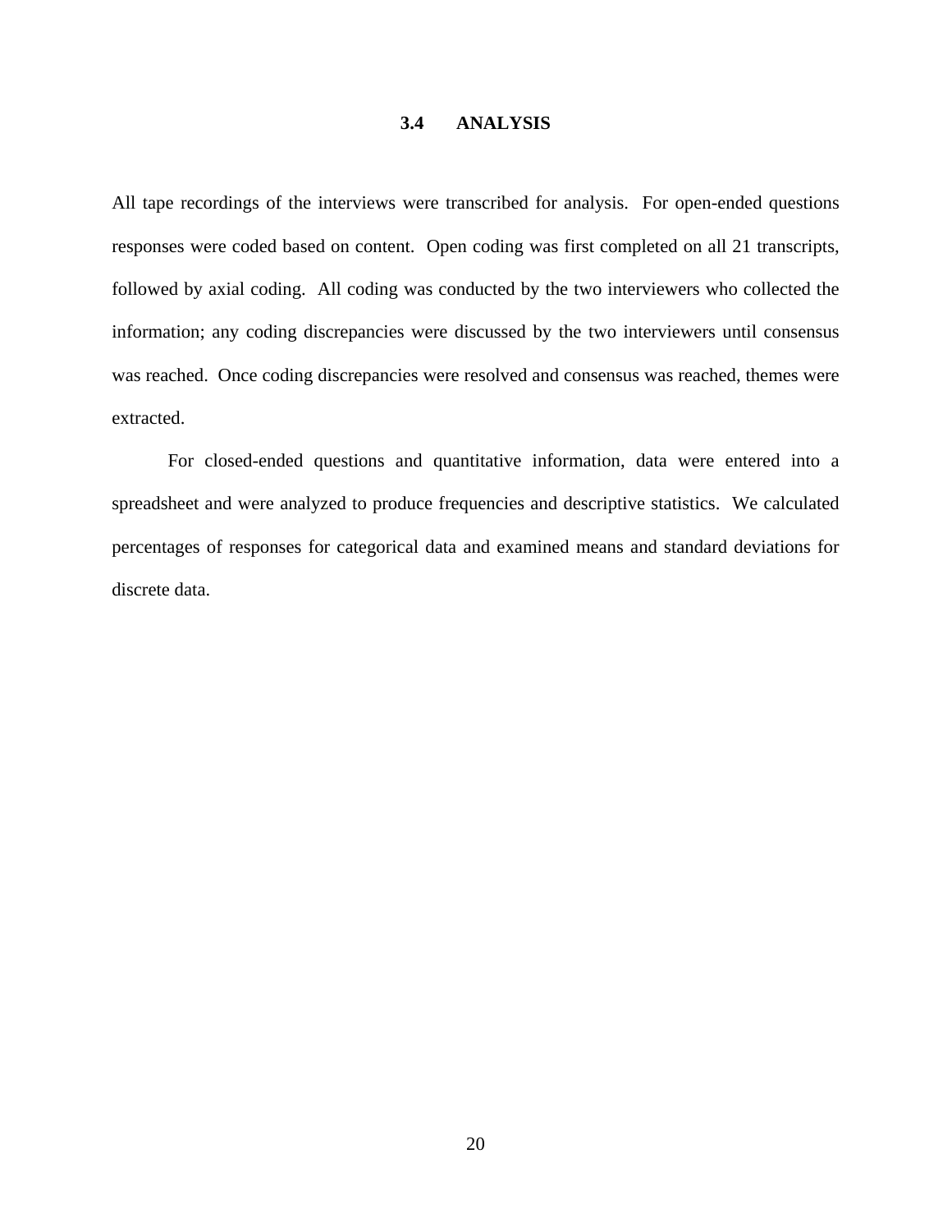### 3.4 ANALYSIS

All tape recordings of the interviews were transcribed for analysis. For open-ended questions responses were coded based on content. Open coding was first completed on all 21 transcripts, followed by axial coding. All coding was conducted by the two interviewers who collected the information; any coding discrepancies were discussed by the two interviewers until consensus was reached. Once coding discrepancies were resolved and consensus was reached, themes were extracted.

For closed-ended questions and quantitative information, data were entered into a spreadsheet and were analyzed to produce frequencies and descriptive statistics. We calculated percentages of responses for categorical data and examined means and standard deviations for discrete data.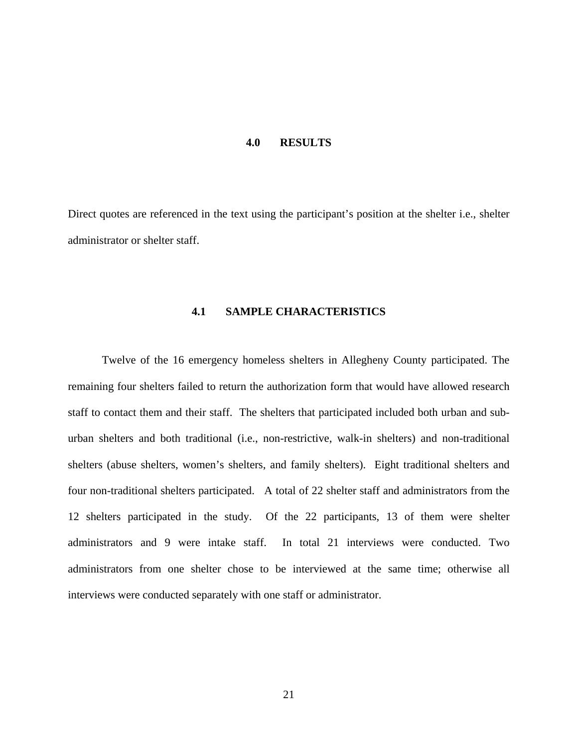# 4.0 RESULTS

Direct quotes are referenced in the text using the participant's position at the shelter i.e., shelter administrator or shelter staff.

## 4.1 SAMPLE CHARACTERISTICS

Twelve of the 16 emergency homeless shelters in Allegheny County participated. The remaining four shelters failed to return the authorization form that would have allowed research staff to contact them and their staff. The shelters that participated included both urban and sub-urban shelters and both traditional (i.e., non-restrictive, walk-in shelters) and non-traditional shelters (abuse shelters, women's shelters, and family shelters). Eight traditional shelters and four non-traditional shelters participated. A total of 22 shelter staff and administrators from the 12 shelters participated in the study. Of the 22 participants, 13 of them were shelter administrators and 9 were intake staff. In total 21 interviews were conducted. Two administrators from one shelter chose to be interviewed at the same time; otherwise all interviews were conducted separately with one staff or administrator.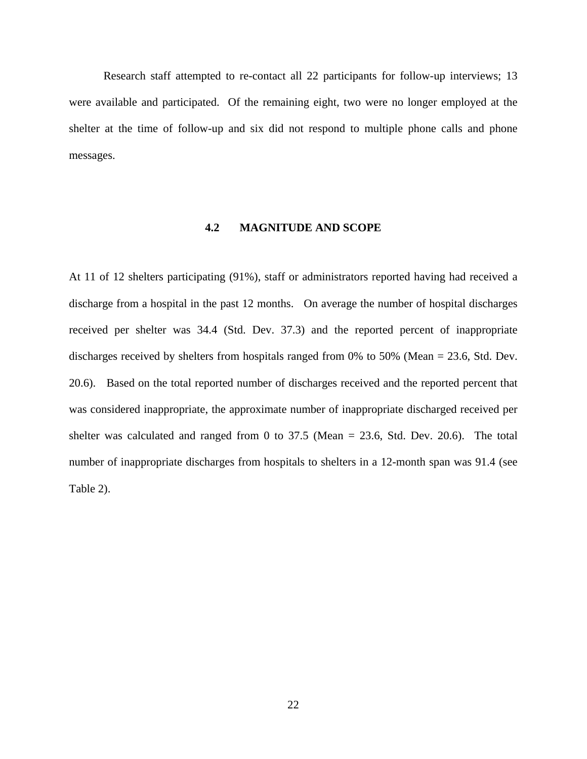Research staff attempted to re-contact all 22 participants for follow-up interviews; 13 were available and participated. Of the remaining eight, two were no longer employed at the shelter at the time of follow-up and six did not respond to multiple phone calls and phone messages.

## 4.2 MAGNITUDE AND SCOPE

At 11 of 12 shelters participating (91%), staff or administrators reported having had received a discharge from a hospital in the past 12 months. On average the number of hospital discharges received per shelter was 34.4 (Std. Dev. 37.3) and the reported percent of inappropriate discharges received by shelters from hospitals ranged from 0% to 50% (Mean = 23.6, Std. Dev. 20.6). Based on the total reported number of discharges received and the reported percent that was considered inappropriate, the approximate number of inappropriate discharged received per shelter was calculated and ranged from 0 to 37.5 (Mean = 23.6, Std. Dev. 20.6). The total number of inappropriate discharges from hospitals to shelters in a 12-month span was 91.4 (see Table 2).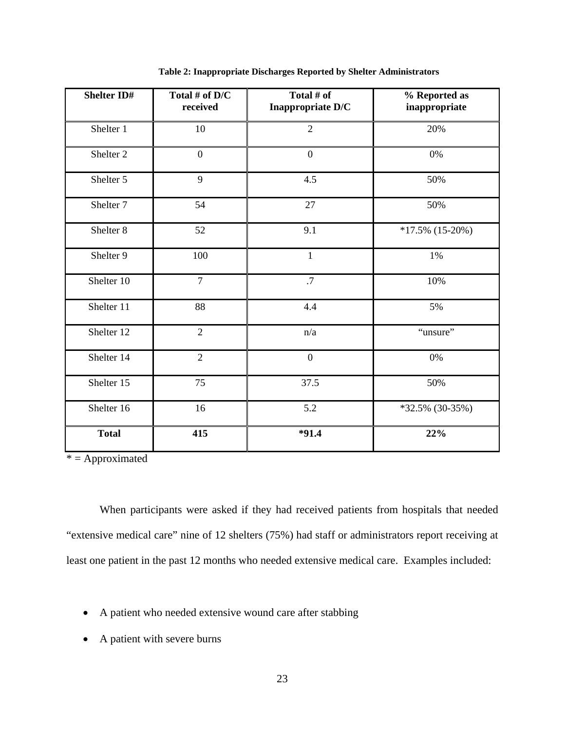**Table 2: Inappropriate Discharges Reported by Shelter Administrators**

| Shelter ID# | Total # of D/C received | Total # of Inappropriate D/C | % Reported as inappropriate |
|---|---|---|---|
| Shelter 1 | 10 | 2 | 20% |
| Shelter 2 | 0 | 0 | 0% |
| Shelter 5 | 9 | 4.5 | 50% |
| Shelter 7 | 54 | 27 | 50% |
| Shelter 8 | 52 | 9.1 | *17.5% (15-20%) |
| Shelter 9 | 100 | 1 | 1% |
| Shelter 10 | 7 | .7 | 10% |
| Shelter 11 | 88 | 4.4 | 5% |
| Shelter 12 | 2 | n/a | "unsure" |
| Shelter 14 | 2 | 0 | 0% |
| Shelter 15 | 75 | 37.5 | 50% |
| Shelter 16 | 16 | 5.2 | *32.5% (30-35%) |
| **Total** | **415** | ***91.4** | **22%** |

* = Approximated

When participants were asked if they had received patients from hospitals that needed "extensive medical care" nine of 12 shelters (75%) had staff or administrators report receiving at least one patient in the past 12 months who needed extensive medical care. Examples included:

- A patient who needed extensive wound care after stabbing
- A patient with severe burns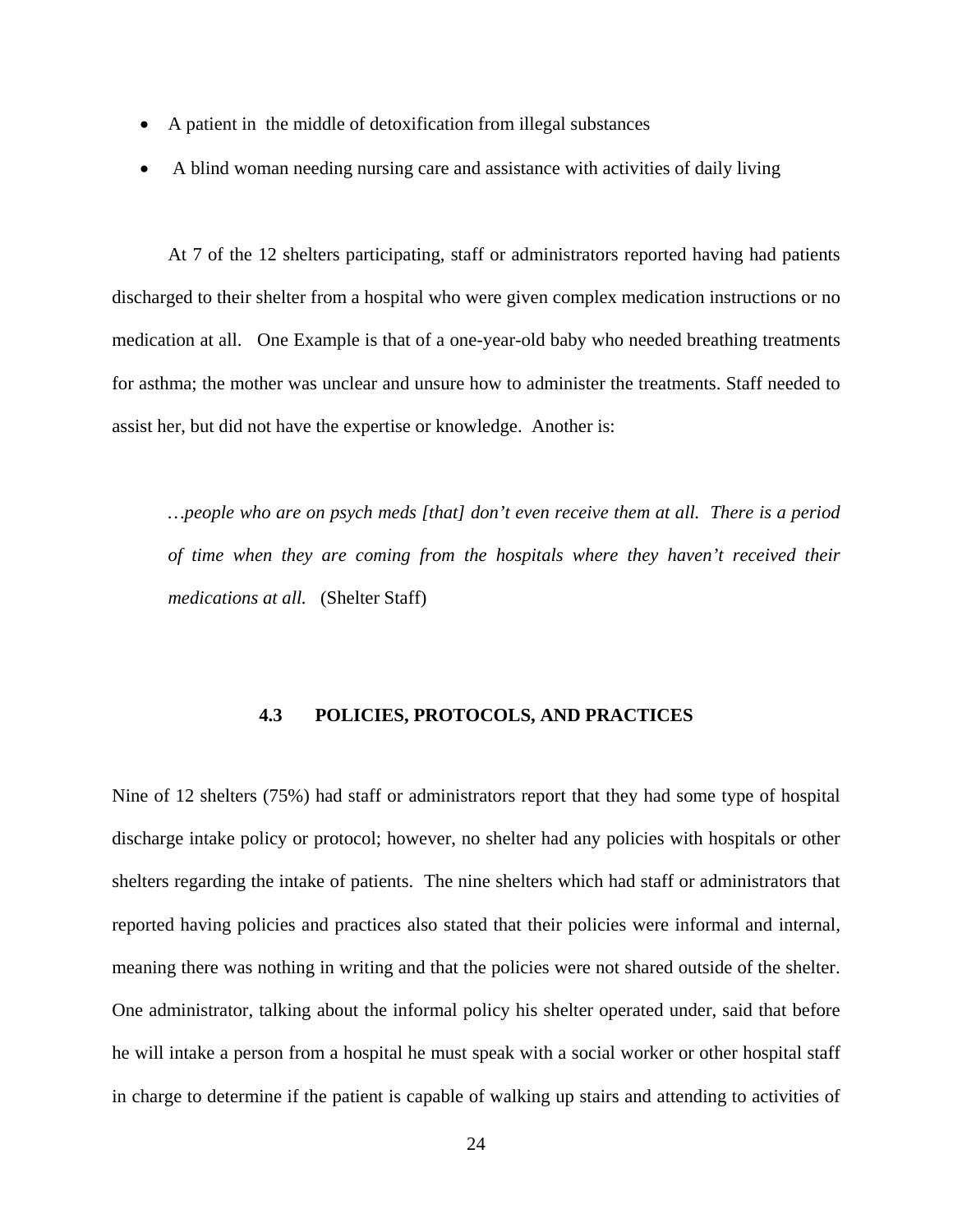- A patient in the middle of detoxification from illegal substances
- A blind woman needing nursing care and assistance with activities of daily living

At 7 of the 12 shelters participating, staff or administrators reported having had patients discharged to their shelter from a hospital who were given complex medication instructions or no medication at all. One Example is that of a one-year-old baby who needed breathing treatments for asthma; the mother was unclear and unsure how to administer the treatments. Staff needed to assist her, but did not have the expertise or knowledge. Another is:

> *…people who are on psych meds [that] don't even receive them at all. There is a period of time when they are coming from the hospitals where they haven't received their medications at all.* (Shelter Staff)

### 4.3 POLICIES, PROTOCOLS, AND PRACTICES

Nine of 12 shelters (75%) had staff or administrators report that they had some type of hospital discharge intake policy or protocol; however, no shelter had any policies with hospitals or other shelters regarding the intake of patients. The nine shelters which had staff or administrators that reported having policies and practices also stated that their policies were informal and internal, meaning there was nothing in writing and that the policies were not shared outside of the shelter. One administrator, talking about the informal policy his shelter operated under, said that before he will intake a person from a hospital he must speak with a social worker or other hospital staff in charge to determine if the patient is capable of walking up stairs and attending to activities of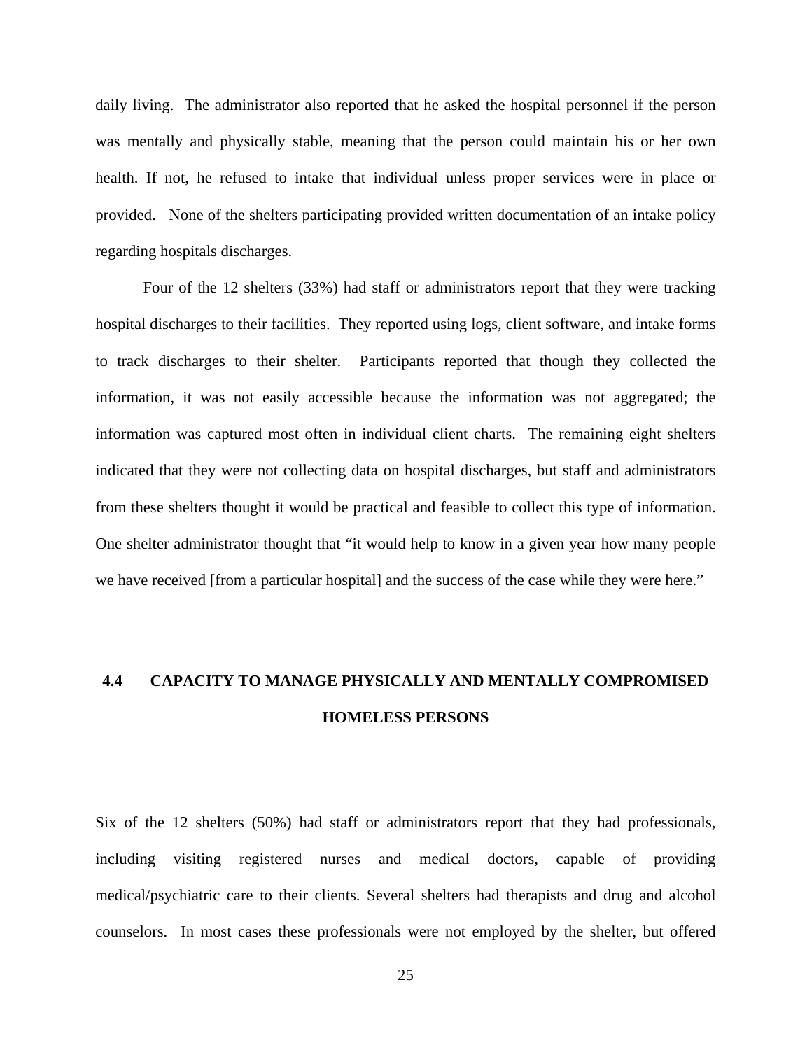daily living. The administrator also reported that he asked the hospital personnel if the person was mentally and physically stable, meaning that the person could maintain his or her own health. If not, he refused to intake that individual unless proper services were in place or provided. None of the shelters participating provided written documentation of an intake policy regarding hospitals discharges.

Four of the 12 shelters (33%) had staff or administrators report that they were tracking hospital discharges to their facilities. They reported using logs, client software, and intake forms to track discharges to their shelter. Participants reported that though they collected the information, it was not easily accessible because the information was not aggregated; the information was captured most often in individual client charts. The remaining eight shelters indicated that they were not collecting data on hospital discharges, but staff and administrators from these shelters thought it would be practical and feasible to collect this type of information. One shelter administrator thought that "it would help to know in a given year how many people we have received [from a particular hospital] and the success of the case while they were here."

## 4.4 CAPACITY TO MANAGE PHYSICALLY AND MENTALLY COMPROMISED HOMELESS PERSONS

Six of the 12 shelters (50%) had staff or administrators report that they had professionals, including visiting registered nurses and medical doctors, capable of providing medical/psychiatric care to their clients. Several shelters had therapists and drug and alcohol counselors. In most cases these professionals were not employed by the shelter, but offered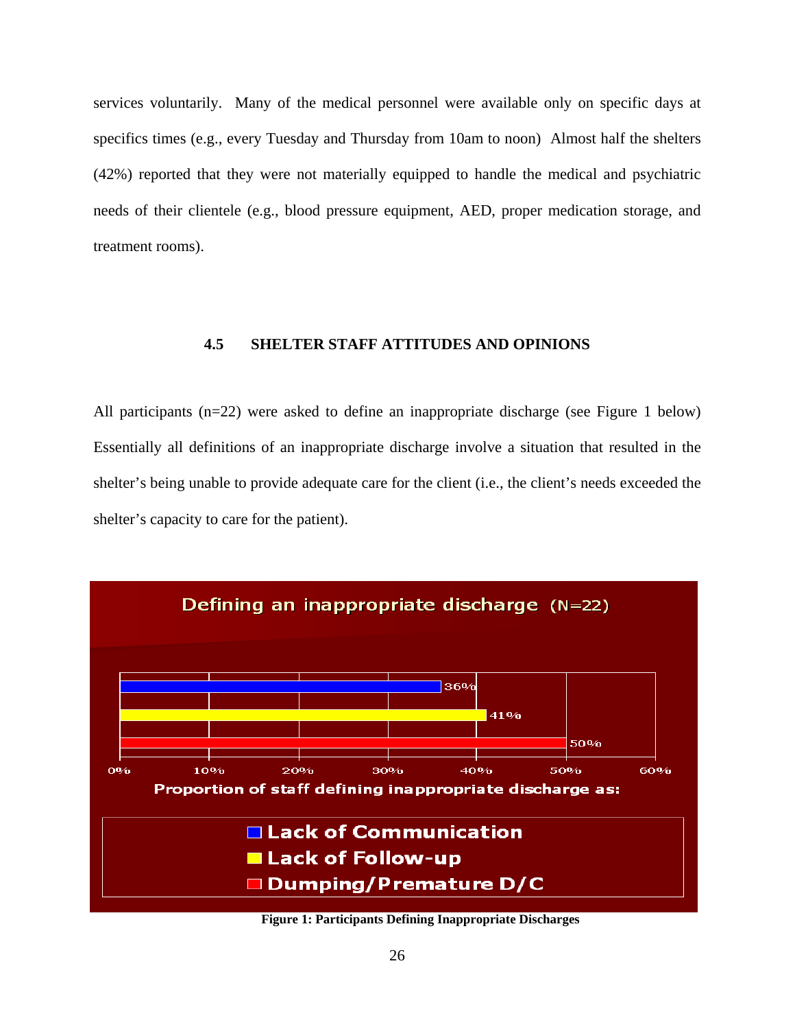services voluntarily. Many of the medical personnel were available only on specific days at specifics times (e.g., every Tuesday and Thursday from 10am to noon) Almost half the shelters (42%) reported that they were not materially equipped to handle the medical and psychiatric needs of their clientele (e.g., blood pressure equipment, AED, proper medication storage, and treatment rooms).

### 4.5 SHELTER STAFF ATTITUDES AND OPINIONS

All participants (n=22) were asked to define an inappropriate discharge (see Figure 1 below) Essentially all definitions of an inappropriate discharge involve a situation that resulted in the shelter's being unable to provide adequate care for the client (i.e., the client's needs exceeded the shelter's capacity to care for the patient).

**Figure 1: Participants Defining Inappropriate Discharges**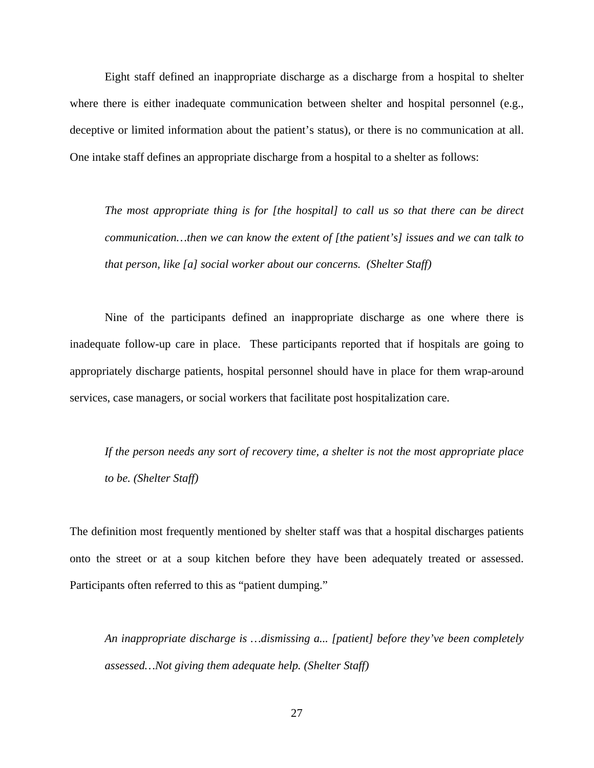Eight staff defined an inappropriate discharge as a discharge from a hospital to shelter where there is either inadequate communication between shelter and hospital personnel (e.g., deceptive or limited information about the patient's status), or there is no communication at all. One intake staff defines an appropriate discharge from a hospital to a shelter as follows:

> *The most appropriate thing is for [the hospital] to call us so that there can be direct communication…then we can know the extent of [the patient's] issues and we can talk to that person, like [a] social worker about our concerns. (Shelter Staff)*

Nine of the participants defined an inappropriate discharge as one where there is inadequate follow-up care in place. These participants reported that if hospitals are going to appropriately discharge patients, hospital personnel should have in place for them wrap-around services, case managers, or social workers that facilitate post hospitalization care.

> *If the person needs any sort of recovery time, a shelter is not the most appropriate place to be. (Shelter Staff)*

The definition most frequently mentioned by shelter staff was that a hospital discharges patients onto the street or at a soup kitchen before they have been adequately treated or assessed. Participants often referred to this as "patient dumping."

> *An inappropriate discharge is …dismissing a... [patient] before they've been completely assessed…Not giving them adequate help. (Shelter Staff)*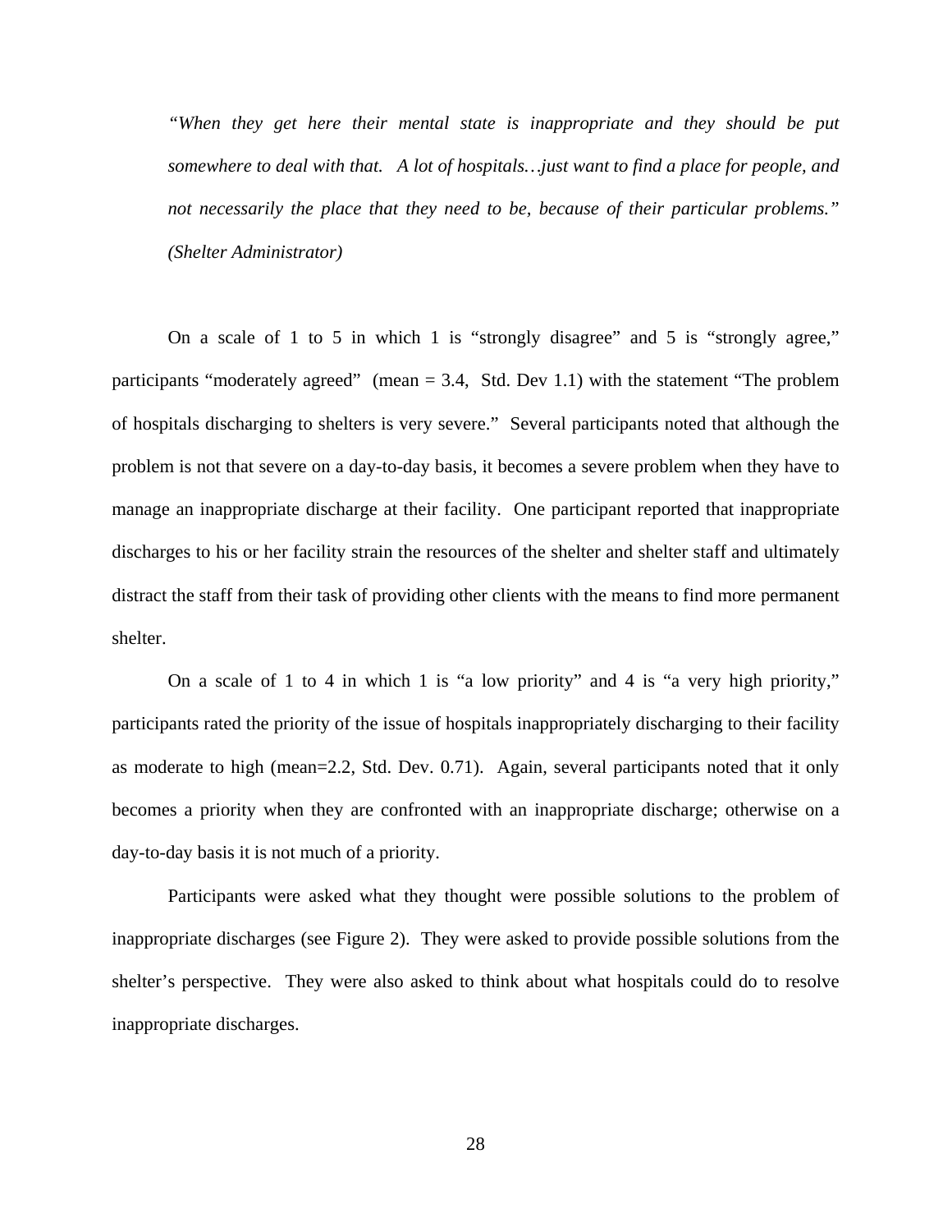*“When they get here their mental state is inappropriate and they should be put somewhere to deal with that. A lot of hospitals…just want to find a place for people, and not necessarily the place that they need to be, because of their particular problems.” (Shelter Administrator)*

On a scale of 1 to 5 in which 1 is “strongly disagree” and 5 is “strongly agree,” participants “moderately agreed” (mean = 3.4, Std. Dev 1.1) with the statement “The problem of hospitals discharging to shelters is very severe.” Several participants noted that although the problem is not that severe on a day-to-day basis, it becomes a severe problem when they have to manage an inappropriate discharge at their facility. One participant reported that inappropriate discharges to his or her facility strain the resources of the shelter and shelter staff and ultimately distract the staff from their task of providing other clients with the means to find more permanent shelter.

On a scale of 1 to 4 in which 1 is “a low priority” and 4 is “a very high priority,” participants rated the priority of the issue of hospitals inappropriately discharging to their facility as moderate to high (mean=2.2, Std. Dev. 0.71). Again, several participants noted that it only becomes a priority when they are confronted with an inappropriate discharge; otherwise on a day-to-day basis it is not much of a priority.

Participants were asked what they thought were possible solutions to the problem of inappropriate discharges (see Figure 2). They were asked to provide possible solutions from the shelter’s perspective. They were also asked to think about what hospitals could do to resolve inappropriate discharges.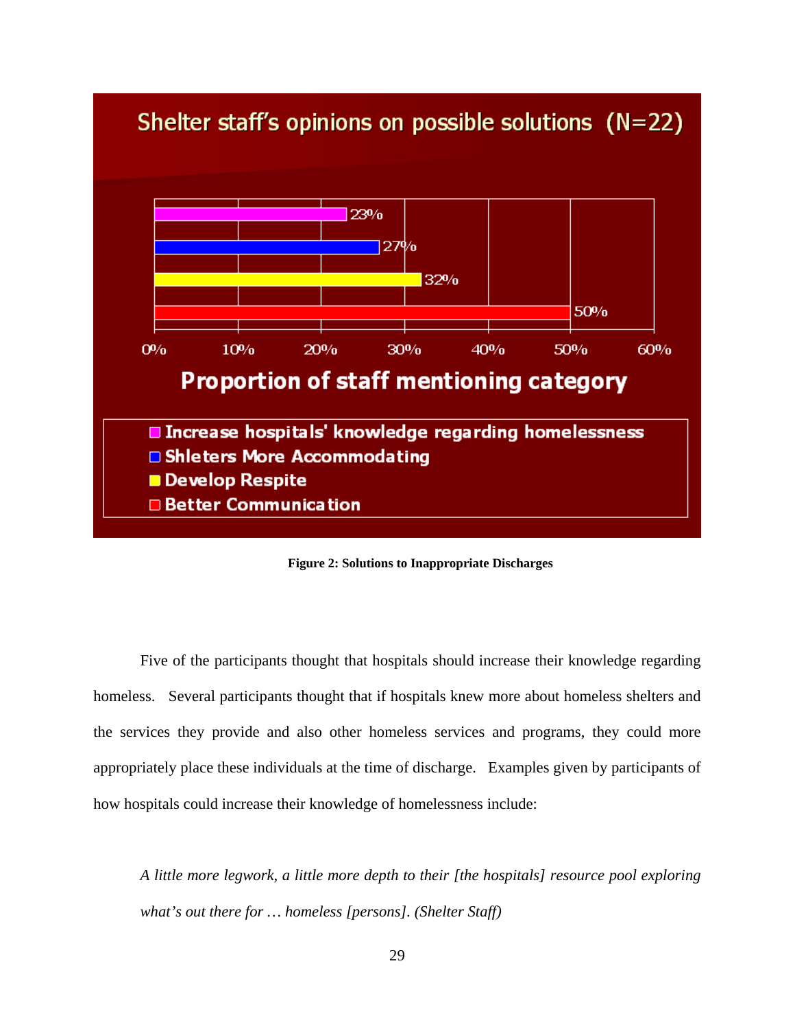**Shelter staff's opinions on possible solutions (N=22)**

| Category | Proportion of staff mentioning category |
|---|---|
| Increase hospitals' knowledge regarding homelessness | 23% |
| Shleters More Accommodating | 27% |
| Develop Respite | 32% |
| Better Communication | 50% |

**Figure 2: Solutions to Inappropriate Discharges**

Five of the participants thought that hospitals should increase their knowledge regarding homeless. Several participants thought that if hospitals knew more about homeless shelters and the services they provide and also other homeless services and programs, they could more appropriately place these individuals at the time of discharge. Examples given by participants of how hospitals could increase their knowledge of homelessness include:

> *A little more legwork, a little more depth to their [the hospitals] resource pool exploring what's out there for … homeless [persons]. (Shelter Staff)*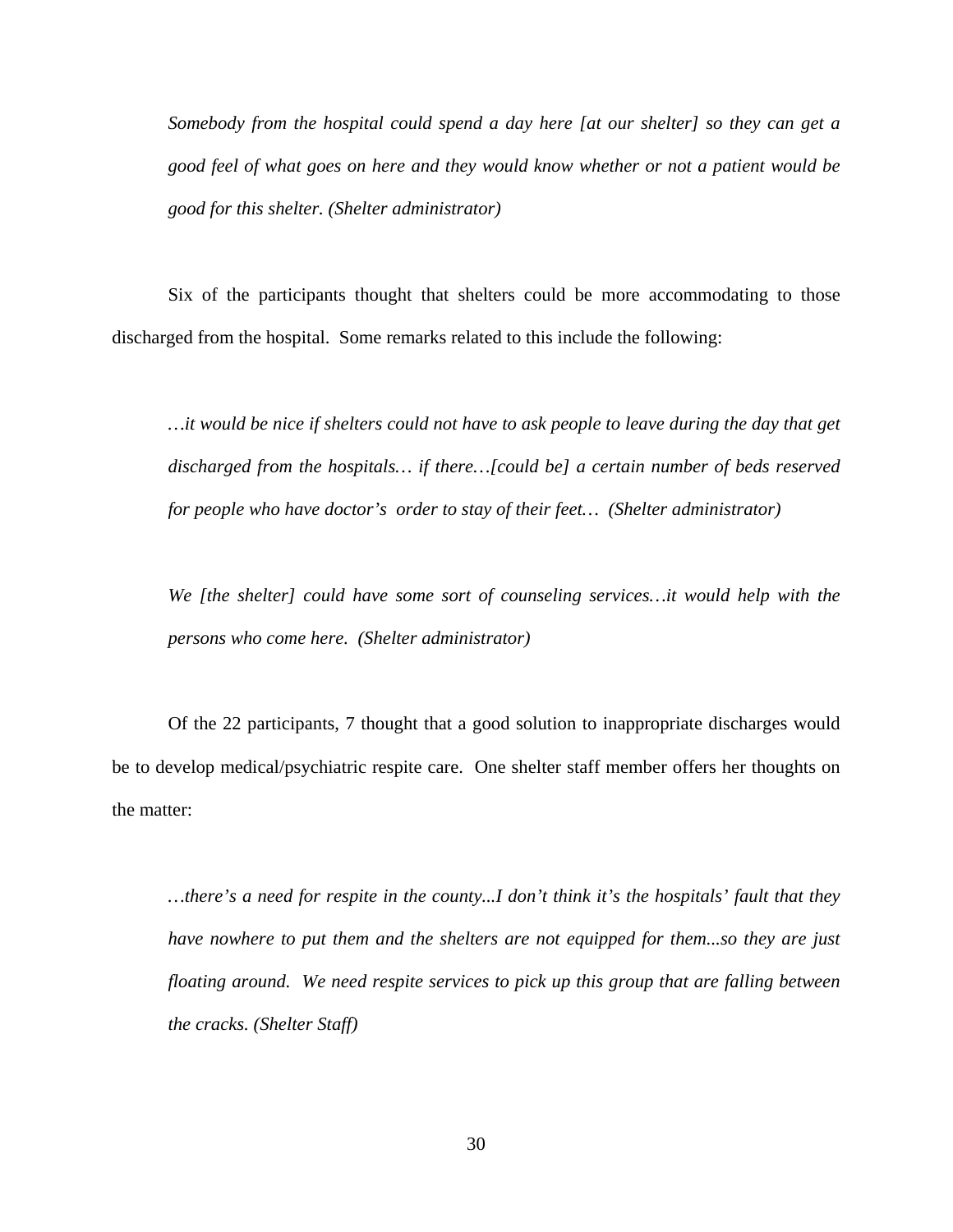> *Somebody from the hospital could spend a day here [at our shelter] so they can get a good feel of what goes on here and they would know whether or not a patient would be good for this shelter. (Shelter administrator)*

Six of the participants thought that shelters could be more accommodating to those discharged from the hospital. Some remarks related to this include the following:

> *…it would be nice if shelters could not have to ask people to leave during the day that get discharged from the hospitals… if there…[could be] a certain number of beds reserved for people who have doctor's order to stay of their feet… (Shelter administrator)*

> *We [the shelter] could have some sort of counseling services…it would help with the persons who come here. (Shelter administrator)*

Of the 22 participants, 7 thought that a good solution to inappropriate discharges would be to develop medical/psychiatric respite care. One shelter staff member offers her thoughts on the matter:

> *…there's a need for respite in the county...I don't think it's the hospitals' fault that they have nowhere to put them and the shelters are not equipped for them...so they are just floating around. We need respite services to pick up this group that are falling between the cracks. (Shelter Staff)*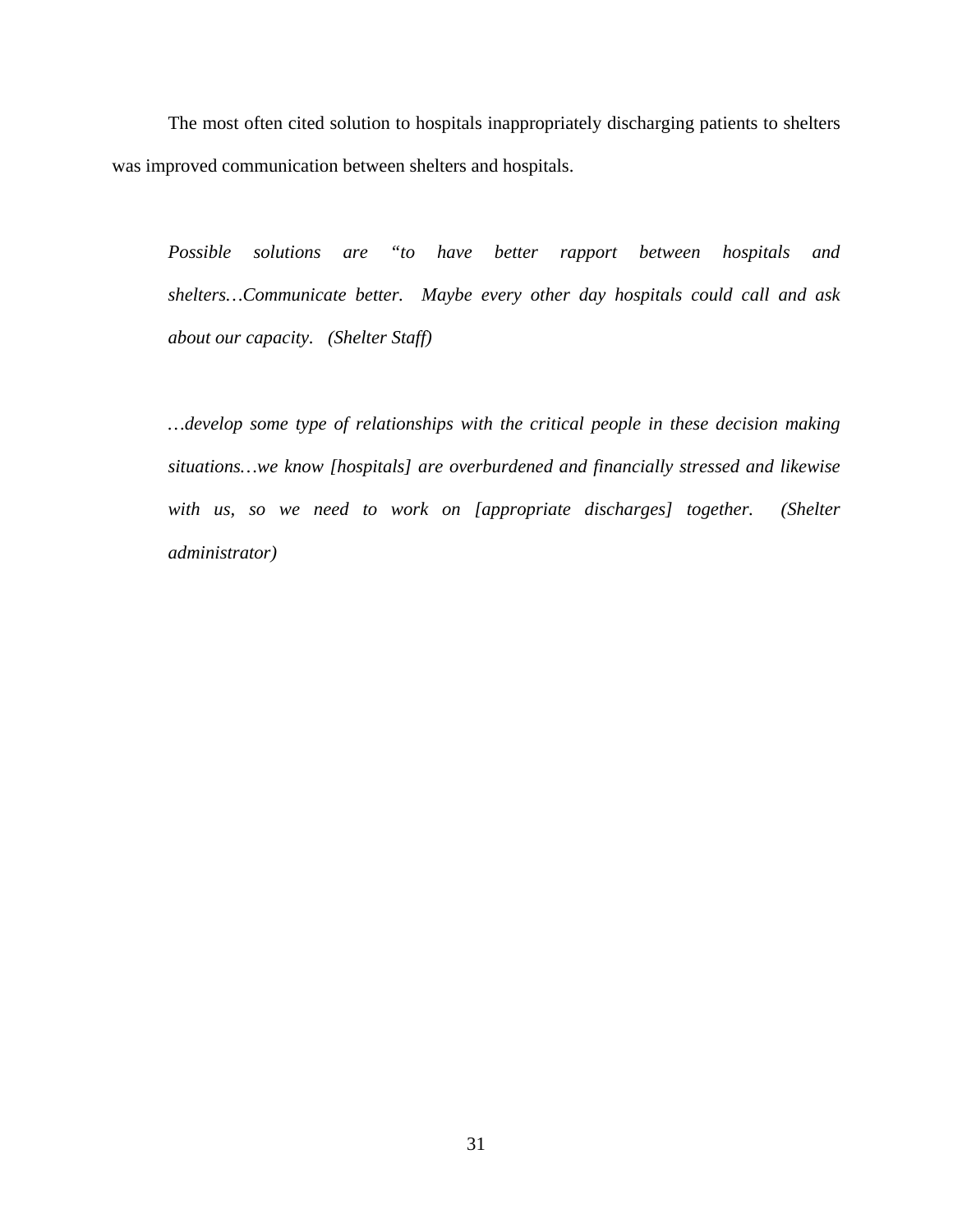The most often cited solution to hospitals inappropriately discharging patients to shelters was improved communication between shelters and hospitals.

> *Possible solutions are "to have better rapport between hospitals and shelters…Communicate better. Maybe every other day hospitals could call and ask about our capacity. (Shelter Staff)*

> *…develop some type of relationships with the critical people in these decision making situations…we know [hospitals] are overburdened and financially stressed and likewise with us, so we need to work on [appropriate discharges] together. (Shelter administrator)*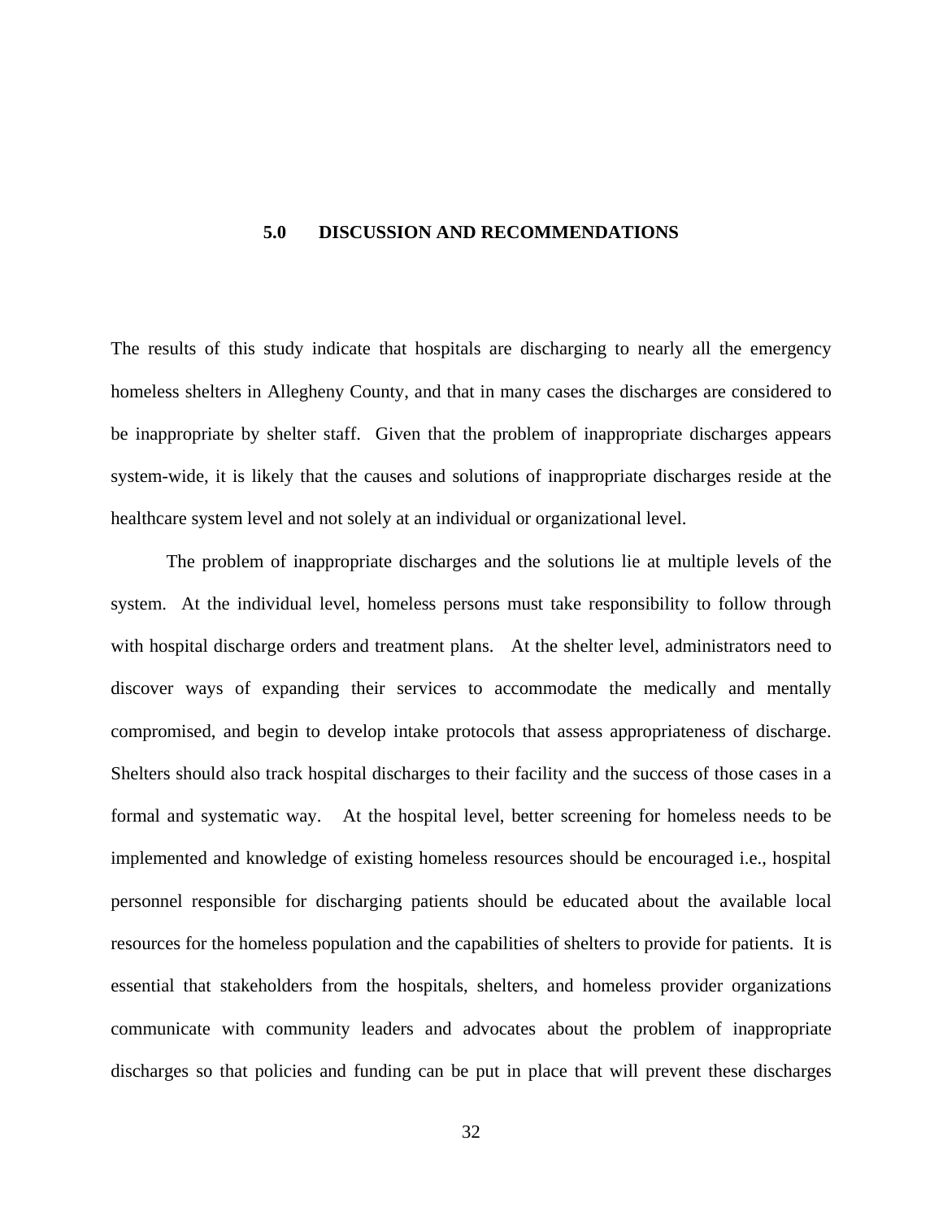# 5.0 DISCUSSION AND RECOMMENDATIONS

The results of this study indicate that hospitals are discharging to nearly all the emergency homeless shelters in Allegheny County, and that in many cases the discharges are considered to be inappropriate by shelter staff. Given that the problem of inappropriate discharges appears system-wide, it is likely that the causes and solutions of inappropriate discharges reside at the healthcare system level and not solely at an individual or organizational level.

The problem of inappropriate discharges and the solutions lie at multiple levels of the system. At the individual level, homeless persons must take responsibility to follow through with hospital discharge orders and treatment plans. At the shelter level, administrators need to discover ways of expanding their services to accommodate the medically and mentally compromised, and begin to develop intake protocols that assess appropriateness of discharge. Shelters should also track hospital discharges to their facility and the success of those cases in a formal and systematic way. At the hospital level, better screening for homeless needs to be implemented and knowledge of existing homeless resources should be encouraged i.e., hospital personnel responsible for discharging patients should be educated about the available local resources for the homeless population and the capabilities of shelters to provide for patients. It is essential that stakeholders from the hospitals, shelters, and homeless provider organizations communicate with community leaders and advocates about the problem of inappropriate discharges so that policies and funding can be put in place that will prevent these discharges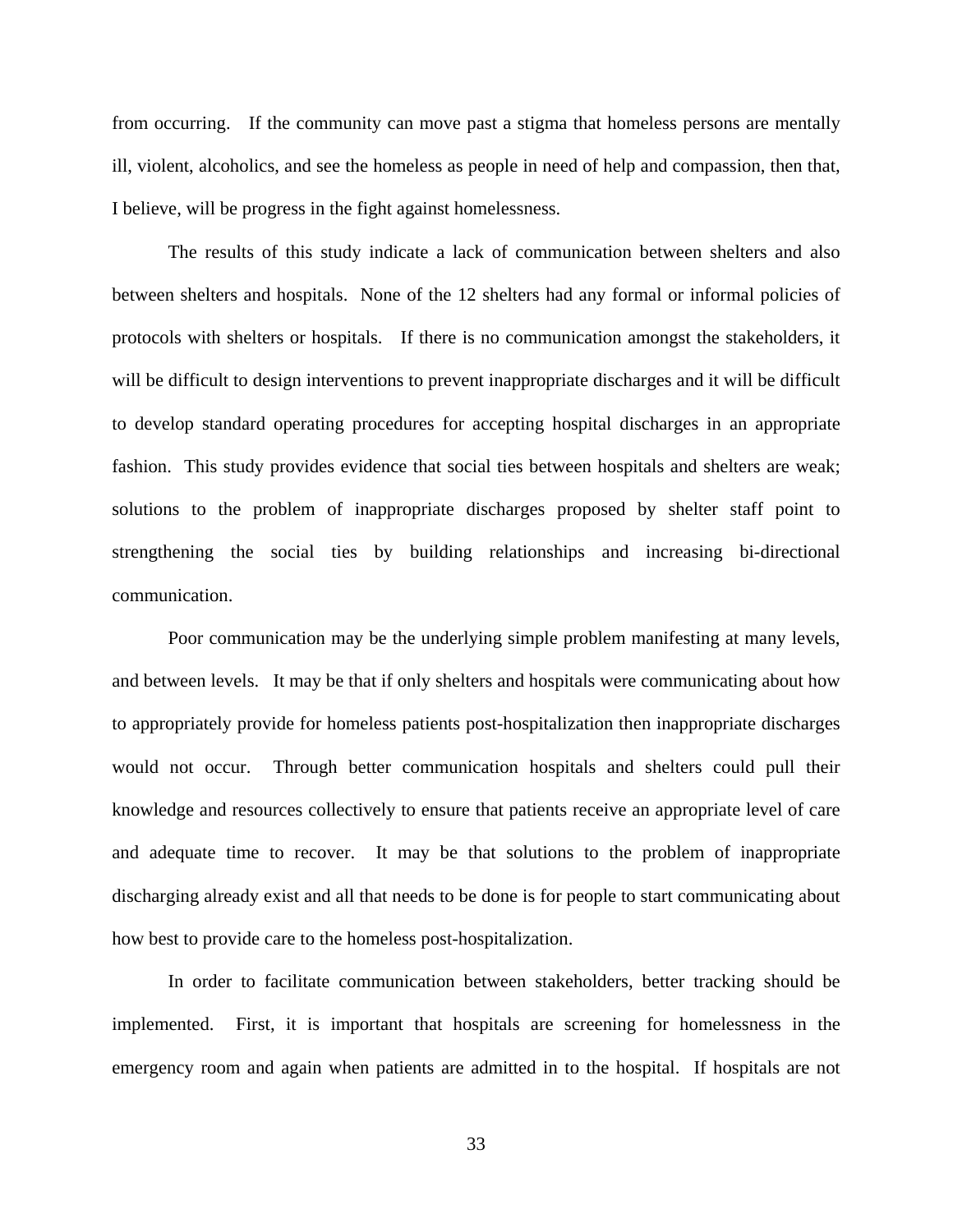from occurring. If the community can move past a stigma that homeless persons are mentally ill, violent, alcoholics, and see the homeless as people in need of help and compassion, then that, I believe, will be progress in the fight against homelessness.

The results of this study indicate a lack of communication between shelters and also between shelters and hospitals. None of the 12 shelters had any formal or informal policies of protocols with shelters or hospitals. If there is no communication amongst the stakeholders, it will be difficult to design interventions to prevent inappropriate discharges and it will be difficult to develop standard operating procedures for accepting hospital discharges in an appropriate fashion. This study provides evidence that social ties between hospitals and shelters are weak; solutions to the problem of inappropriate discharges proposed by shelter staff point to strengthening the social ties by building relationships and increasing bi-directional communication.

Poor communication may be the underlying simple problem manifesting at many levels, and between levels. It may be that if only shelters and hospitals were communicating about how to appropriately provide for homeless patients post-hospitalization then inappropriate discharges would not occur. Through better communication hospitals and shelters could pull their knowledge and resources collectively to ensure that patients receive an appropriate level of care and adequate time to recover. It may be that solutions to the problem of inappropriate discharging already exist and all that needs to be done is for people to start communicating about how best to provide care to the homeless post-hospitalization.

In order to facilitate communication between stakeholders, better tracking should be implemented. First, it is important that hospitals are screening for homelessness in the emergency room and again when patients are admitted in to the hospital. If hospitals are not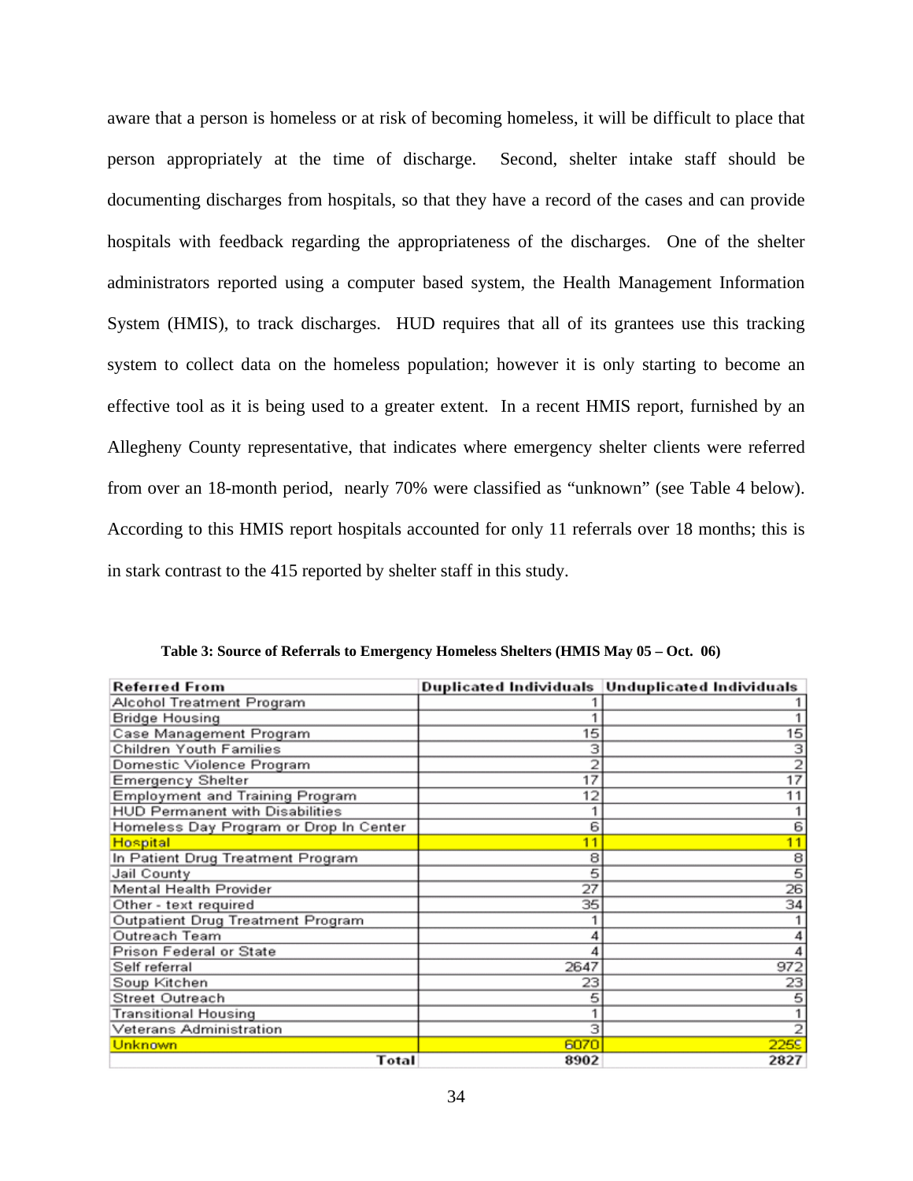aware that a person is homeless or at risk of becoming homeless, it will be difficult to place that person appropriately at the time of discharge. Second, shelter intake staff should be documenting discharges from hospitals, so that they have a record of the cases and can provide hospitals with feedback regarding the appropriateness of the discharges. One of the shelter administrators reported using a computer based system, the Health Management Information System (HMIS), to track discharges. HUD requires that all of its grantees use this tracking system to collect data on the homeless population; however it is only starting to become an effective tool as it is being used to a greater extent. In a recent HMIS report, furnished by an Allegheny County representative, that indicates where emergency shelter clients were referred from over an 18-month period, nearly 70% were classified as "unknown" (see Table 4 below). According to this HMIS report hospitals accounted for only 11 referrals over 18 months; this is in stark contrast to the 415 reported by shelter staff in this study.

**Table 3: Source of Referrals to Emergency Homeless Shelters (HMIS May 05 – Oct. 06)**

| Referred From | Duplicated Individuals | Unduplicated Individuals |
|---|---|---|
| Alcohol Treatment Program | 1 | 1 |
| Bridge Housing | 1 | 1 |
| Case Management Program | 15 | 15 |
| Children Youth Families | 3 | 3 |
| Domestic Violence Program | 2 | 2 |
| Emergency Shelter | 17 | 17 |
| Employment and Training Program | 12 | 11 |
| HUD Permanent with Disabilities | 1 | 1 |
| Homeless Day Program or Drop In Center | 6 | 6 |
| Hospital | 11 | 11 |
| In Patient Drug Treatment Program | 8 | 8 |
| Jail County | 5 | 5 |
| Mental Health Provider | 27 | 26 |
| Other - text required | 35 | 34 |
| Outpatient Drug Treatment Program | 1 | 1 |
| Outreach Team | 4 | 4 |
| Prison Federal or State | 4 | 4 |
| Self referral | 2647 | 972 |
| Soup Kitchen | 23 | 23 |
| Street Outreach | 5 | 5 |
| Transitional Housing | 1 | 1 |
| Veterans Administration | 3 | 2 |
| Unknown | 6070 | 2259 |
| **Total** | **8902** | **2827** |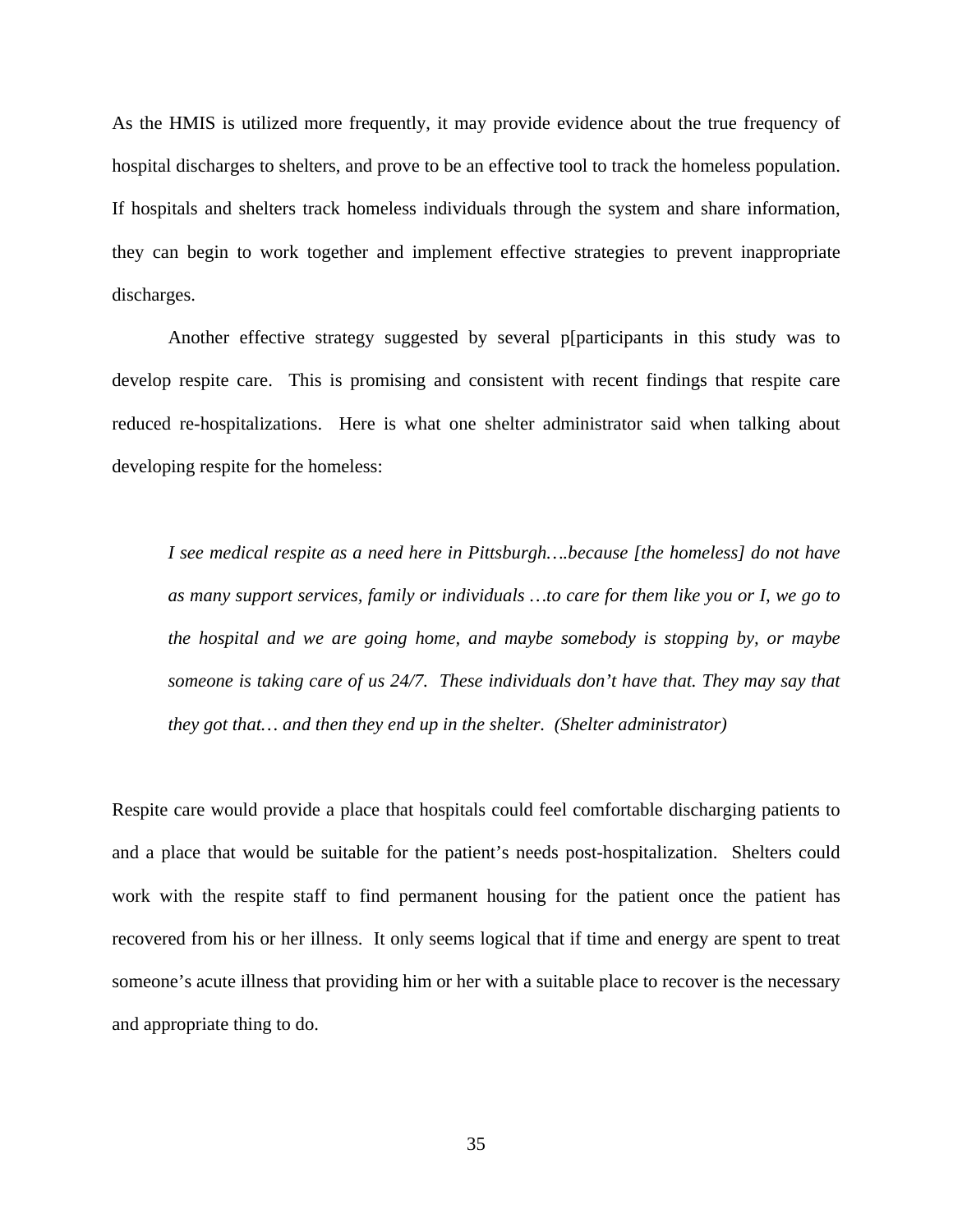As the HMIS is utilized more frequently, it may provide evidence about the true frequency of hospital discharges to shelters, and prove to be an effective tool to track the homeless population. If hospitals and shelters track homeless individuals through the system and share information, they can begin to work together and implement effective strategies to prevent inappropriate discharges.

Another effective strategy suggested by several p[participants in this study was to develop respite care. This is promising and consistent with recent findings that respite care reduced re-hospitalizations. Here is what one shelter administrator said when talking about developing respite for the homeless:

> *I see medical respite as a need here in Pittsburgh….because [the homeless] do not have as many support services, family or individuals …to care for them like you or I, we go to the hospital and we are going home, and maybe somebody is stopping by, or maybe someone is taking care of us 24/7. These individuals don't have that. They may say that they got that… and then they end up in the shelter. (Shelter administrator)*

Respite care would provide a place that hospitals could feel comfortable discharging patients to and a place that would be suitable for the patient's needs post-hospitalization. Shelters could work with the respite staff to find permanent housing for the patient once the patient has recovered from his or her illness. It only seems logical that if time and energy are spent to treat someone's acute illness that providing him or her with a suitable place to recover is the necessary and appropriate thing to do.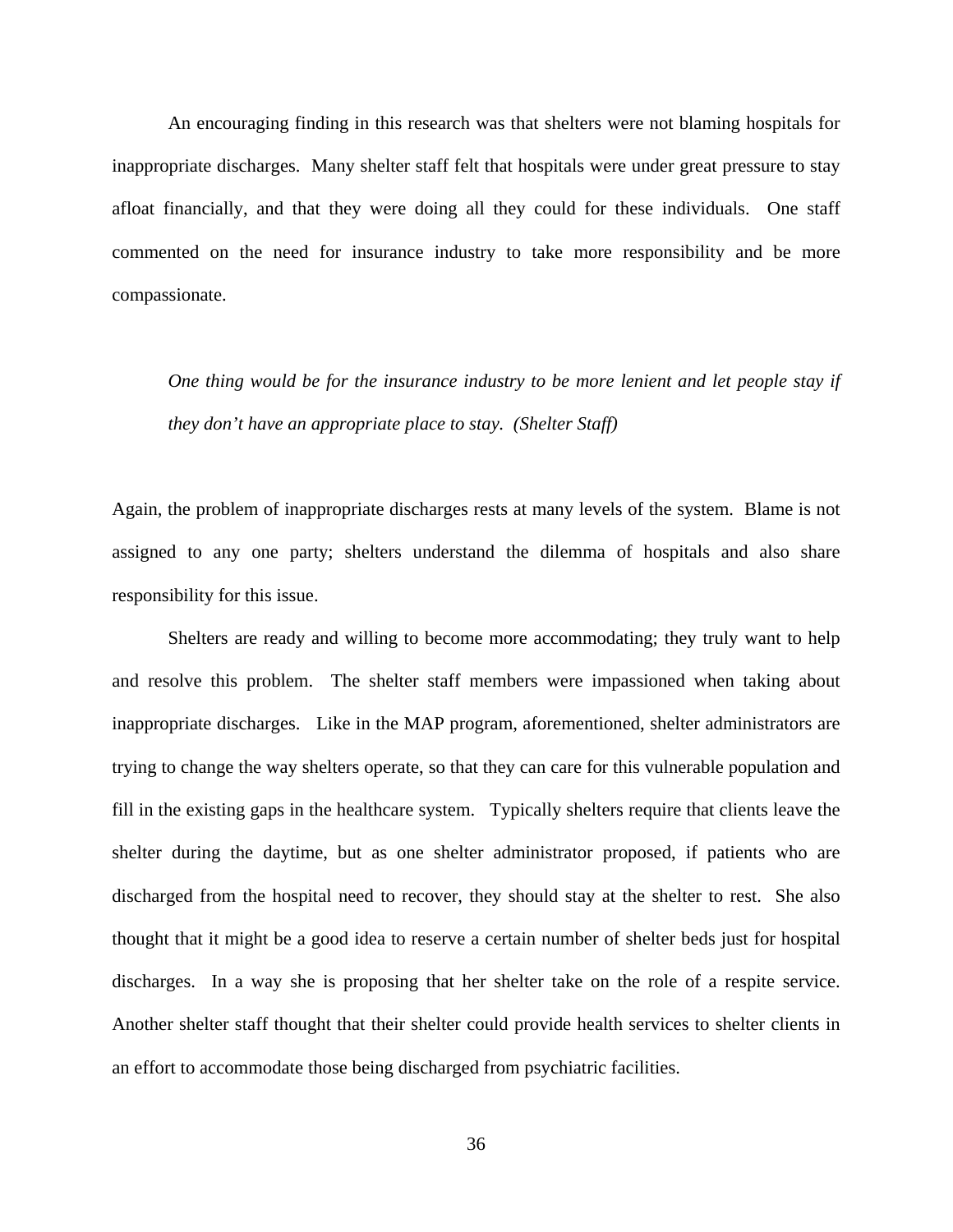An encouraging finding in this research was that shelters were not blaming hospitals for inappropriate discharges. Many shelter staff felt that hospitals were under great pressure to stay afloat financially, and that they were doing all they could for these individuals. One staff commented on the need for insurance industry to take more responsibility and be more compassionate.

> *One thing would be for the insurance industry to be more lenient and let people stay if they don't have an appropriate place to stay. (Shelter Staff)*

Again, the problem of inappropriate discharges rests at many levels of the system. Blame is not assigned to any one party; shelters understand the dilemma of hospitals and also share responsibility for this issue.

Shelters are ready and willing to become more accommodating; they truly want to help and resolve this problem. The shelter staff members were impassioned when taking about inappropriate discharges. Like in the MAP program, aforementioned, shelter administrators are trying to change the way shelters operate, so that they can care for this vulnerable population and fill in the existing gaps in the healthcare system. Typically shelters require that clients leave the shelter during the daytime, but as one shelter administrator proposed, if patients who are discharged from the hospital need to recover, they should stay at the shelter to rest. She also thought that it might be a good idea to reserve a certain number of shelter beds just for hospital discharges. In a way she is proposing that her shelter take on the role of a respite service. Another shelter staff thought that their shelter could provide health services to shelter clients in an effort to accommodate those being discharged from psychiatric facilities.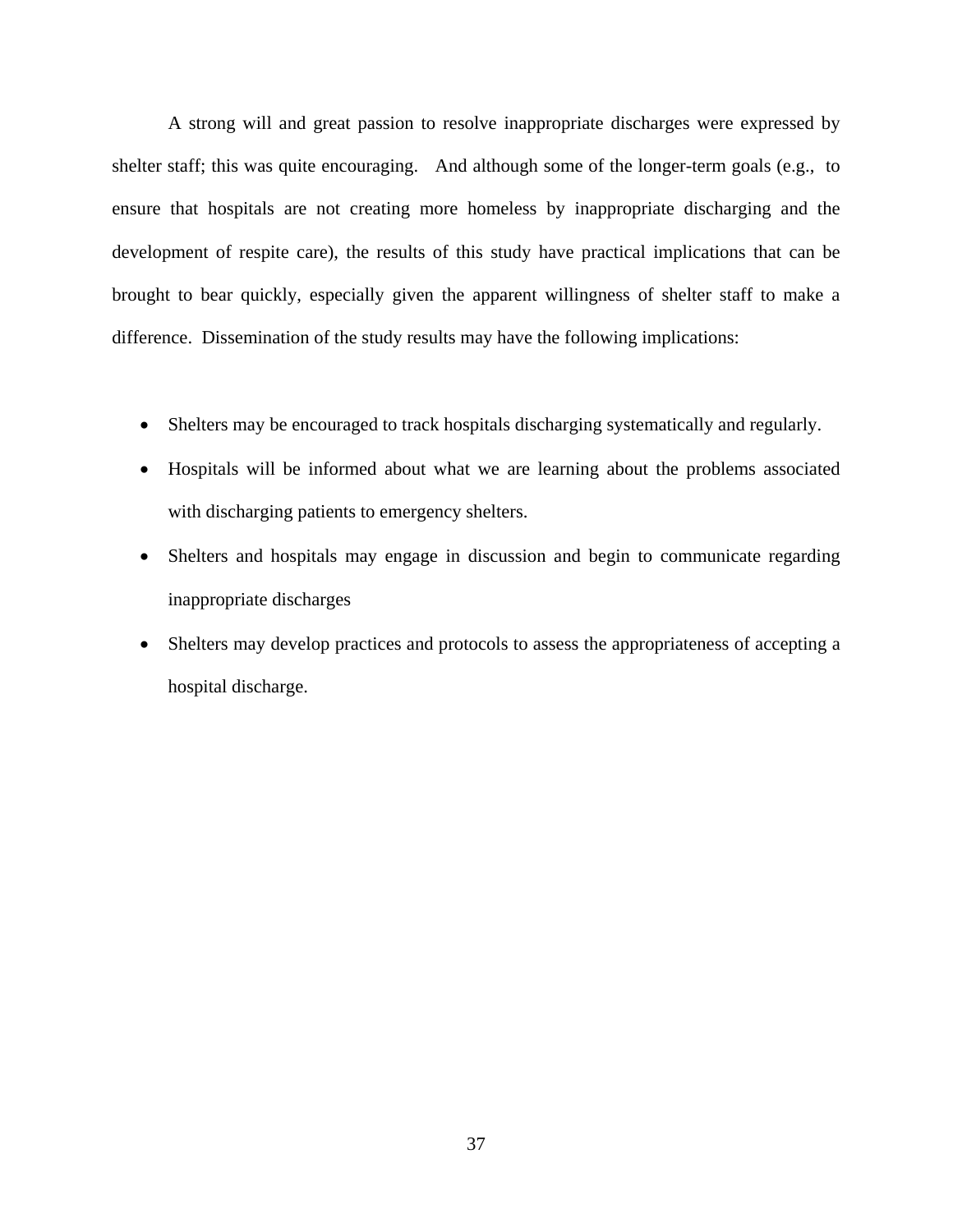A strong will and great passion to resolve inappropriate discharges were expressed by shelter staff; this was quite encouraging. And although some of the longer-term goals (e.g., to ensure that hospitals are not creating more homeless by inappropriate discharging and the development of respite care), the results of this study have practical implications that can be brought to bear quickly, especially given the apparent willingness of shelter staff to make a difference. Dissemination of the study results may have the following implications:

- Shelters may be encouraged to track hospitals discharging systematically and regularly.
- Hospitals will be informed about what we are learning about the problems associated with discharging patients to emergency shelters.
- Shelters and hospitals may engage in discussion and begin to communicate regarding inappropriate discharges
- Shelters may develop practices and protocols to assess the appropriateness of accepting a hospital discharge.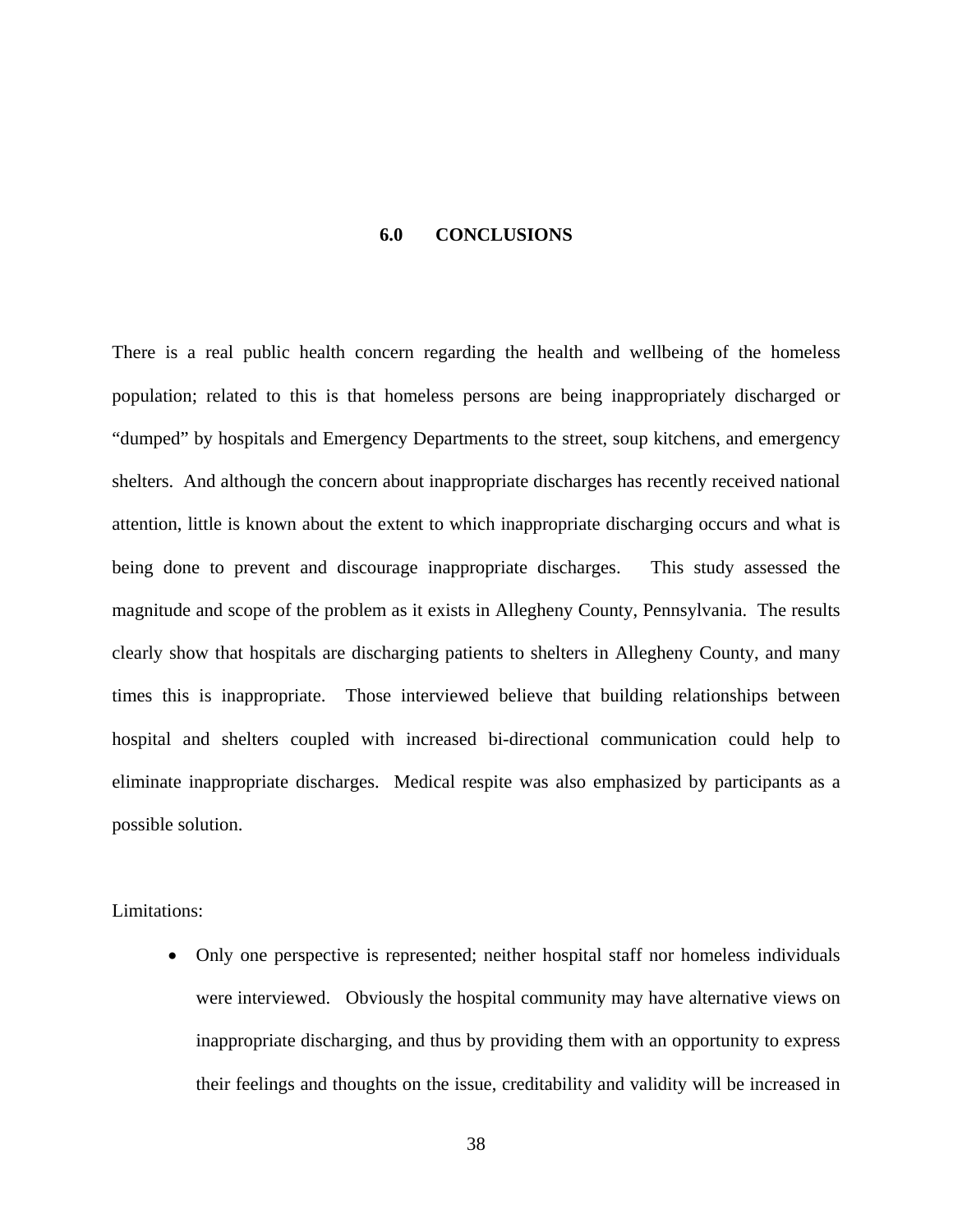# 6.0 CONCLUSIONS

There is a real public health concern regarding the health and wellbeing of the homeless population; related to this is that homeless persons are being inappropriately discharged or "dumped" by hospitals and Emergency Departments to the street, soup kitchens, and emergency shelters. And although the concern about inappropriate discharges has recently received national attention, little is known about the extent to which inappropriate discharging occurs and what is being done to prevent and discourage inappropriate discharges. This study assessed the magnitude and scope of the problem as it exists in Allegheny County, Pennsylvania. The results clearly show that hospitals are discharging patients to shelters in Allegheny County, and many times this is inappropriate. Those interviewed believe that building relationships between hospital and shelters coupled with increased bi-directional communication could help to eliminate inappropriate discharges. Medical respite was also emphasized by participants as a possible solution.

Limitations:

- Only one perspective is represented; neither hospital staff nor homeless individuals were interviewed. Obviously the hospital community may have alternative views on inappropriate discharging, and thus by providing them with an opportunity to express their feelings and thoughts on the issue, creditability and validity will be increased in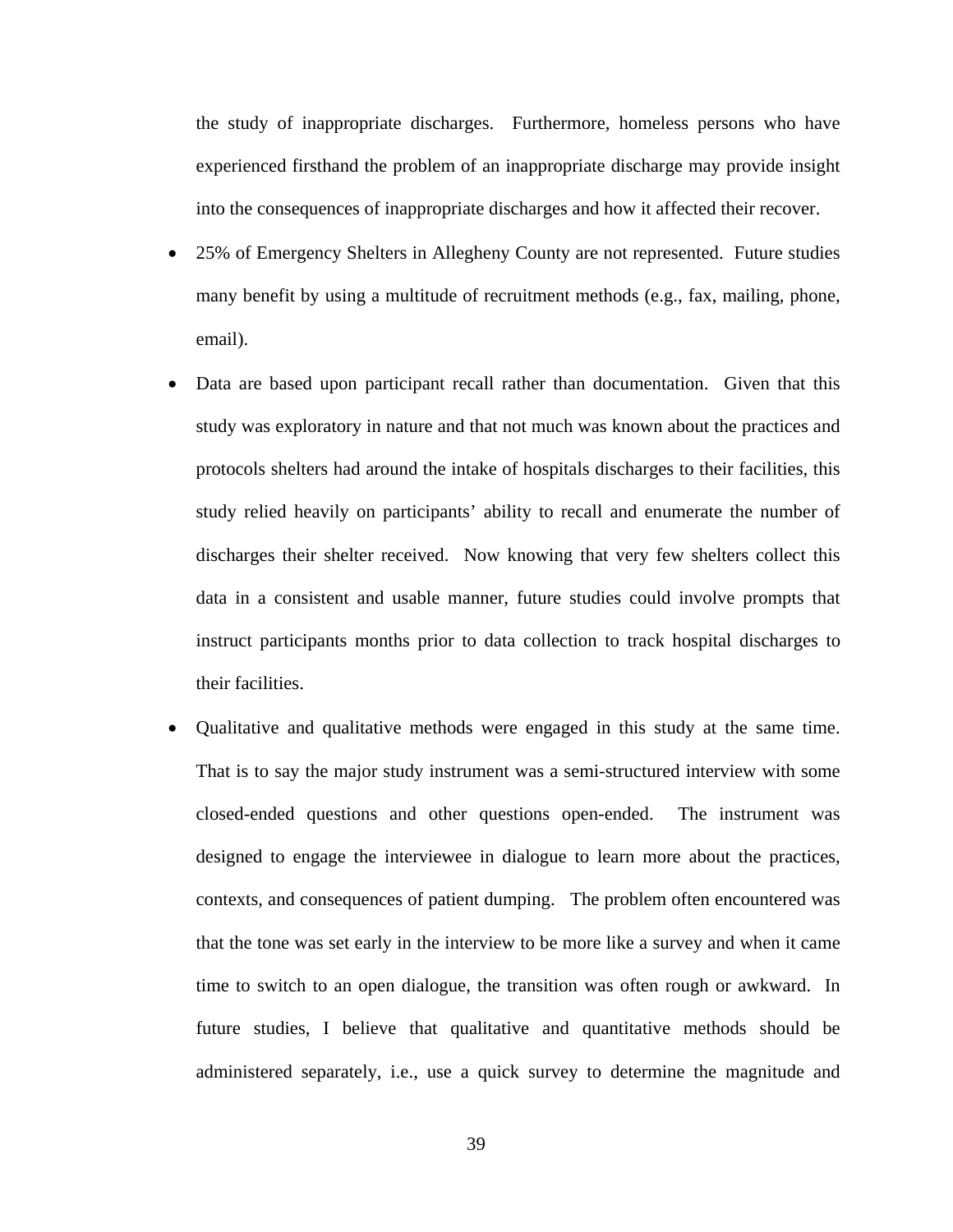the study of inappropriate discharges. Furthermore, homeless persons who have experienced firsthand the problem of an inappropriate discharge may provide insight into the consequences of inappropriate discharges and how it affected their recover.

- 25% of Emergency Shelters in Allegheny County are not represented. Future studies many benefit by using a multitude of recruitment methods (e.g., fax, mailing, phone, email).
- Data are based upon participant recall rather than documentation. Given that this study was exploratory in nature and that not much was known about the practices and protocols shelters had around the intake of hospitals discharges to their facilities, this study relied heavily on participants' ability to recall and enumerate the number of discharges their shelter received. Now knowing that very few shelters collect this data in a consistent and usable manner, future studies could involve prompts that instruct participants months prior to data collection to track hospital discharges to their facilities.
- Qualitative and qualitative methods were engaged in this study at the same time. That is to say the major study instrument was a semi-structured interview with some closed-ended questions and other questions open-ended. The instrument was designed to engage the interviewee in dialogue to learn more about the practices, contexts, and consequences of patient dumping. The problem often encountered was that the tone was set early in the interview to be more like a survey and when it came time to switch to an open dialogue, the transition was often rough or awkward. In future studies, I believe that qualitative and quantitative methods should be administered separately, i.e., use a quick survey to determine the magnitude and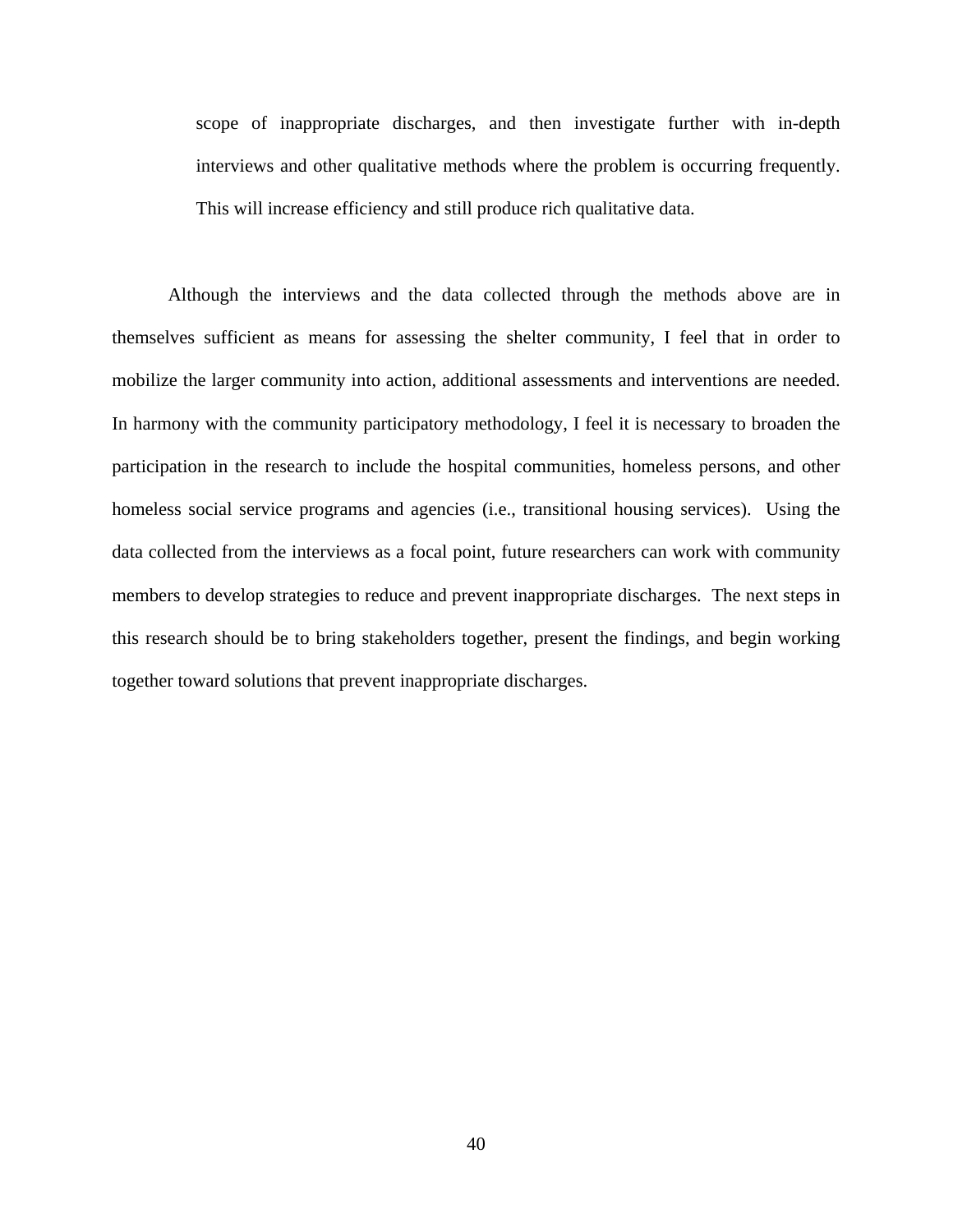scope of inappropriate discharges, and then investigate further with in-depth interviews and other qualitative methods where the problem is occurring frequently. This will increase efficiency and still produce rich qualitative data.

Although the interviews and the data collected through the methods above are in themselves sufficient as means for assessing the shelter community, I feel that in order to mobilize the larger community into action, additional assessments and interventions are needed. In harmony with the community participatory methodology, I feel it is necessary to broaden the participation in the research to include the hospital communities, homeless persons, and other homeless social service programs and agencies (i.e., transitional housing services). Using the data collected from the interviews as a focal point, future researchers can work with community members to develop strategies to reduce and prevent inappropriate discharges. The next steps in this research should be to bring stakeholders together, present the findings, and begin working together toward solutions that prevent inappropriate discharges.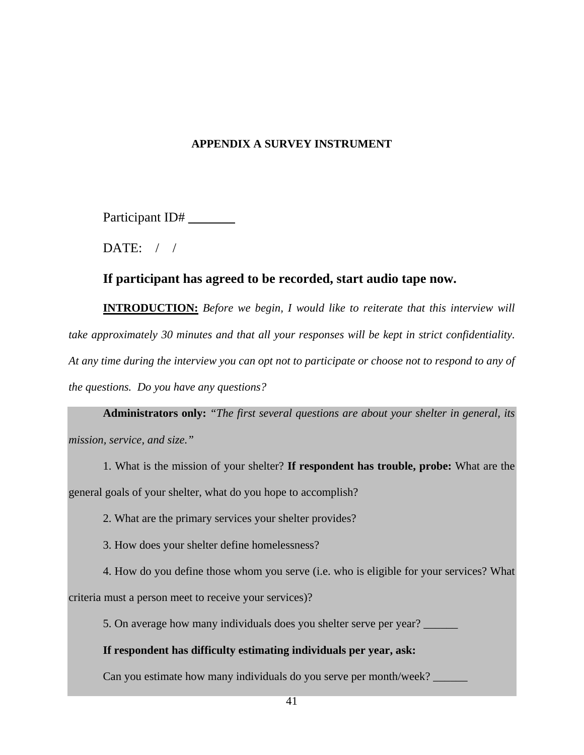## APPENDIX A SURVEY INSTRUMENT

Participant ID# _______

DATE: / /

**If participant has agreed to be recorded, start audio tape now.**

**<u>INTRODUCTION:</u>** *Before we begin, I would like to reiterate that this interview will take approximately 30 minutes and that all your responses will be kept in strict confidentiality. At any time during the interview you can opt not to participate or choose not to respond to any of the questions. Do you have any questions?*

**Administrators only:** *"The first several questions are about your shelter in general, its mission, service, and size."*

1. What is the mission of your shelter? **If respondent has trouble, probe:** What are the general goals of your shelter, what do you hope to accomplish?

2. What are the primary services your shelter provides?

3. How does your shelter define homelessness?

4. How do you define those whom you serve (i.e. who is eligible for your services? What criteria must a person meet to receive your services)?

5. On average how many individuals does you shelter serve per year? ______

**If respondent has difficulty estimating individuals per year, ask:**

Can you estimate how many individuals do you serve per month/week? ______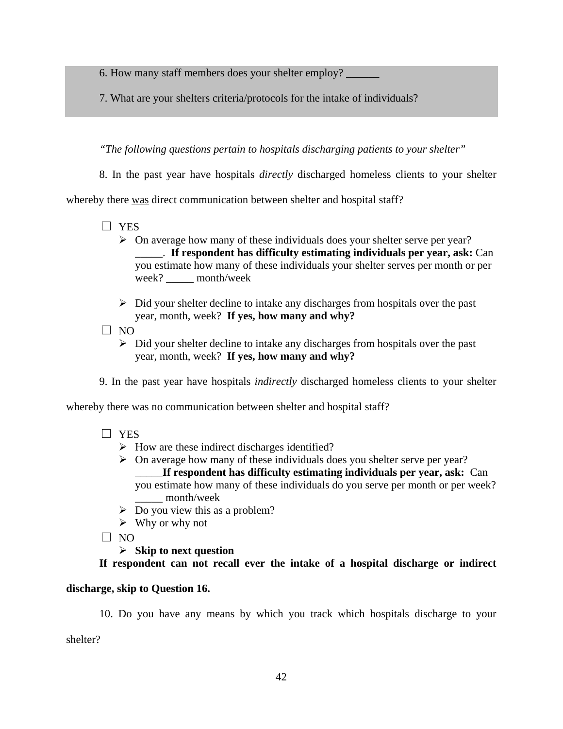6. How many staff members does your shelter employ? ______

7. What are your shelters criteria/protocols for the intake of individuals?

*"The following questions pertain to hospitals discharging patients to your shelter"*

8. In the past year have hospitals *directly* discharged homeless clients to your shelter whereby there <u>was</u> direct communication between shelter and hospital staff?

☐ YES

- ➢ On average how many of these individuals does your shelter serve per year? _____. **If respondent has difficulty estimating individuals per year, ask:** Can you estimate how many of these individuals your shelter serves per month or per week? _____ month/week
- ➢ Did your shelter decline to intake any discharges from hospitals over the past year, month, week? **If yes, how many and why?**

☐ NO

- ➢ Did your shelter decline to intake any discharges from hospitals over the past year, month, week? **If yes, how many and why?**

9. In the past year have hospitals *indirectly* discharged homeless clients to your shelter whereby there was no communication between shelter and hospital staff?

☐ YES

- ➢ How are these indirect discharges identified?
- ➢ On average how many of these individuals does you shelter serve per year? _____**If respondent has difficulty estimating individuals per year, ask:** Can you estimate how many of these individuals do you serve per month or per week? _____ month/week
- ➢ Do you view this as a problem?
- ➢ Why or why not

☐ NO

- ➢ **Skip to next question**

**If respondent can not recall ever the intake of a hospital discharge or indirect discharge, skip to Question 16.**

10. Do you have any means by which you track which hospitals discharge to your shelter?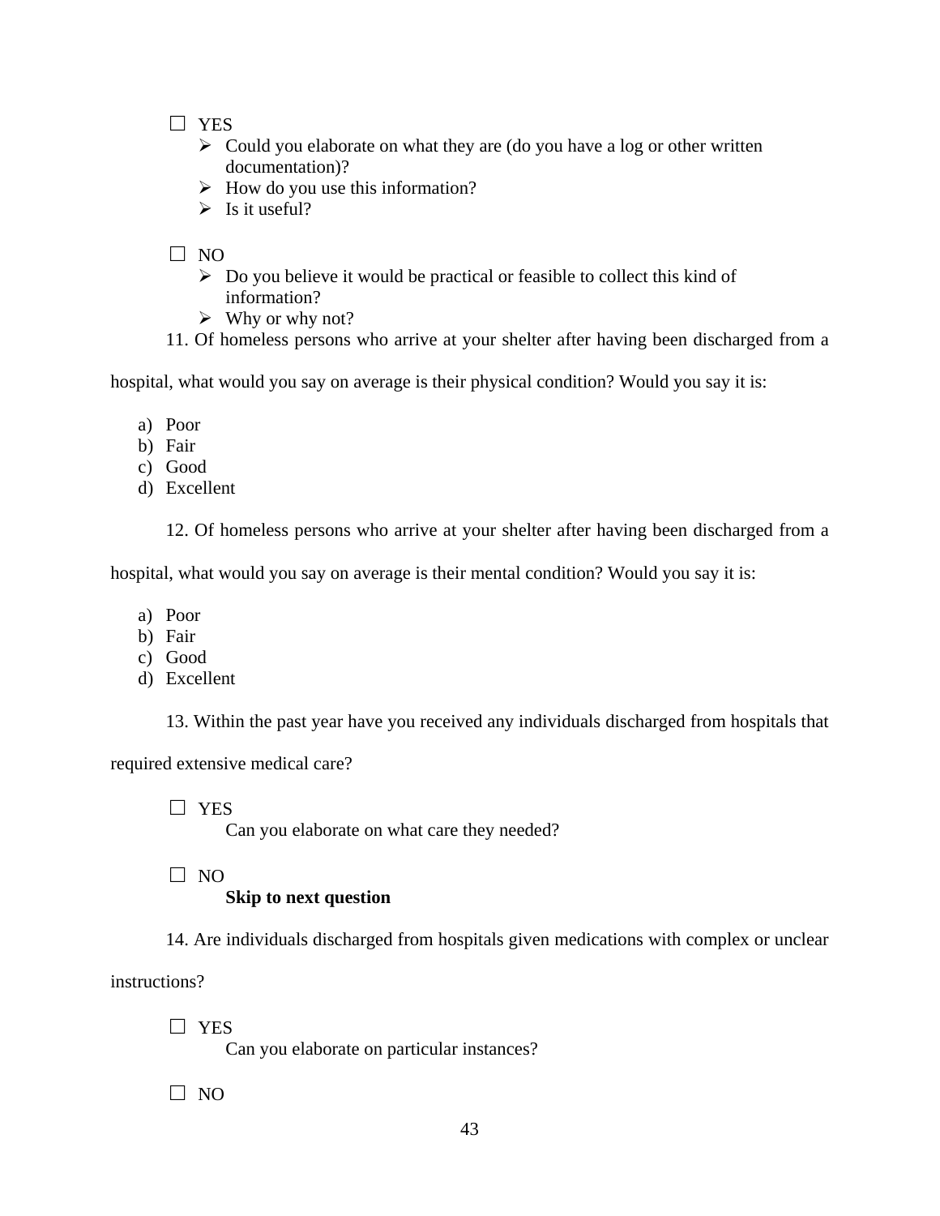☐ YES

- Could you elaborate on what they are (do you have a log or other written documentation)?
- How do you use this information?
- Is it useful?

☐ NO

- Do you believe it would be practical or feasible to collect this kind of information?
- Why or why not?

11. Of homeless persons who arrive at your shelter after having been discharged from a hospital, what would you say on average is their physical condition? Would you say it is:

a) Poor
b) Fair
c) Good
d) Excellent

12. Of homeless persons who arrive at your shelter after having been discharged from a hospital, what would you say on average is their mental condition? Would you say it is:

a) Poor
b) Fair
c) Good
d) Excellent

13. Within the past year have you received any individuals discharged from hospitals that required extensive medical care?

☐ YES

Can you elaborate on what care they needed?

☐ NO

**Skip to next question**

14. Are individuals discharged from hospitals given medications with complex or unclear instructions?

☐ YES

Can you elaborate on particular instances?

☐ NO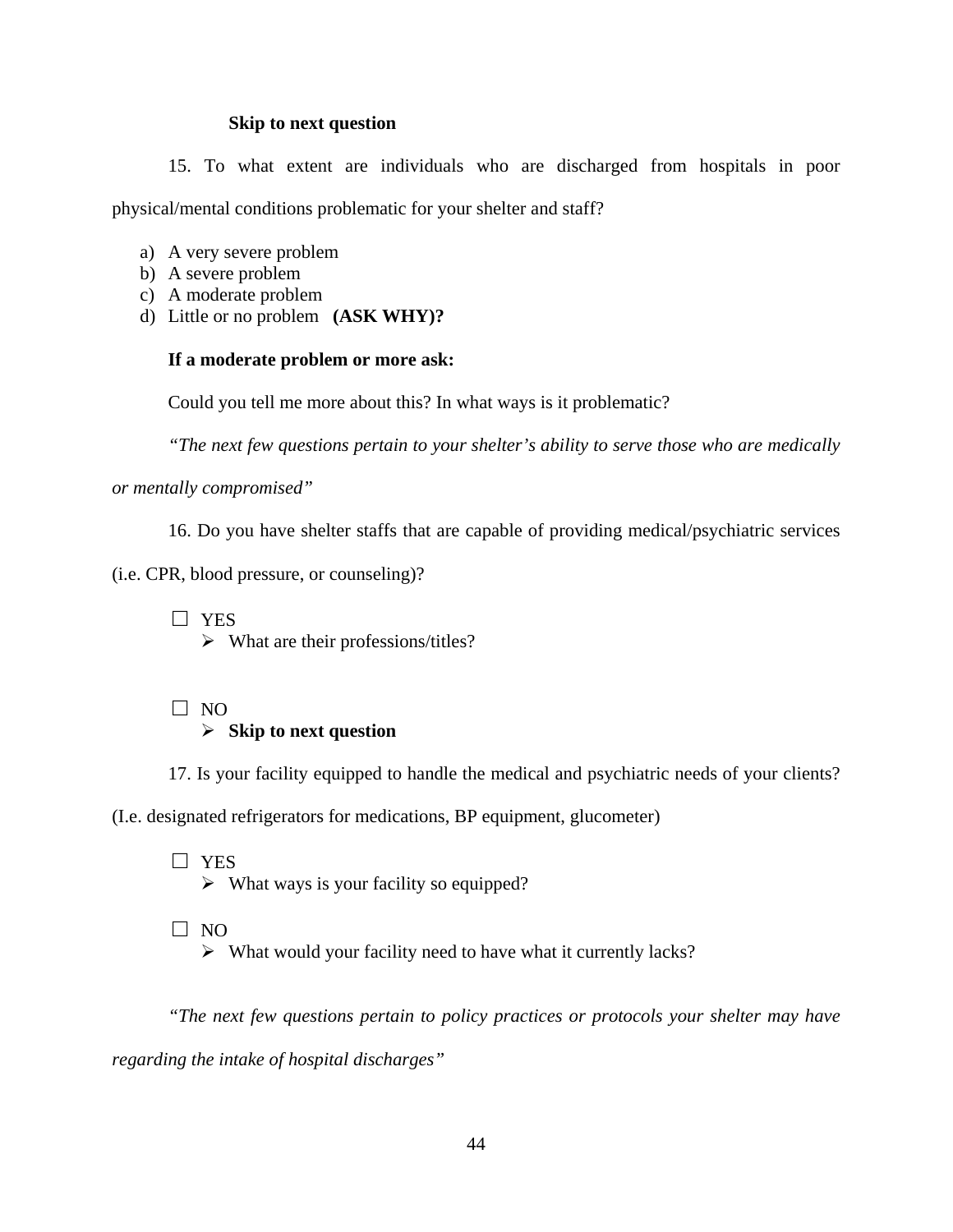**Skip to next question**

15. To what extent are individuals who are discharged from hospitals in poor physical/mental conditions problematic for your shelter and staff?

a) A very severe problem
b) A severe problem
c) A moderate problem
d) Little or no problem **(ASK WHY)?**

**If a moderate problem or more ask:**

Could you tell me more about this? In what ways is it problematic?

*"The next few questions pertain to your shelter's ability to serve those who are medically or mentally compromised"*

16. Do you have shelter staffs that are capable of providing medical/psychiatric services (i.e. CPR, blood pressure, or counseling)?

☐ YES
- What are their professions/titles?

☐ NO
- **Skip to next question**

17. Is your facility equipped to handle the medical and psychiatric needs of your clients? (I.e. designated refrigerators for medications, BP equipment, glucometer)

☐ YES
- What ways is your facility so equipped?

☐ NO
- What would your facility need to have what it currently lacks?

*"The next few questions pertain to policy practices or protocols your shelter may have regarding the intake of hospital discharges"*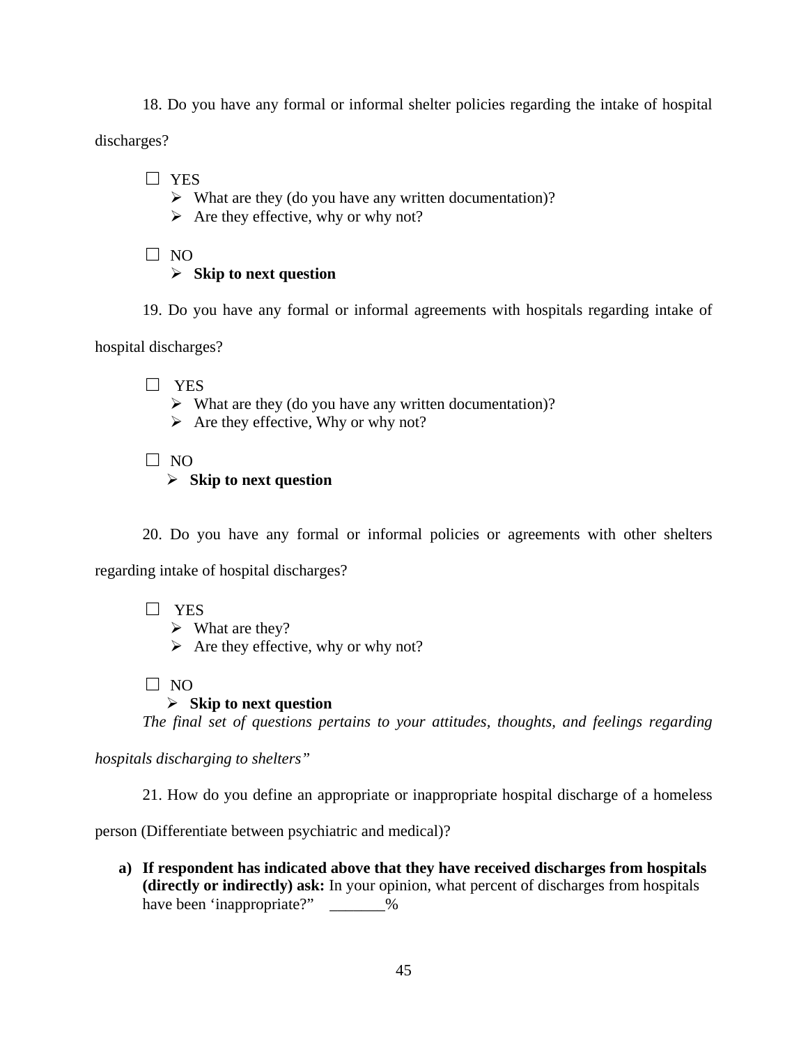18. Do you have any formal or informal shelter policies regarding the intake of hospital discharges?

☐ YES

- What are they (do you have any written documentation)?
- Are they effective, why or why not?

☐ NO

- **Skip to next question**

19. Do you have any formal or informal agreements with hospitals regarding intake of hospital discharges?

☐ YES

- What are they (do you have any written documentation)?
- Are they effective, Why or why not?

☐ NO

- **Skip to next question**

20. Do you have any formal or informal policies or agreements with other shelters regarding intake of hospital discharges?

☐ YES

- What are they?
- Are they effective, why or why not?

☐ NO

- **Skip to next question**

*The final set of questions pertains to your attitudes, thoughts, and feelings regarding hospitals discharging to shelters"*

21. How do you define an appropriate or inappropriate hospital discharge of a homeless person (Differentiate between psychiatric and medical)?

a) **If respondent has indicated above that they have received discharges from hospitals (directly or indirectly) ask:** In your opinion, what percent of discharges from hospitals have been 'inappropriate?" _______%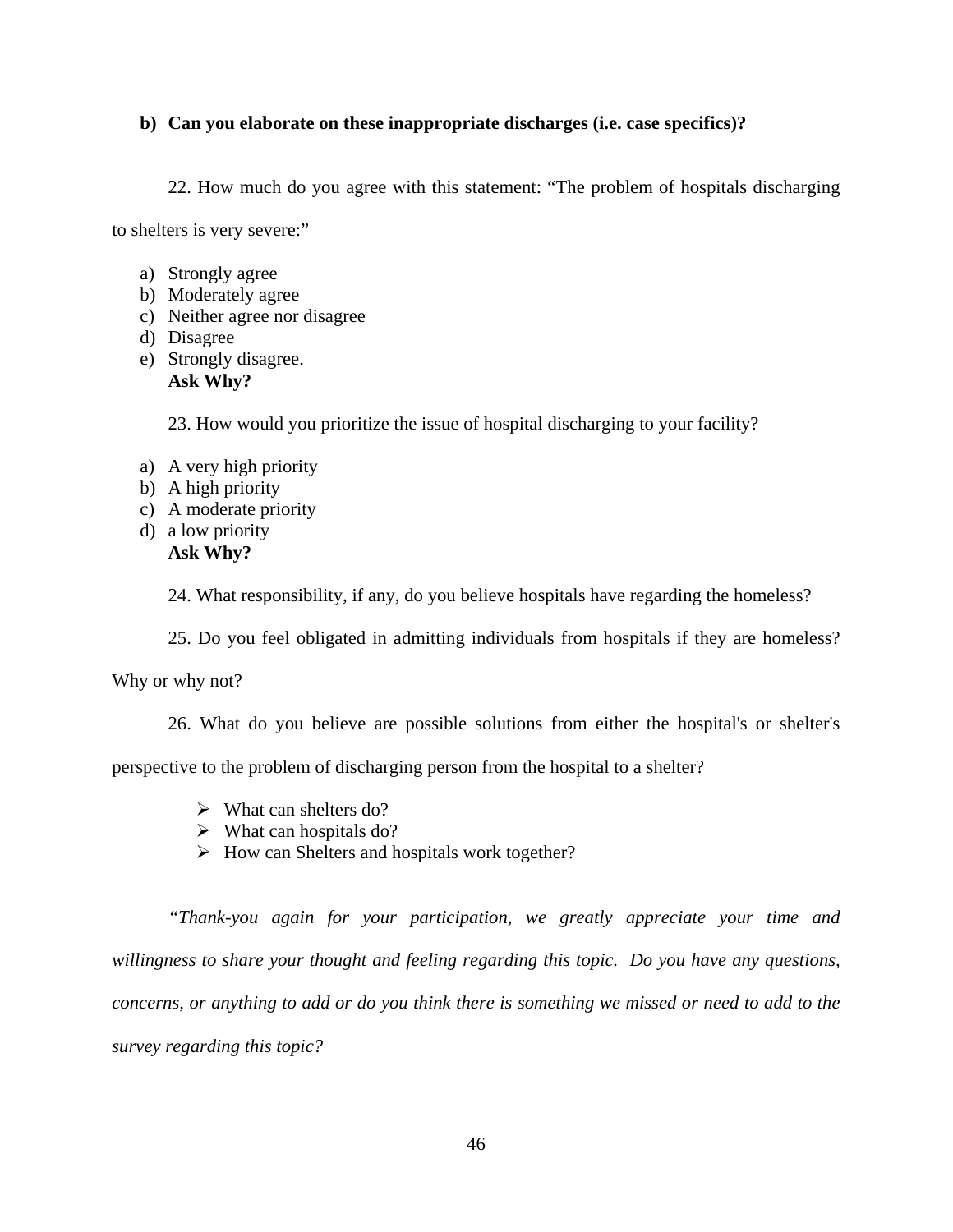**b) Can you elaborate on these inappropriate discharges (i.e. case specifics)?**

22. How much do you agree with this statement: "The problem of hospitals discharging to shelters is very severe:"

a) Strongly agree
b) Moderately agree
c) Neither agree nor disagree
d) Disagree
e) Strongly disagree.
   **Ask Why?**

23. How would you prioritize the issue of hospital discharging to your facility?

a) A very high priority
b) A high priority
c) A moderate priority
d) a low priority
   **Ask Why?**

24. What responsibility, if any, do you believe hospitals have regarding the homeless?

25. Do you feel obligated in admitting individuals from hospitals if they are homeless? Why or why not?

26. What do you believe are possible solutions from either the hospital's or shelter's perspective to the problem of discharging person from the hospital to a shelter?

- What can shelters do?
- What can hospitals do?
- How can Shelters and hospitals work together?

*"Thank-you again for your participation, we greatly appreciate your time and willingness to share your thought and feeling regarding this topic. Do you have any questions, concerns, or anything to add or do you think there is something we missed or need to add to the survey regarding this topic?*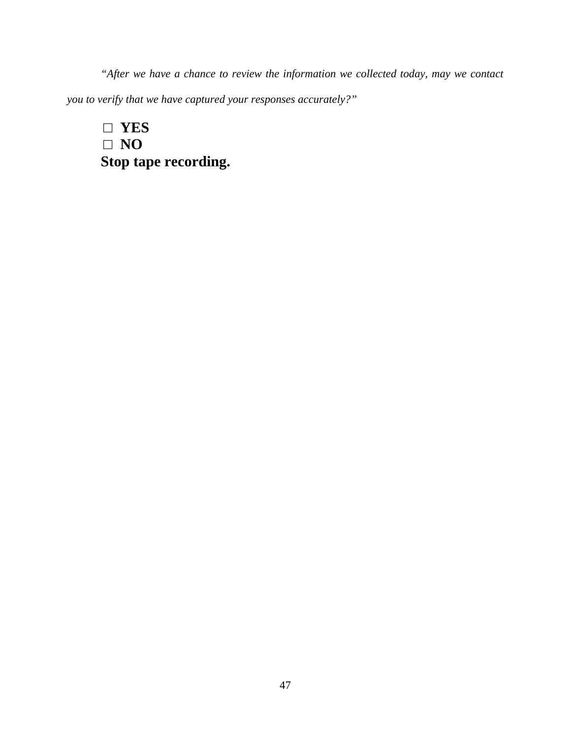*"After we have a chance to review the information we collected today, may we contact you to verify that we have captured your responses accurately?"*

□ **YES**
□ **NO**

**Stop tape recording.**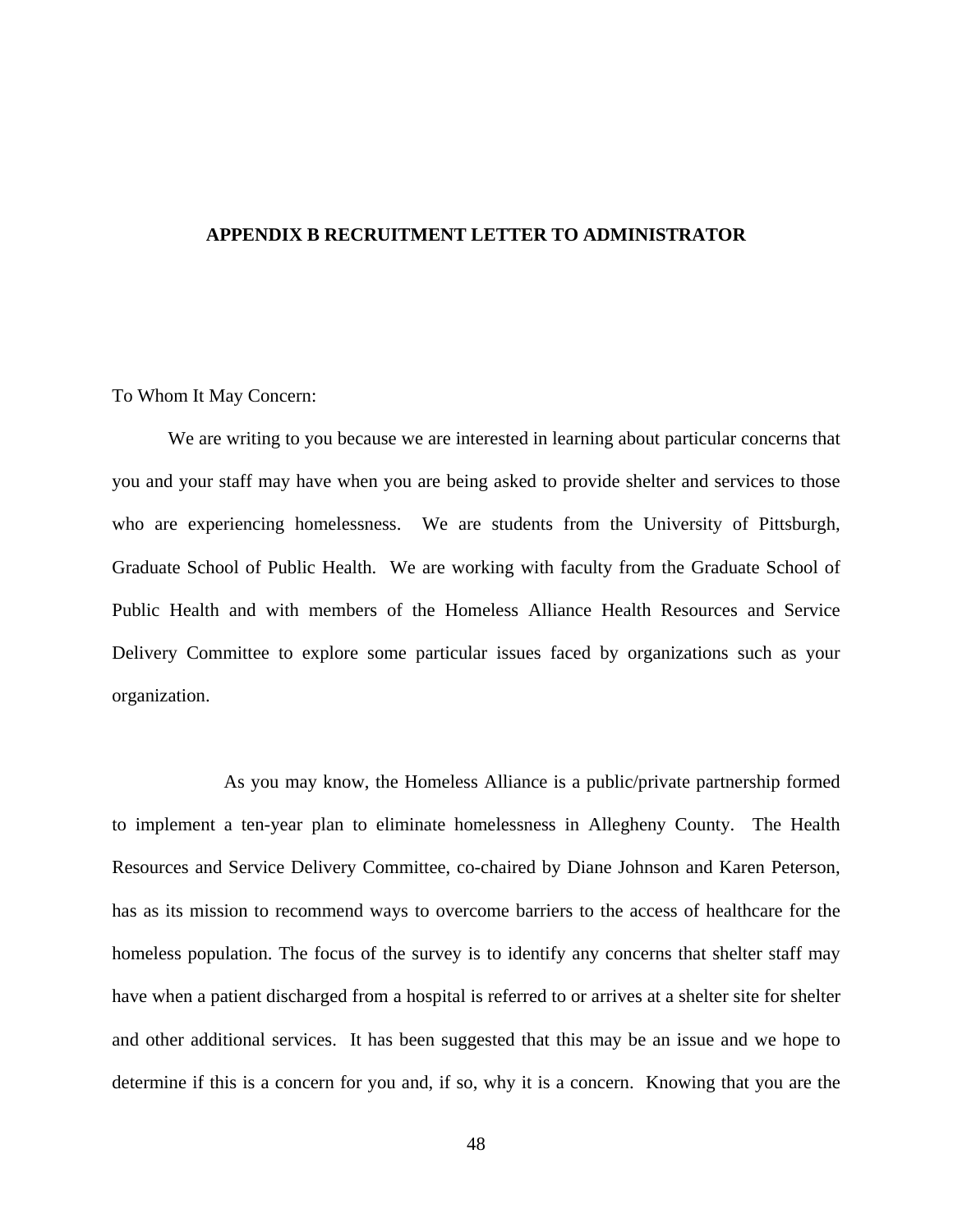# APPENDIX B RECRUITMENT LETTER TO ADMINISTRATOR

To Whom It May Concern:

We are writing to you because we are interested in learning about particular concerns that you and your staff may have when you are being asked to provide shelter and services to those who are experiencing homelessness. We are students from the University of Pittsburgh, Graduate School of Public Health. We are working with faculty from the Graduate School of Public Health and with members of the Homeless Alliance Health Resources and Service Delivery Committee to explore some particular issues faced by organizations such as your organization.

As you may know, the Homeless Alliance is a public/private partnership formed to implement a ten-year plan to eliminate homelessness in Allegheny County. The Health Resources and Service Delivery Committee, co-chaired by Diane Johnson and Karen Peterson, has as its mission to recommend ways to overcome barriers to the access of healthcare for the homeless population. The focus of the survey is to identify any concerns that shelter staff may have when a patient discharged from a hospital is referred to or arrives at a shelter site for shelter and other additional services. It has been suggested that this may be an issue and we hope to determine if this is a concern for you and, if so, why it is a concern. Knowing that you are the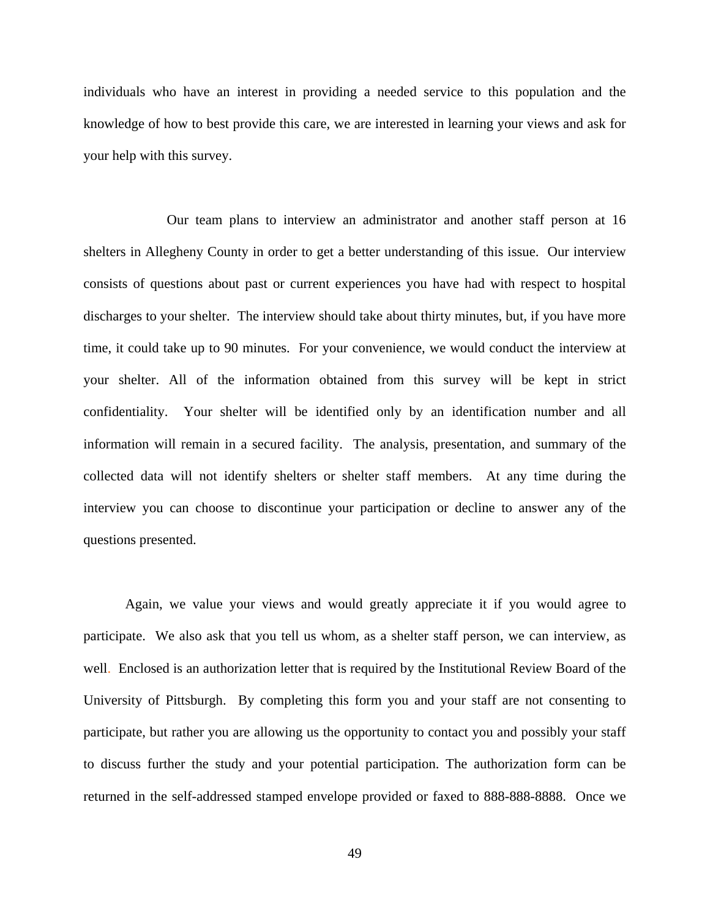individuals who have an interest in providing a needed service to this population and the knowledge of how to best provide this care, we are interested in learning your views and ask for your help with this survey.

Our team plans to interview an administrator and another staff person at 16 shelters in Allegheny County in order to get a better understanding of this issue. Our interview consists of questions about past or current experiences you have had with respect to hospital discharges to your shelter. The interview should take about thirty minutes, but, if you have more time, it could take up to 90 minutes. For your convenience, we would conduct the interview at your shelter. All of the information obtained from this survey will be kept in strict confidentiality. Your shelter will be identified only by an identification number and all information will remain in a secured facility. The analysis, presentation, and summary of the collected data will not identify shelters or shelter staff members. At any time during the interview you can choose to discontinue your participation or decline to answer any of the questions presented.

Again, we value your views and would greatly appreciate it if you would agree to participate. We also ask that you tell us whom, as a shelter staff person, we can interview, as well. Enclosed is an authorization letter that is required by the Institutional Review Board of the University of Pittsburgh. By completing this form you and your staff are not consenting to participate, but rather you are allowing us the opportunity to contact you and possibly your staff to discuss further the study and your potential participation. The authorization form can be returned in the self-addressed stamped envelope provided or faxed to 888-888-8888. Once we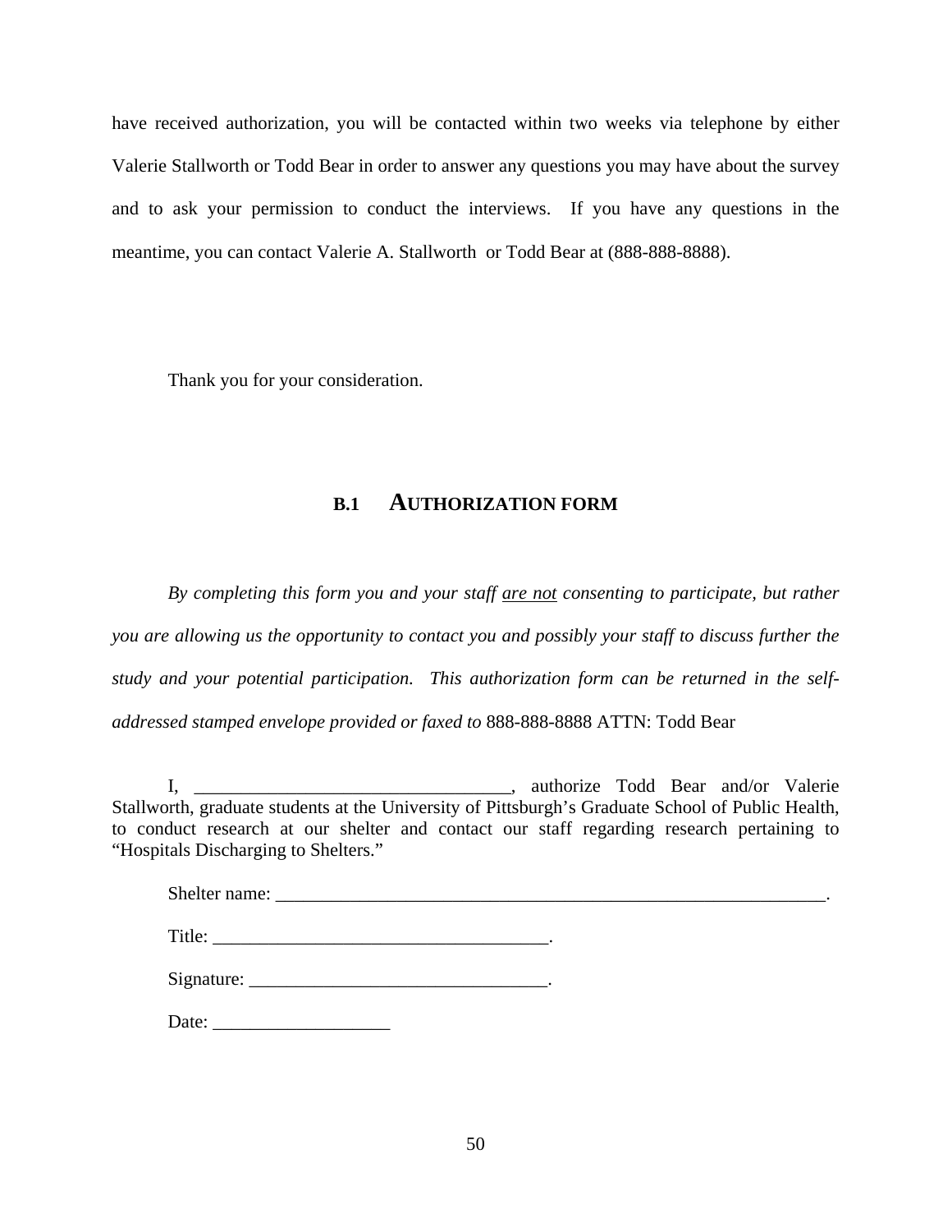have received authorization, you will be contacted within two weeks via telephone by either Valerie Stallworth or Todd Bear in order to answer any questions you may have about the survey and to ask your permission to conduct the interviews. If you have any questions in the meantime, you can contact Valerie A. Stallworth or Todd Bear at (888-888-8888).

Thank you for your consideration.

### B.1 AUTHORIZATION FORM

*By completing this form you and your staff <u>are not</u> consenting to participate, but rather you are allowing us the opportunity to contact you and possibly your staff to discuss further the study and your potential participation. This authorization form can be returned in the self-addressed stamped envelope provided or faxed to* 888-888-8888 ATTN: Todd Bear

I, ___________________________________, authorize Todd Bear and/or Valerie Stallworth, graduate students at the University of Pittsburgh's Graduate School of Public Health, to conduct research at our shelter and contact our staff regarding research pertaining to "Hospitals Discharging to Shelters."

Shelter name: _______________________________________________________________.

Title: ____________________________________.

Signature: ________________________________.

Date: ___________________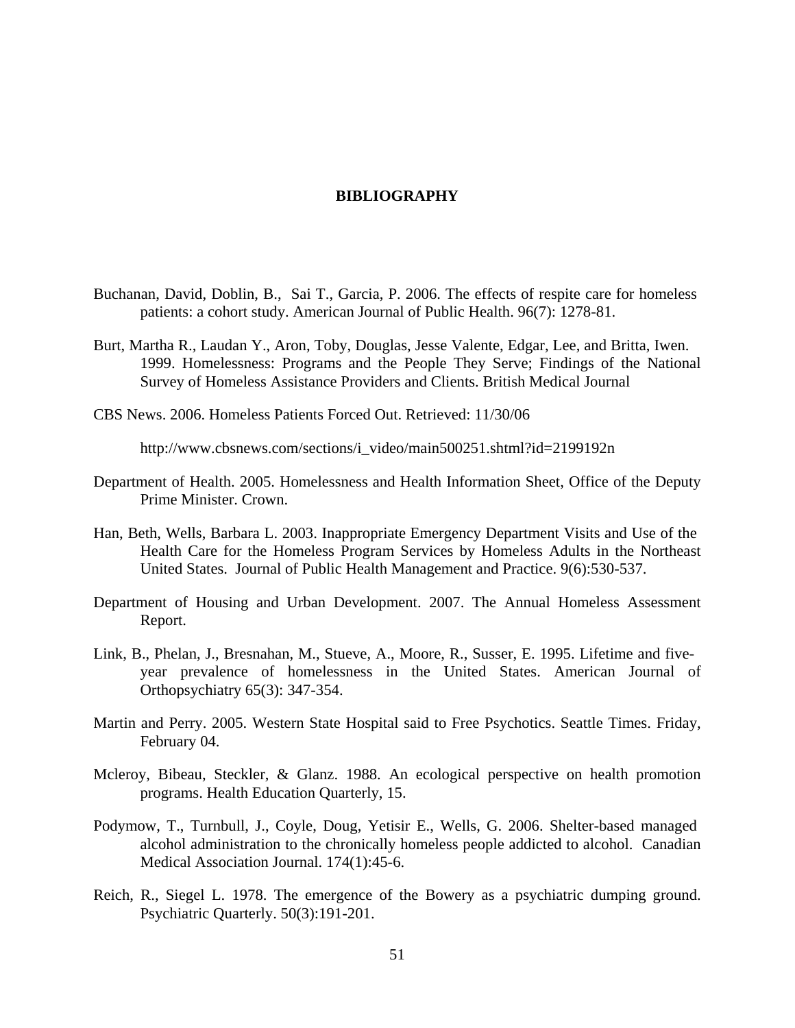# BIBLIOGRAPHY

Buchanan, David, Doblin, B., Sai T., Garcia, P. 2006. The effects of respite care for homeless patients: a cohort study. American Journal of Public Health. 96(7): 1278-81.

Burt, Martha R., Laudan Y., Aron, Toby, Douglas, Jesse Valente, Edgar, Lee, and Britta, Iwen. 1999. Homelessness: Programs and the People They Serve; Findings of the National Survey of Homeless Assistance Providers and Clients. British Medical Journal

CBS News. 2006. Homeless Patients Forced Out. Retrieved: 11/30/06

http://www.cbsnews.com/sections/i_video/main500251.shtml?id=2199192n

Department of Health. 2005. Homelessness and Health Information Sheet, Office of the Deputy Prime Minister. Crown.

Han, Beth, Wells, Barbara L. 2003. Inappropriate Emergency Department Visits and Use of the Health Care for the Homeless Program Services by Homeless Adults in the Northeast United States. Journal of Public Health Management and Practice. 9(6):530-537.

Department of Housing and Urban Development. 2007. The Annual Homeless Assessment Report.

Link, B., Phelan, J., Bresnahan, M., Stueve, A., Moore, R., Susser, E. 1995. Lifetime and five-year prevalence of homelessness in the United States. American Journal of Orthopsychiatry 65(3): 347-354.

Martin and Perry. 2005. Western State Hospital said to Free Psychotics. Seattle Times. Friday, February 04.

Mcleroy, Bibeau, Steckler, & Glanz. 1988. An ecological perspective on health promotion programs. Health Education Quarterly, 15.

Podymow, T., Turnbull, J., Coyle, Doug, Yetisir E., Wells, G. 2006. Shelter-based managed alcohol administration to the chronically homeless people addicted to alcohol. Canadian Medical Association Journal. 174(1):45-6.

Reich, R., Siegel L. 1978. The emergence of the Bowery as a psychiatric dumping ground. Psychiatric Quarterly. 50(3):191-201.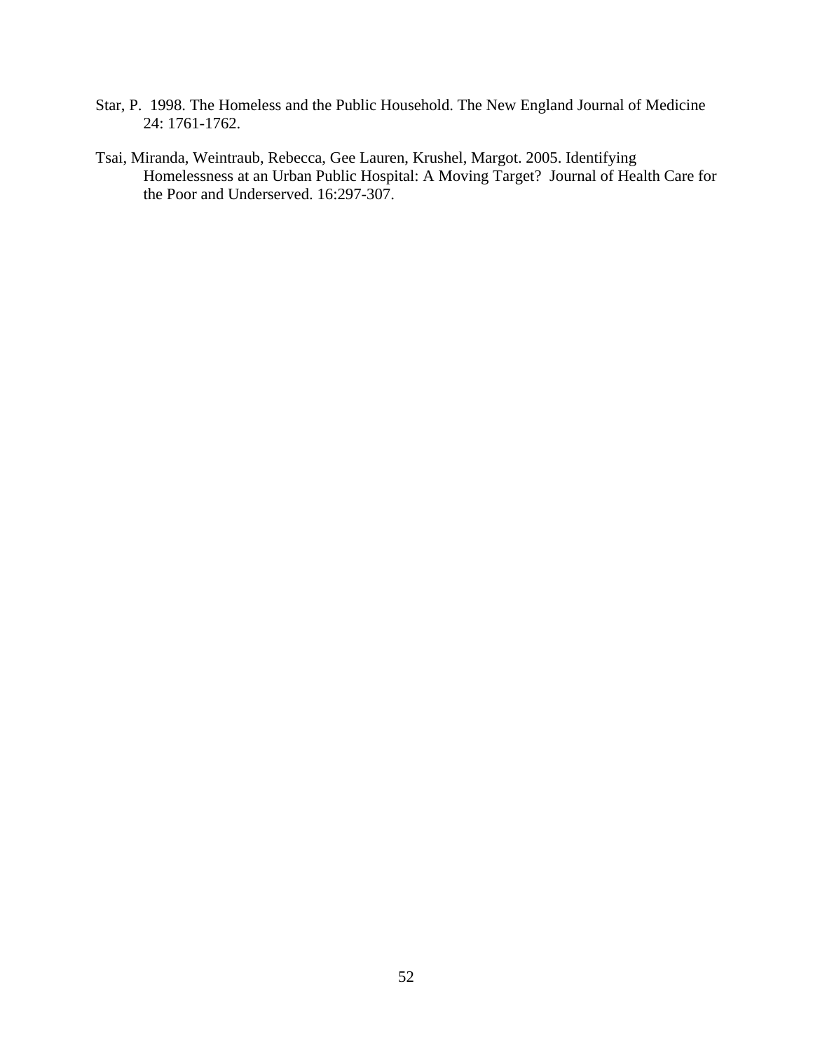Star, P. 1998. The Homeless and the Public Household. The New England Journal of Medicine 24: 1761-1762.

Tsai, Miranda, Weintraub, Rebecca, Gee Lauren, Krushel, Margot. 2005. Identifying Homelessness at an Urban Public Hospital: A Moving Target? Journal of Health Care for the Poor and Underserved. 16:297-307.